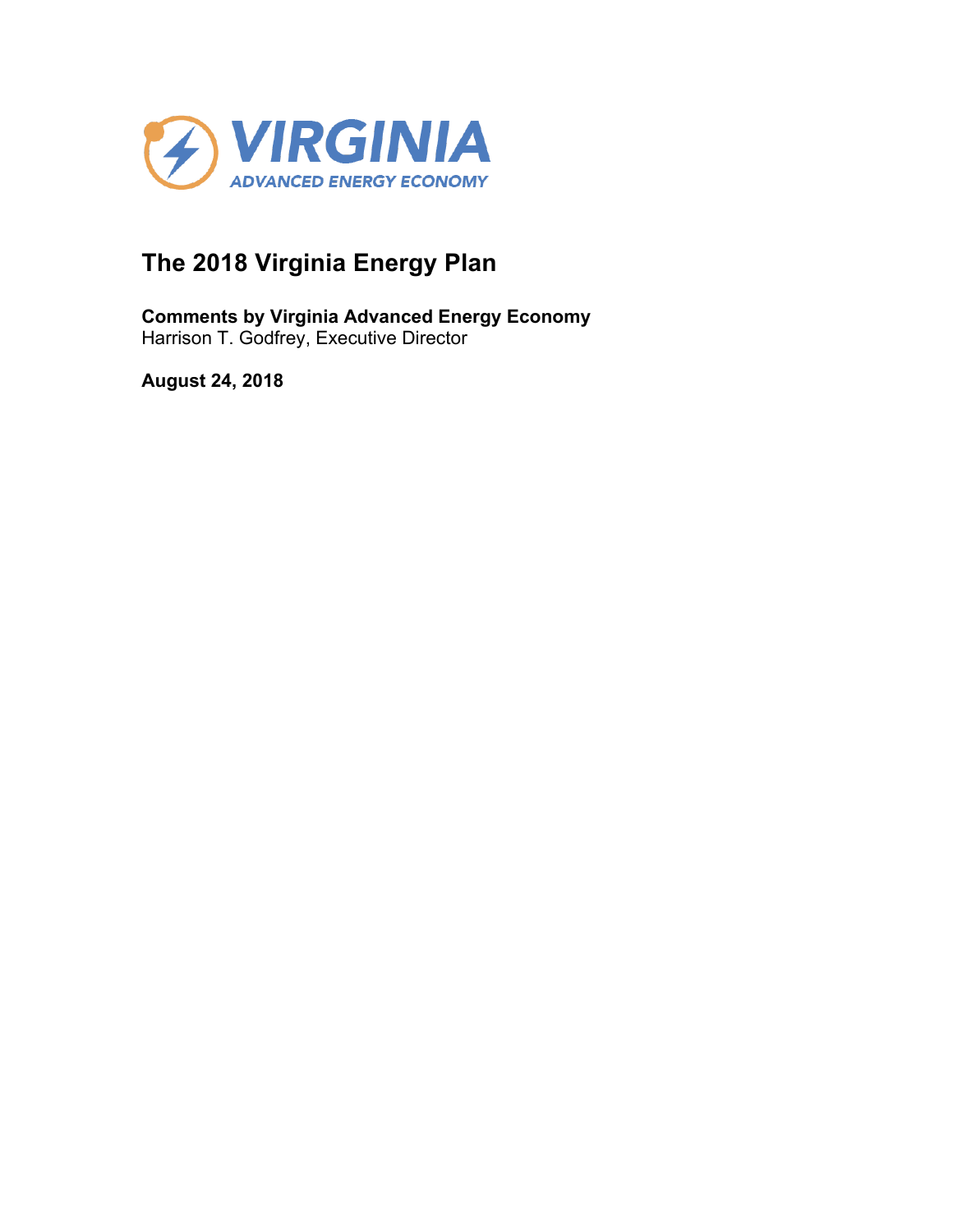VIRGINIA
ADVANCED ENERGY ECONOMY

# The 2018 Virginia Energy Plan

**Comments by Virginia Advanced Energy Economy**
Harrison T. Godfrey, Executive Director

**August 24, 2018**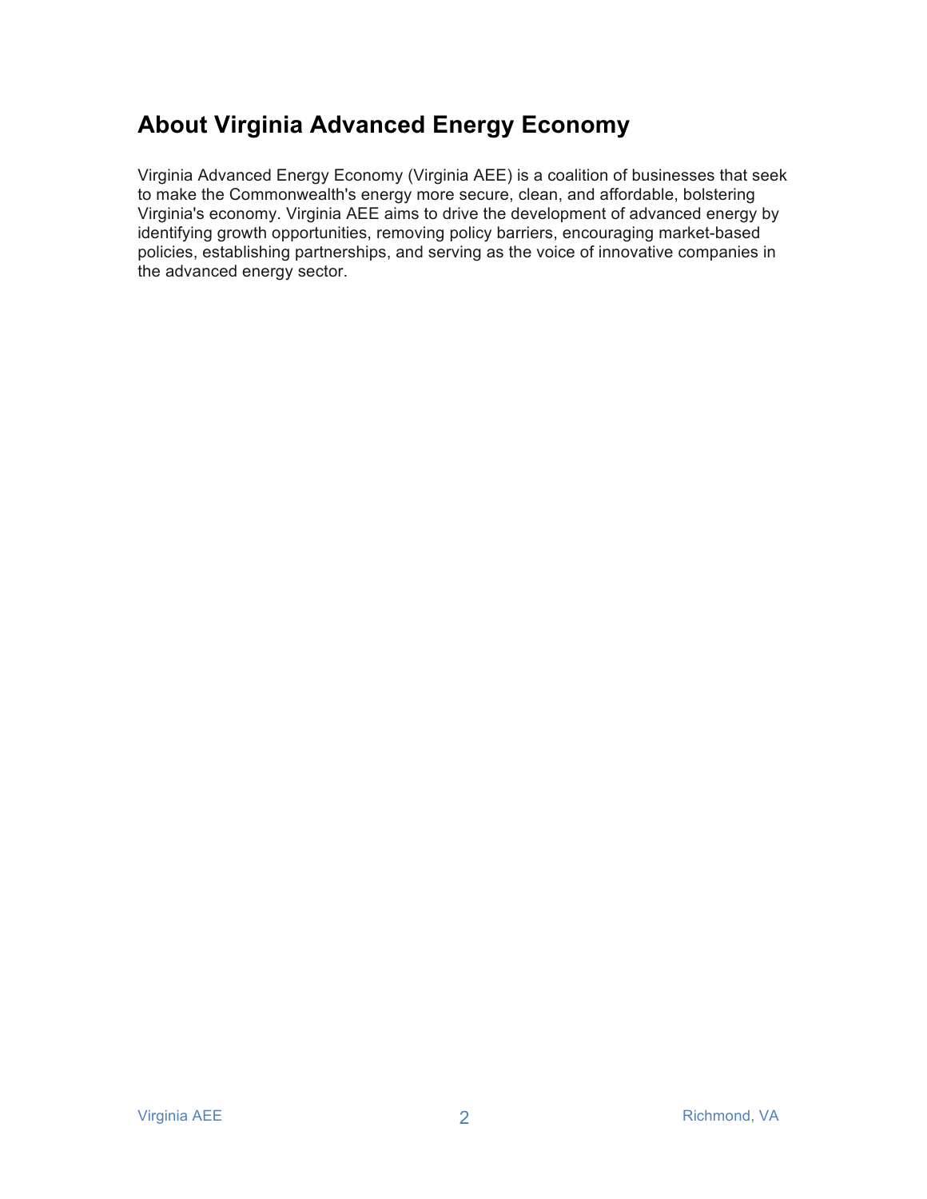## About Virginia Advanced Energy Economy

Virginia Advanced Energy Economy (Virginia AEE) is a coalition of businesses that seek to make the Commonwealth's energy more secure, clean, and affordable, bolstering Virginia's economy. Virginia AEE aims to drive the development of advanced energy by identifying growth opportunities, removing policy barriers, encouraging market-based policies, establishing partnerships, and serving as the voice of innovative companies in the advanced energy sector.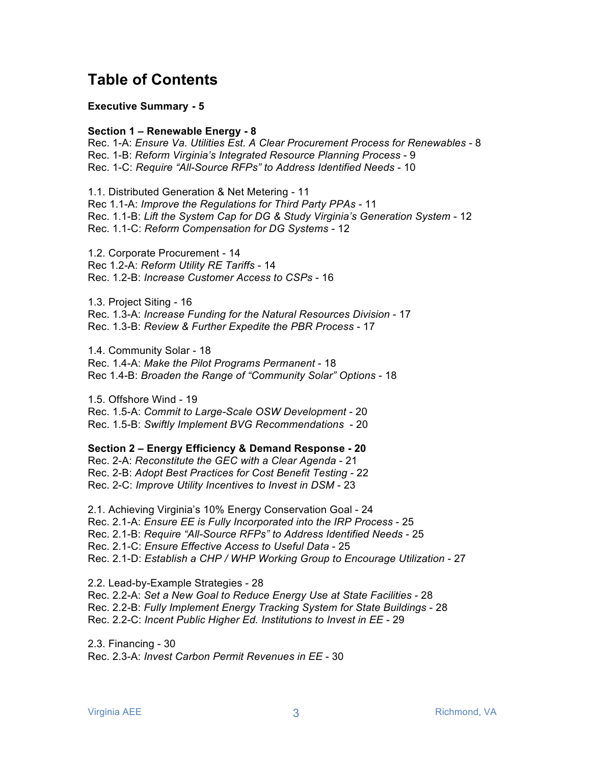# Table of Contents

**Executive Summary - 5**

**Section 1 – Renewable Energy - 8**
Rec. 1-A: *Ensure Va. Utilities Est. A Clear Procurement Process for Renewables* - 8
Rec. 1-B: *Reform Virginia's Integrated Resource Planning Process* - 9
Rec. 1-C: *Require "All-Source RFPs" to Address Identified Needs* - 10

1.1. Distributed Generation & Net Metering - 11
Rec 1.1-A: *Improve the Regulations for Third Party PPAs* - 11
Rec. 1.1-B: *Lift the System Cap for DG & Study Virginia's Generation System* - 12
Rec. 1.1-C: *Reform Compensation for DG Systems* - 12

1.2. Corporate Procurement - 14
Rec 1.2-A: *Reform Utility RE Tariffs* - 14
Rec. 1.2-B: *Increase Customer Access to CSPs* - 16

1.3. Project Siting - 16
Rec. 1.3-A: *Increase Funding for the Natural Resources Division* - 17
Rec. 1.3-B: *Review & Further Expedite the PBR Process* - 17

1.4. Community Solar - 18
Rec. 1.4-A: *Make the Pilot Programs Permanent* - 18
Rec 1.4-B: *Broaden the Range of "Community Solar" Options* - 18

1.5. Offshore Wind - 19
Rec. 1.5-A: *Commit to Large-Scale OSW Development* - 20
Rec. 1.5-B: *Swiftly Implement BVG Recommendations* - 20

**Section 2 – Energy Efficiency & Demand Response - 20**
Rec. 2-A: *Reconstitute the GEC with a Clear Agenda* - 21
Rec. 2-B: *Adopt Best Practices for Cost Benefit Testing* - 22
Rec. 2-C: *Improve Utility Incentives to Invest in DSM* - 23

2.1. Achieving Virginia's 10% Energy Conservation Goal - 24
Rec. 2.1-A: *Ensure EE is Fully Incorporated into the IRP Process* - 25
Rec. 2.1-B: *Require "All-Source RFPs" to Address Identified Needs* - 25
Rec. 2.1-C: *Ensure Effective Access to Useful Data* - 25
Rec. 2.1-D: *Establish a CHP / WHP Working Group to Encourage Utilization* - 27

2.2. Lead-by-Example Strategies - 28
Rec. 2.2-A: *Set a New Goal to Reduce Energy Use at State Facilities* - 28
Rec. 2.2-B: *Fully Implement Energy Tracking System for State Buildings* - 28
Rec. 2.2-C: *Incent Public Higher Ed. Institutions to Invest in EE* - 29

2.3. Financing - 30
Rec. 2.3-A: *Invest Carbon Permit Revenues in EE* - 30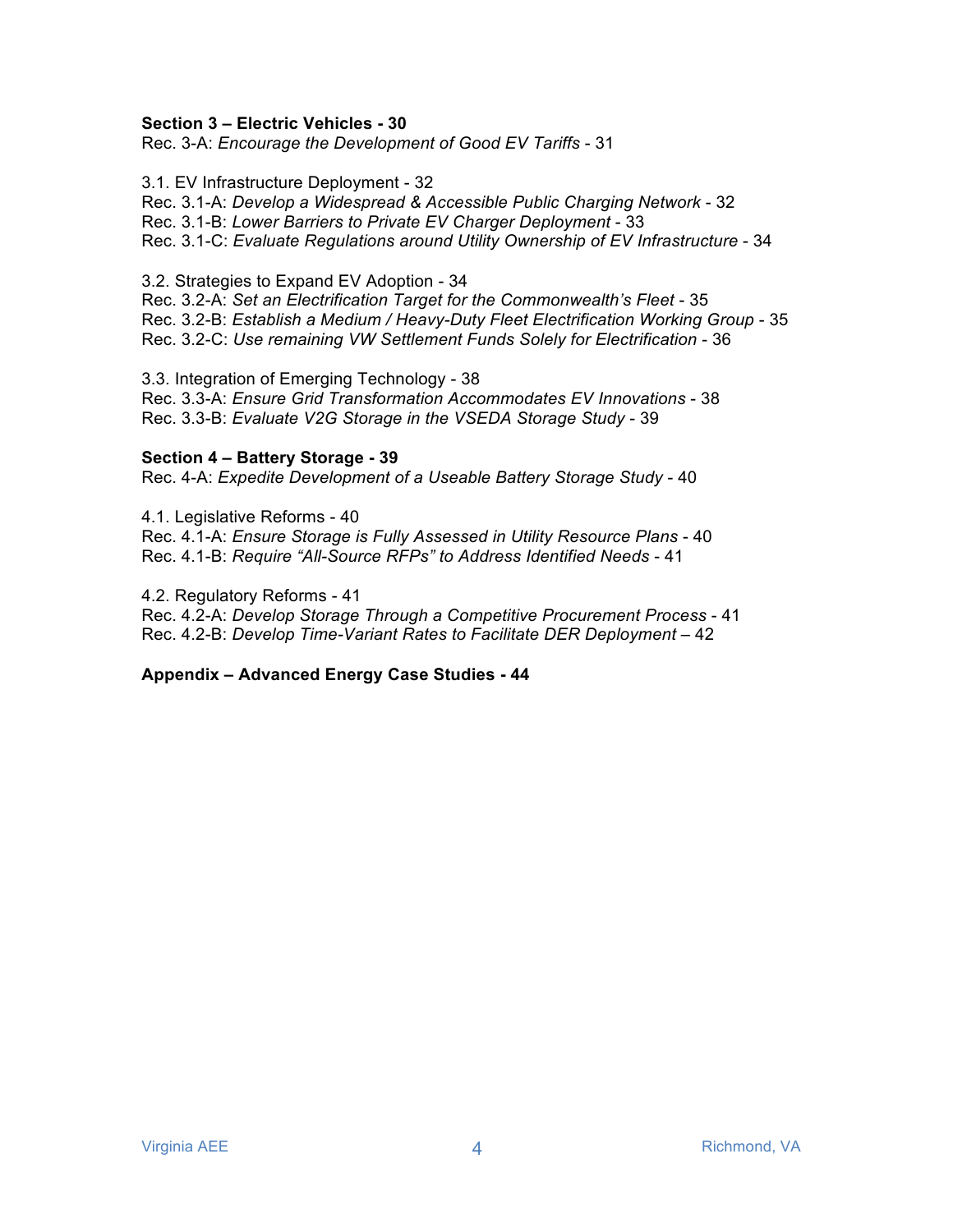**Section 3 – Electric Vehicles - 30**

Rec. 3-A: *Encourage the Development of Good EV Tariffs* - 31

3.1. EV Infrastructure Deployment - 32
Rec. 3.1-A: *Develop a Widespread & Accessible Public Charging Network* - 32
Rec. 3.1-B: *Lower Barriers to Private EV Charger Deployment* - 33
Rec. 3.1-C: *Evaluate Regulations around Utility Ownership of EV Infrastructure* - 34

3.2. Strategies to Expand EV Adoption - 34
Rec. 3.2-A: *Set an Electrification Target for the Commonwealth's Fleet* - 35
Rec. 3.2-B: *Establish a Medium / Heavy-Duty Fleet Electrification Working Group* - 35
Rec. 3.2-C: *Use remaining VW Settlement Funds Solely for Electrification* - 36

3.3. Integration of Emerging Technology - 38
Rec. 3.3-A: *Ensure Grid Transformation Accommodates EV Innovations* - 38
Rec. 3.3-B: *Evaluate V2G Storage in the VSEDA Storage Study* - 39

**Section 4 – Battery Storage - 39**

Rec. 4-A: *Expedite Development of a Useable Battery Storage Study* - 40

4.1. Legislative Reforms - 40
Rec. 4.1-A: *Ensure Storage is Fully Assessed in Utility Resource Plans* - 40
Rec. 4.1-B: *Require "All-Source RFPs" to Address Identified Needs* - 41

4.2. Regulatory Reforms - 41
Rec. 4.2-A: *Develop Storage Through a Competitive Procurement Process* - 41
Rec. 4.2-B: *Develop Time-Variant Rates to Facilitate DER Deployment* – 42

**Appendix – Advanced Energy Case Studies - 44**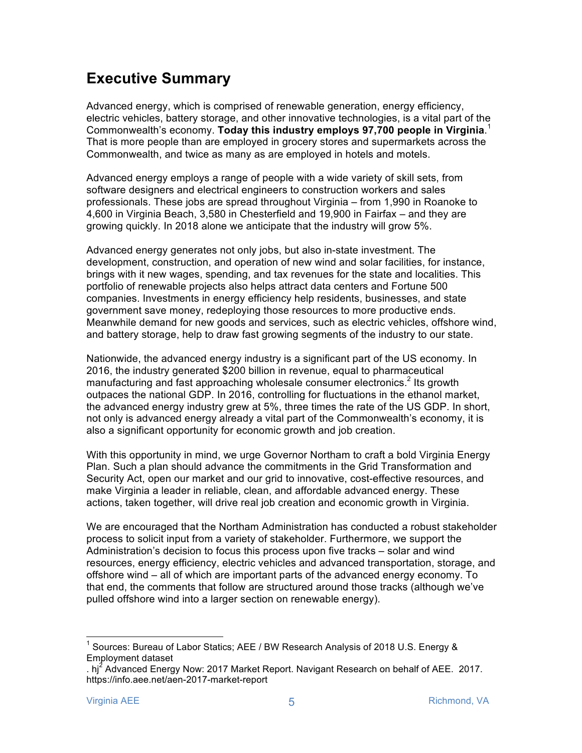## Executive Summary

Advanced energy, which is comprised of renewable generation, energy efficiency, electric vehicles, battery storage, and other innovative technologies, is a vital part of the Commonwealth's economy. **Today this industry employs 97,700 people in Virginia**.[1] That is more people than are employed in grocery stores and supermarkets across the Commonwealth, and twice as many as are employed in hotels and motels.

Advanced energy employs a range of people with a wide variety of skill sets, from software designers and electrical engineers to construction workers and sales professionals. These jobs are spread throughout Virginia – from 1,990 in Roanoke to 4,600 in Virginia Beach, 3,580 in Chesterfield and 19,900 in Fairfax – and they are growing quickly. In 2018 alone we anticipate that the industry will grow 5%.

Advanced energy generates not only jobs, but also in-state investment. The development, construction, and operation of new wind and solar facilities, for instance, brings with it new wages, spending, and tax revenues for the state and localities. This portfolio of renewable projects also helps attract data centers and Fortune 500 companies. Investments in energy efficiency help residents, businesses, and state government save money, redeploying those resources to more productive ends. Meanwhile demand for new goods and services, such as electric vehicles, offshore wind, and battery storage, help to draw fast growing segments of the industry to our state.

Nationwide, the advanced energy industry is a significant part of the US economy. In 2016, the industry generated $200 billion in revenue, equal to pharmaceutical manufacturing and fast approaching wholesale consumer electronics.[2] Its growth outpaces the national GDP. In 2016, controlling for fluctuations in the ethanol market, the advanced energy industry grew at 5%, three times the rate of the US GDP. In short, not only is advanced energy already a vital part of the Commonwealth's economy, it is also a significant opportunity for economic growth and job creation.

With this opportunity in mind, we urge Governor Northam to craft a bold Virginia Energy Plan. Such a plan should advance the commitments in the Grid Transformation and Security Act, open our market and our grid to innovative, cost-effective resources, and make Virginia a leader in reliable, clean, and affordable advanced energy. These actions, taken together, will drive real job creation and economic growth in Virginia.

We are encouraged that the Northam Administration has conducted a robust stakeholder process to solicit input from a variety of stakeholder. Furthermore, we support the Administration's decision to focus this process upon five tracks – solar and wind resources, energy efficiency, electric vehicles and advanced transportation, storage, and offshore wind – all of which are important parts of the advanced energy economy. To that end, the comments that follow are structured around those tracks (although we've pulled offshore wind into a larger section on renewable energy).

---

[1] Sources: Bureau of Labor Statics; AEE / BW Research Analysis of 2018 U.S. Energy & Employment dataset

. hj[2] Advanced Energy Now: 2017 Market Report. Navigant Research on behalf of AEE. 2017. https://info.aee.net/aen-2017-market-report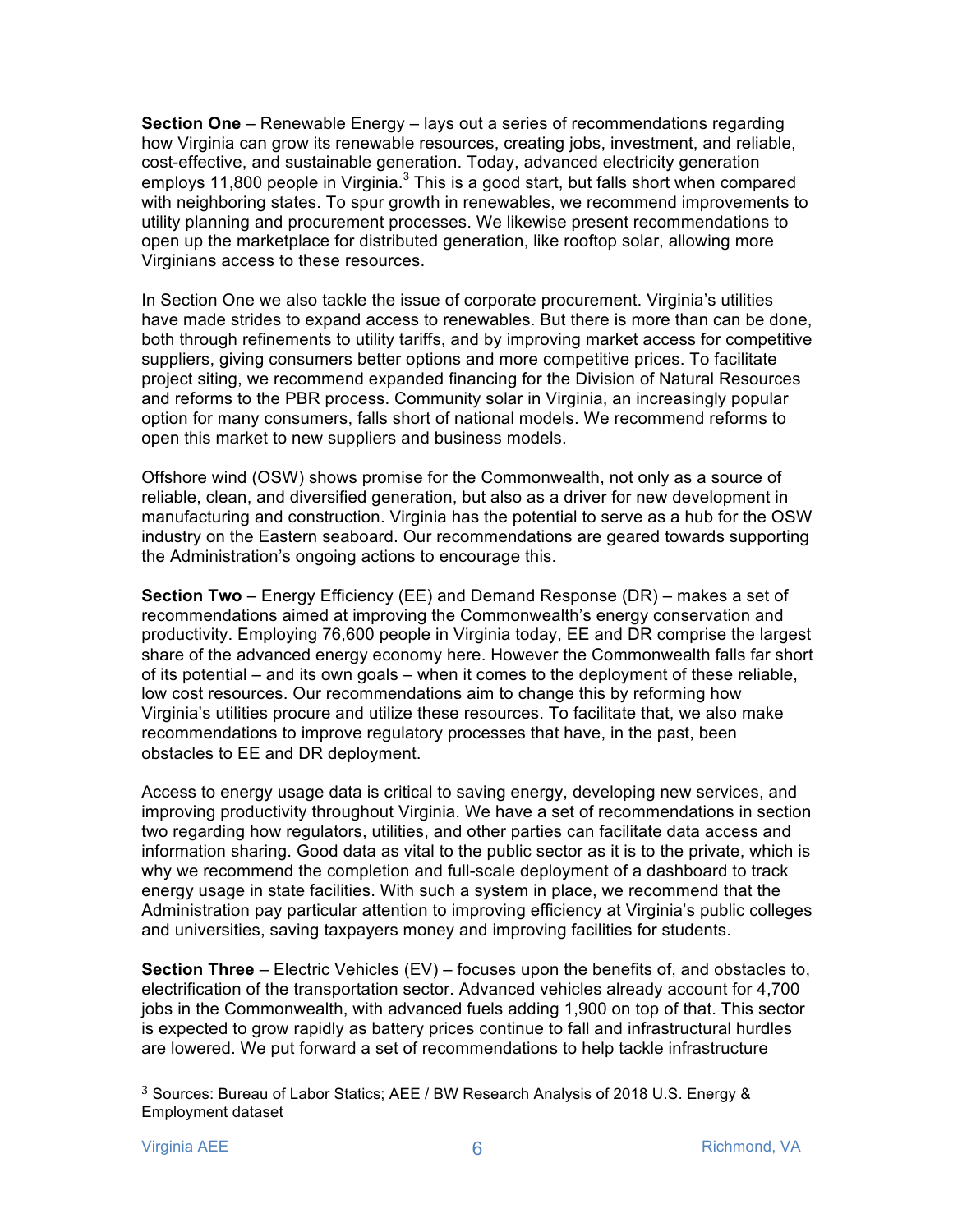**Section One** – Renewable Energy – lays out a series of recommendations regarding how Virginia can grow its renewable resources, creating jobs, investment, and reliable, cost-effective, and sustainable generation. Today, advanced electricity generation employs 11,800 people in Virginia.[3] This is a good start, but falls short when compared with neighboring states. To spur growth in renewables, we recommend improvements to utility planning and procurement processes. We likewise present recommendations to open up the marketplace for distributed generation, like rooftop solar, allowing more Virginians access to these resources.

In Section One we also tackle the issue of corporate procurement. Virginia's utilities have made strides to expand access to renewables. But there is more than can be done, both through refinements to utility tariffs, and by improving market access for competitive suppliers, giving consumers better options and more competitive prices. To facilitate project siting, we recommend expanded financing for the Division of Natural Resources and reforms to the PBR process. Community solar in Virginia, an increasingly popular option for many consumers, falls short of national models. We recommend reforms to open this market to new suppliers and business models.

Offshore wind (OSW) shows promise for the Commonwealth, not only as a source of reliable, clean, and diversified generation, but also as a driver for new development in manufacturing and construction. Virginia has the potential to serve as a hub for the OSW industry on the Eastern seaboard. Our recommendations are geared towards supporting the Administration's ongoing actions to encourage this.

**Section Two** – Energy Efficiency (EE) and Demand Response (DR) – makes a set of recommendations aimed at improving the Commonwealth's energy conservation and productivity. Employing 76,600 people in Virginia today, EE and DR comprise the largest share of the advanced energy economy here. However the Commonwealth falls far short of its potential – and its own goals – when it comes to the deployment of these reliable, low cost resources. Our recommendations aim to change this by reforming how Virginia's utilities procure and utilize these resources. To facilitate that, we also make recommendations to improve regulatory processes that have, in the past, been obstacles to EE and DR deployment.

Access to energy usage data is critical to saving energy, developing new services, and improving productivity throughout Virginia. We have a set of recommendations in section two regarding how regulators, utilities, and other parties can facilitate data access and information sharing. Good data as vital to the public sector as it is to the private, which is why we recommend the completion and full-scale deployment of a dashboard to track energy usage in state facilities. With such a system in place, we recommend that the Administration pay particular attention to improving efficiency at Virginia's public colleges and universities, saving taxpayers money and improving facilities for students.

**Section Three** – Electric Vehicles (EV) – focuses upon the benefits of, and obstacles to, electrification of the transportation sector. Advanced vehicles already account for 4,700 jobs in the Commonwealth, with advanced fuels adding 1,900 on top of that. This sector is expected to grow rapidly as battery prices continue to fall and infrastructural hurdles are lowered. We put forward a set of recommendations to help tackle infrastructure

[3] Sources: Bureau of Labor Statics; AEE / BW Research Analysis of 2018 U.S. Energy & Employment dataset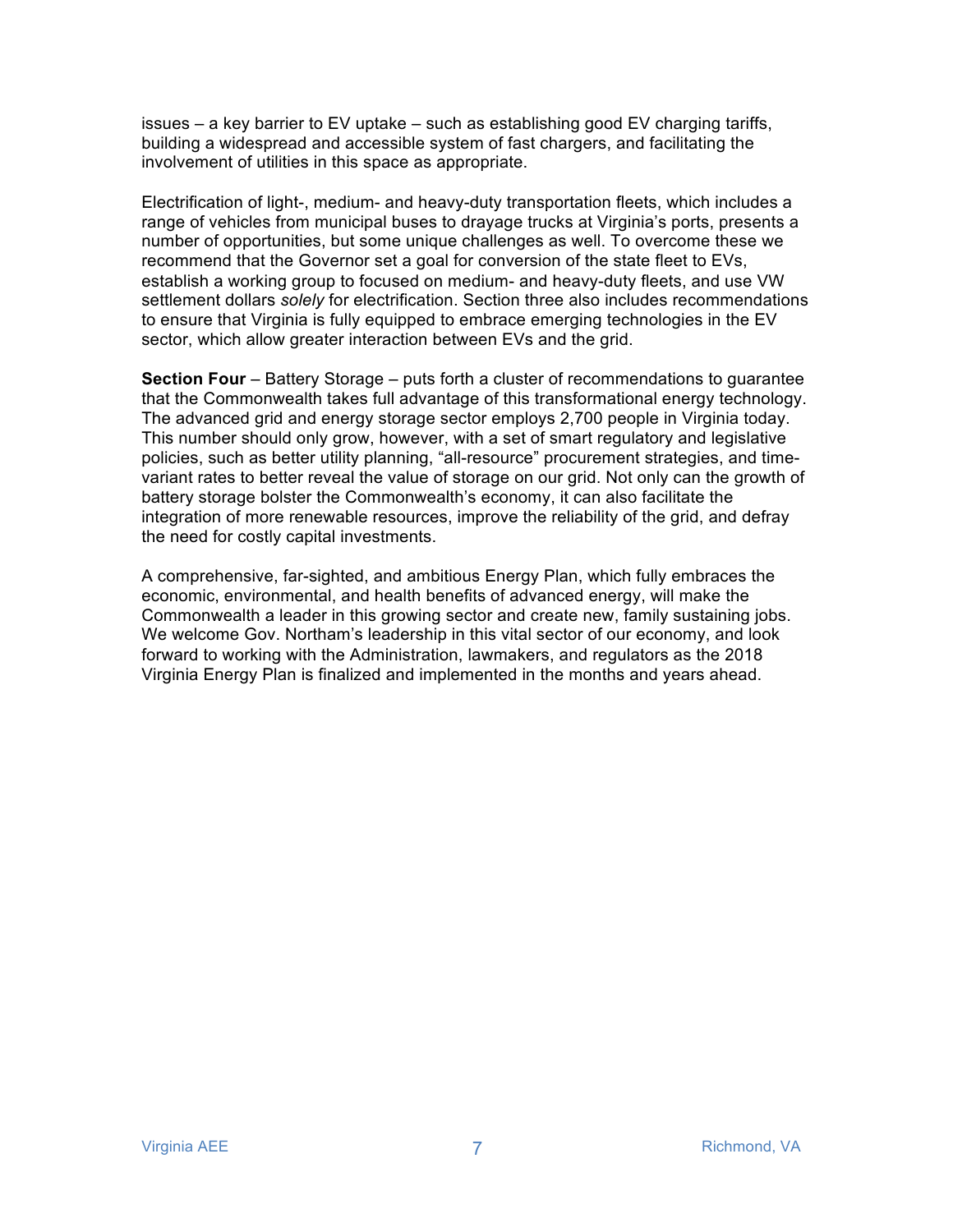issues – a key barrier to EV uptake – such as establishing good EV charging tariffs, building a widespread and accessible system of fast chargers, and facilitating the involvement of utilities in this space as appropriate.

Electrification of light-, medium- and heavy-duty transportation fleets, which includes a range of vehicles from municipal buses to drayage trucks at Virginia's ports, presents a number of opportunities, but some unique challenges as well. To overcome these we recommend that the Governor set a goal for conversion of the state fleet to EVs, establish a working group to focused on medium- and heavy-duty fleets, and use VW settlement dollars *solely* for electrification. Section three also includes recommendations to ensure that Virginia is fully equipped to embrace emerging technologies in the EV sector, which allow greater interaction between EVs and the grid.

**Section Four** – Battery Storage – puts forth a cluster of recommendations to guarantee that the Commonwealth takes full advantage of this transformational energy technology. The advanced grid and energy storage sector employs 2,700 people in Virginia today. This number should only grow, however, with a set of smart regulatory and legislative policies, such as better utility planning, "all-resource" procurement strategies, and time-variant rates to better reveal the value of storage on our grid. Not only can the growth of battery storage bolster the Commonwealth's economy, it can also facilitate the integration of more renewable resources, improve the reliability of the grid, and defray the need for costly capital investments.

A comprehensive, far-sighted, and ambitious Energy Plan, which fully embraces the economic, environmental, and health benefits of advanced energy, will make the Commonwealth a leader in this growing sector and create new, family sustaining jobs. We welcome Gov. Northam's leadership in this vital sector of our economy, and look forward to working with the Administration, lawmakers, and regulators as the 2018 Virginia Energy Plan is finalized and implemented in the months and years ahead.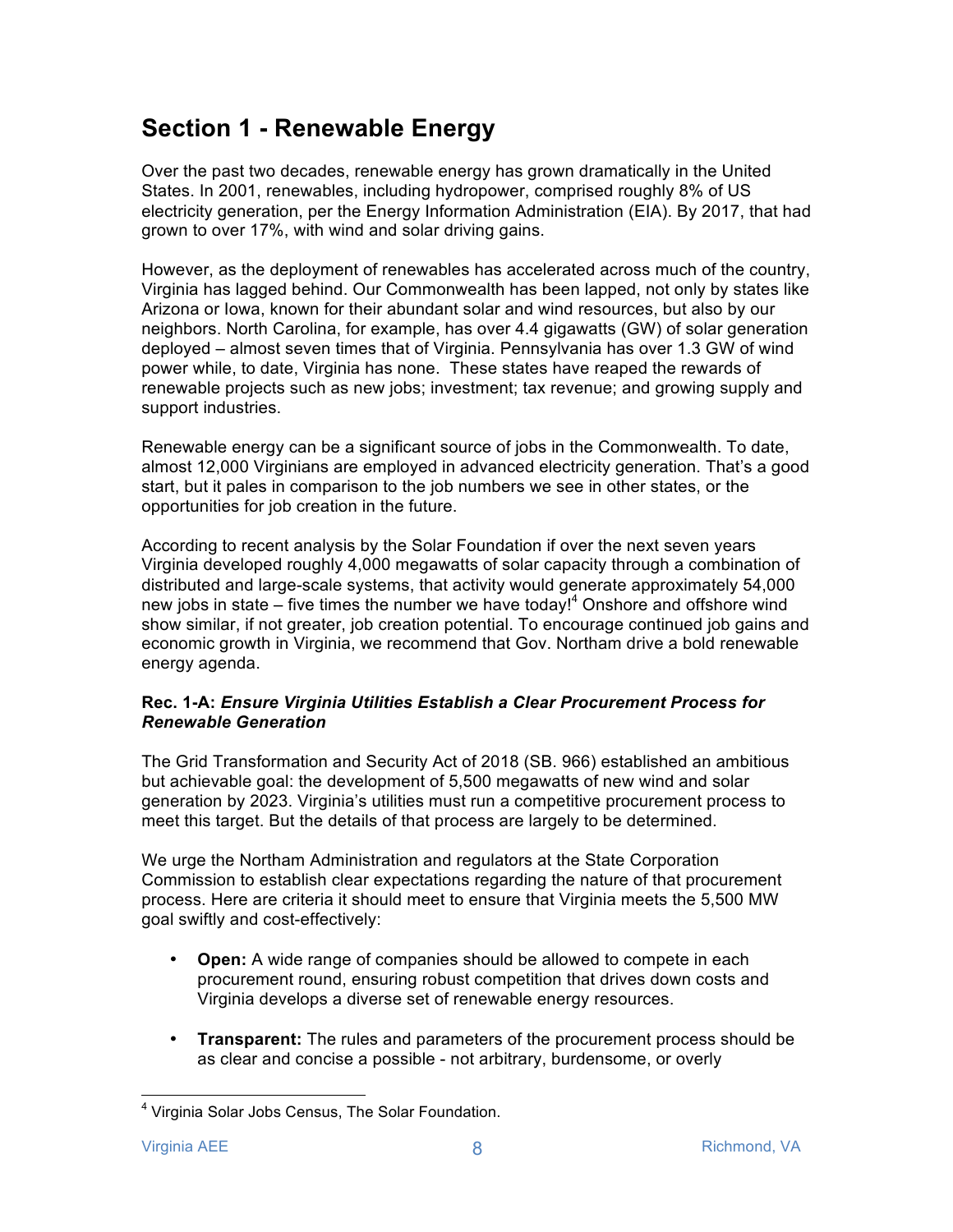## Section 1 - Renewable Energy

Over the past two decades, renewable energy has grown dramatically in the United States. In 2001, renewables, including hydropower, comprised roughly 8% of US electricity generation, per the Energy Information Administration (EIA). By 2017, that had grown to over 17%, with wind and solar driving gains.

However, as the deployment of renewables has accelerated across much of the country, Virginia has lagged behind. Our Commonwealth has been lapped, not only by states like Arizona or Iowa, known for their abundant solar and wind resources, but also by our neighbors. North Carolina, for example, has over 4.4 gigawatts (GW) of solar generation deployed – almost seven times that of Virginia. Pennsylvania has over 1.3 GW of wind power while, to date, Virginia has none. These states have reaped the rewards of renewable projects such as new jobs; investment; tax revenue; and growing supply and support industries.

Renewable energy can be a significant source of jobs in the Commonwealth. To date, almost 12,000 Virginians are employed in advanced electricity generation. That's a good start, but it pales in comparison to the job numbers we see in other states, or the opportunities for job creation in the future.

According to recent analysis by the Solar Foundation if over the next seven years Virginia developed roughly 4,000 megawatts of solar capacity through a combination of distributed and large-scale systems, that activity would generate approximately 54,000 new jobs in state – five times the number we have today![4] Onshore and offshore wind show similar, if not greater, job creation potential. To encourage continued job gains and economic growth in Virginia, we recommend that Gov. Northam drive a bold renewable energy agenda.

**Rec. 1-A: *Ensure Virginia Utilities Establish a Clear Procurement Process for Renewable Generation***

The Grid Transformation and Security Act of 2018 (SB. 966) established an ambitious but achievable goal: the development of 5,500 megawatts of new wind and solar generation by 2023. Virginia's utilities must run a competitive procurement process to meet this target. But the details of that process are largely to be determined.

We urge the Northam Administration and regulators at the State Corporation Commission to establish clear expectations regarding the nature of that procurement process. Here are criteria it should meet to ensure that Virginia meets the 5,500 MW goal swiftly and cost-effectively:

- **Open:** A wide range of companies should be allowed to compete in each procurement round, ensuring robust competition that drives down costs and Virginia develops a diverse set of renewable energy resources.

- **Transparent:** The rules and parameters of the procurement process should be as clear and concise a possible - not arbitrary, burdensome, or overly

[4] Virginia Solar Jobs Census, The Solar Foundation.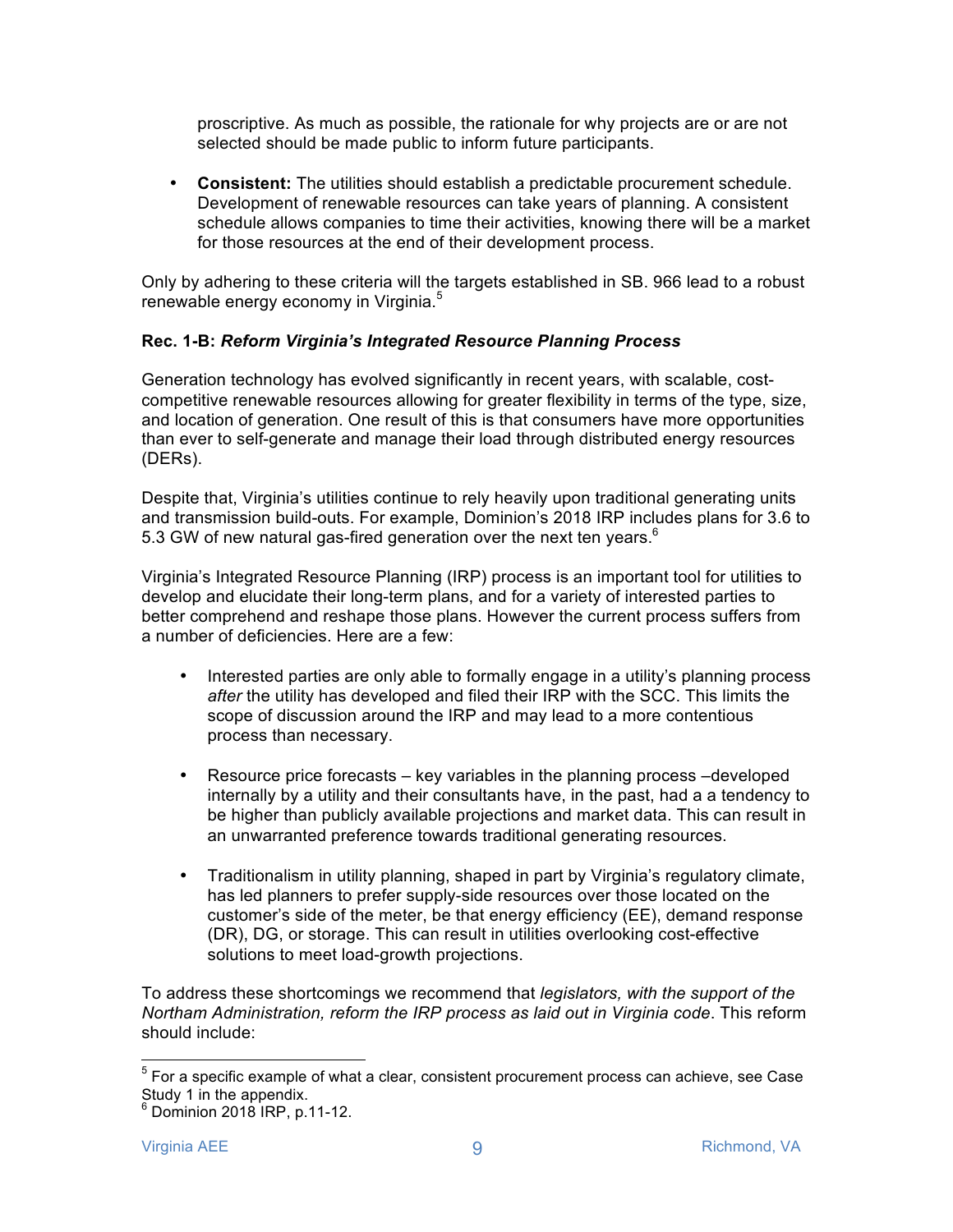proscriptive. As much as possible, the rationale for why projects are or are not selected should be made public to inform future participants.

- **Consistent:** The utilities should establish a predictable procurement schedule. Development of renewable resources can take years of planning. A consistent schedule allows companies to time their activities, knowing there will be a market for those resources at the end of their development process.

Only by adhering to these criteria will the targets established in SB. 966 lead to a robust renewable energy economy in Virginia.[5]

**Rec. 1-B: *Reform Virginia's Integrated Resource Planning Process***

Generation technology has evolved significantly in recent years, with scalable, cost-competitive renewable resources allowing for greater flexibility in terms of the type, size, and location of generation. One result of this is that consumers have more opportunities than ever to self-generate and manage their load through distributed energy resources (DERs).

Despite that, Virginia's utilities continue to rely heavily upon traditional generating units and transmission build-outs. For example, Dominion's 2018 IRP includes plans for 3.6 to 5.3 GW of new natural gas-fired generation over the next ten years.[6]

Virginia's Integrated Resource Planning (IRP) process is an important tool for utilities to develop and elucidate their long-term plans, and for a variety of interested parties to better comprehend and reshape those plans. However the current process suffers from a number of deficiencies. Here are a few:

- Interested parties are only able to formally engage in a utility's planning process *after* the utility has developed and filed their IRP with the SCC. This limits the scope of discussion around the IRP and may lead to a more contentious process than necessary.

- Resource price forecasts – key variables in the planning process –developed internally by a utility and their consultants have, in the past, had a a tendency to be higher than publicly available projections and market data. This can result in an unwarranted preference towards traditional generating resources.

- Traditionalism in utility planning, shaped in part by Virginia's regulatory climate, has led planners to prefer supply-side resources over those located on the customer's side of the meter, be that energy efficiency (EE), demand response (DR), DG, or storage. This can result in utilities overlooking cost-effective solutions to meet load-growth projections.

To address these shortcomings we recommend that *legislators, with the support of the Northam Administration, reform the IRP process as laid out in Virginia code*. This reform should include:

[5] For a specific example of what a clear, consistent procurement process can achieve, see Case Study 1 in the appendix.

[6] Dominion 2018 IRP, p.11-12.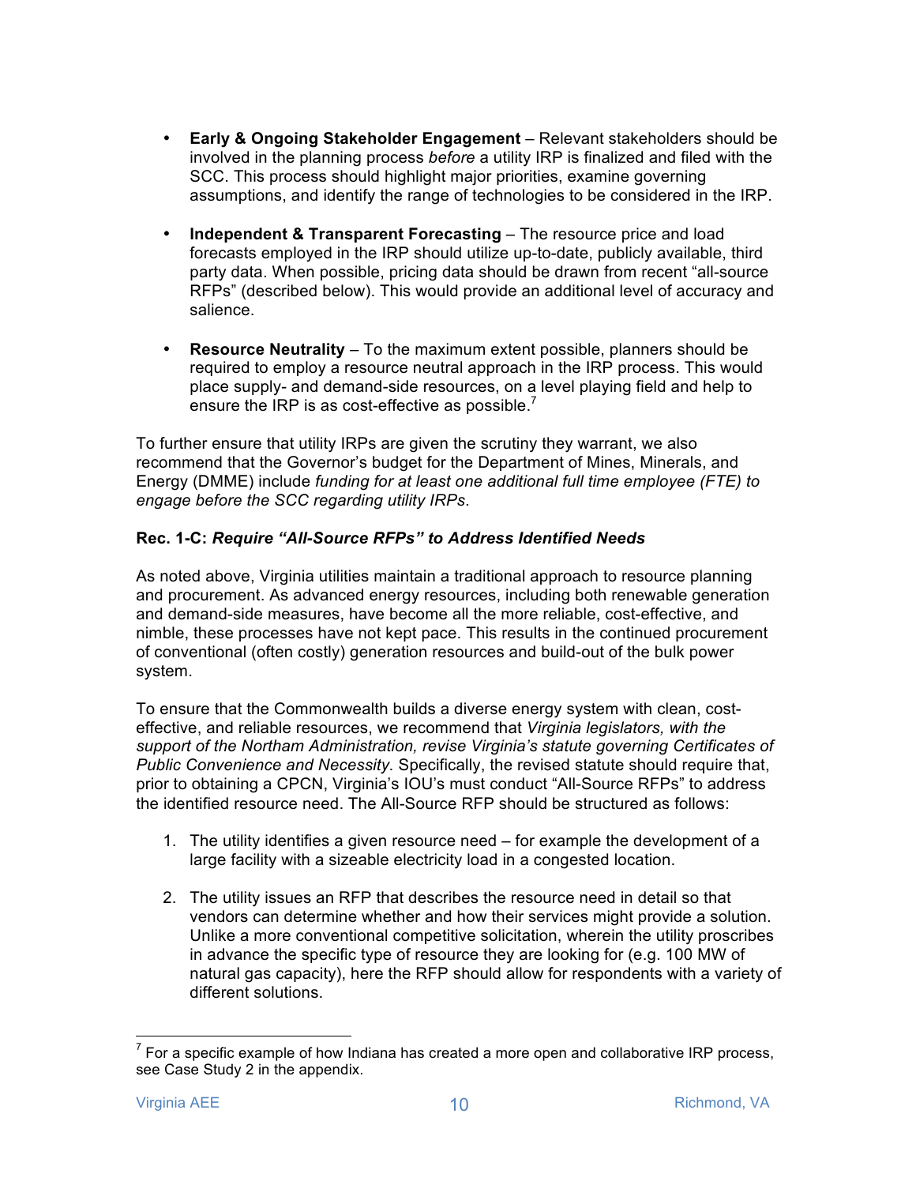- **Early & Ongoing Stakeholder Engagement** – Relevant stakeholders should be involved in the planning process *before* a utility IRP is finalized and filed with the SCC. This process should highlight major priorities, examine governing assumptions, and identify the range of technologies to be considered in the IRP.

- **Independent & Transparent Forecasting** – The resource price and load forecasts employed in the IRP should utilize up-to-date, publicly available, third party data. When possible, pricing data should be drawn from recent "all-source RFPs" (described below). This would provide an additional level of accuracy and salience.

- **Resource Neutrality** – To the maximum extent possible, planners should be required to employ a resource neutral approach in the IRP process. This would place supply- and demand-side resources, on a level playing field and help to ensure the IRP is as cost-effective as possible.[7]

To further ensure that utility IRPs are given the scrutiny they warrant, we also recommend that the Governor's budget for the Department of Mines, Minerals, and Energy (DMME) include *funding for at least one additional full time employee (FTE) to engage before the SCC regarding utility IRPs*.

**Rec. 1-C: *Require "All-Source RFPs" to Address Identified Needs***

As noted above, Virginia utilities maintain a traditional approach to resource planning and procurement. As advanced energy resources, including both renewable generation and demand-side measures, have become all the more reliable, cost-effective, and nimble, these processes have not kept pace. This results in the continued procurement of conventional (often costly) generation resources and build-out of the bulk power system.

To ensure that the Commonwealth builds a diverse energy system with clean, cost-effective, and reliable resources, we recommend that *Virginia legislators, with the support of the Northam Administration, revise Virginia's statute governing Certificates of Public Convenience and Necessity.* Specifically, the revised statute should require that, prior to obtaining a CPCN, Virginia's IOU's must conduct "All-Source RFPs" to address the identified resource need. The All-Source RFP should be structured as follows:

1. The utility identifies a given resource need – for example the development of a large facility with a sizeable electricity load in a congested location.

2. The utility issues an RFP that describes the resource need in detail so that vendors can determine whether and how their services might provide a solution. Unlike a more conventional competitive solicitation, wherein the utility proscribes in advance the specific type of resource they are looking for (e.g. 100 MW of natural gas capacity), here the RFP should allow for respondents with a variety of different solutions.

[7] For a specific example of how Indiana has created a more open and collaborative IRP process, see Case Study 2 in the appendix.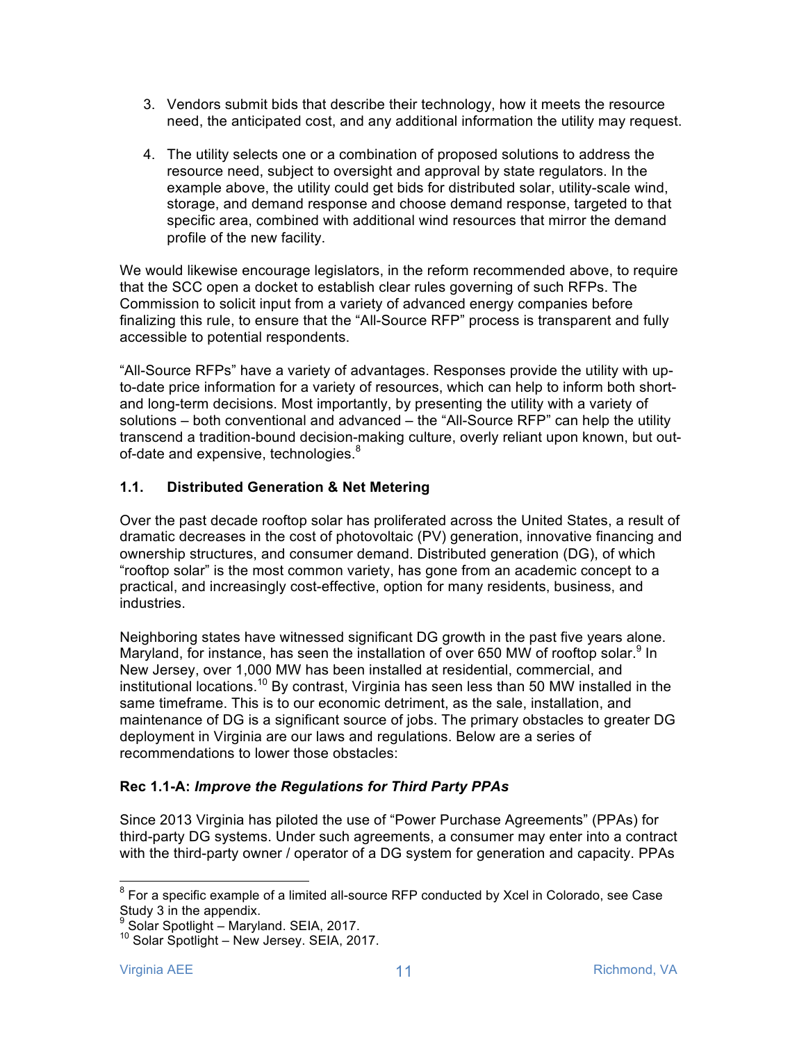3. Vendors submit bids that describe their technology, how it meets the resource need, the anticipated cost, and any additional information the utility may request.

4. The utility selects one or a combination of proposed solutions to address the resource need, subject to oversight and approval by state regulators. In the example above, the utility could get bids for distributed solar, utility-scale wind, storage, and demand response and choose demand response, targeted to that specific area, combined with additional wind resources that mirror the demand profile of the new facility.

We would likewise encourage legislators, in the reform recommended above, to require that the SCC open a docket to establish clear rules governing of such RFPs. The Commission to solicit input from a variety of advanced energy companies before finalizing this rule, to ensure that the "All-Source RFP" process is transparent and fully accessible to potential respondents.

"All-Source RFPs" have a variety of advantages. Responses provide the utility with up-to-date price information for a variety of resources, which can help to inform both short- and long-term decisions. Most importantly, by presenting the utility with a variety of solutions – both conventional and advanced – the "All-Source RFP" can help the utility transcend a tradition-bound decision-making culture, overly reliant upon known, but out-of-date and expensive, technologies.[8]

### 1.1. Distributed Generation & Net Metering

Over the past decade rooftop solar has proliferated across the United States, a result of dramatic decreases in the cost of photovoltaic (PV) generation, innovative financing and ownership structures, and consumer demand. Distributed generation (DG), of which "rooftop solar" is the most common variety, has gone from an academic concept to a practical, and increasingly cost-effective, option for many residents, business, and industries.

Neighboring states have witnessed significant DG growth in the past five years alone. Maryland, for instance, has seen the installation of over 650 MW of rooftop solar.[9] In New Jersey, over 1,000 MW has been installed at residential, commercial, and institutional locations.[10] By contrast, Virginia has seen less than 50 MW installed in the same timeframe. This is to our economic detriment, as the sale, installation, and maintenance of DG is a significant source of jobs. The primary obstacles to greater DG deployment in Virginia are our laws and regulations. Below are a series of recommendations to lower those obstacles:

**Rec 1.1-A:** ***Improve the Regulations for Third Party PPAs***

Since 2013 Virginia has piloted the use of "Power Purchase Agreements" (PPAs) for third-party DG systems. Under such agreements, a consumer may enter into a contract with the third-party owner / operator of a DG system for generation and capacity. PPAs

---

[8] For a specific example of a limited all-source RFP conducted by Xcel in Colorado, see Case Study 3 in the appendix.

[9] Solar Spotlight – Maryland. SEIA, 2017.

[10] Solar Spotlight – New Jersey. SEIA, 2017.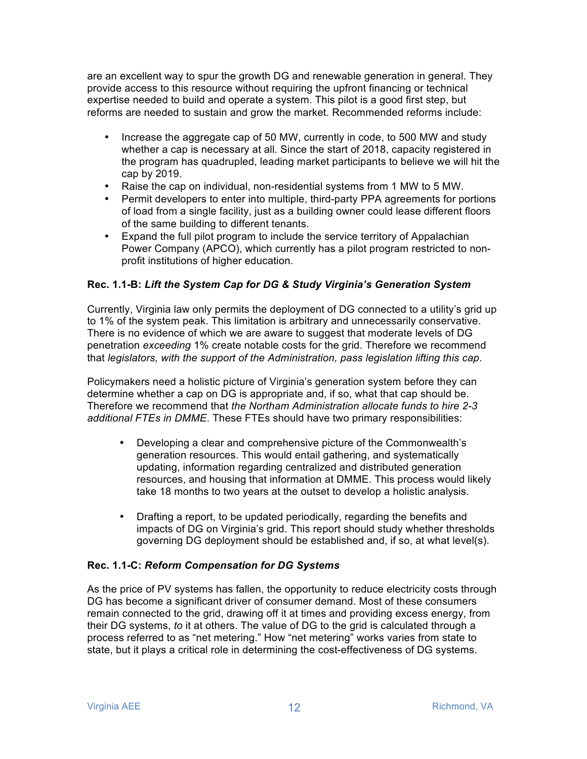are an excellent way to spur the growth DG and renewable generation in general. They provide access to this resource without requiring the upfront financing or technical expertise needed to build and operate a system. This pilot is a good first step, but reforms are needed to sustain and grow the market. Recommended reforms include:

- Increase the aggregate cap of 50 MW, currently in code, to 500 MW and study whether a cap is necessary at all. Since the start of 2018, capacity registered in the program has quadrupled, leading market participants to believe we will hit the cap by 2019.
- Raise the cap on individual, non-residential systems from 1 MW to 5 MW.
- Permit developers to enter into multiple, third-party PPA agreements for portions of load from a single facility, just as a building owner could lease different floors of the same building to different tenants.
- Expand the full pilot program to include the service territory of Appalachian Power Company (APCO), which currently has a pilot program restricted to non-profit institutions of higher education.

### Rec. 1.1-B: *Lift the System Cap for DG & Study Virginia's Generation System*

Currently, Virginia law only permits the deployment of DG connected to a utility's grid up to 1% of the system peak. This limitation is arbitrary and unnecessarily conservative. There is no evidence of which we are aware to suggest that moderate levels of DG penetration *exceeding* 1% create notable costs for the grid. Therefore we recommend that *legislators, with the support of the Administration, pass legislation lifting this cap*.

Policymakers need a holistic picture of Virginia's generation system before they can determine whether a cap on DG is appropriate and, if so, what that cap should be. Therefore we recommend that *the Northam Administration allocate funds to hire 2-3 additional FTEs in DMME*. These FTEs should have two primary responsibilities:

- Developing a clear and comprehensive picture of the Commonwealth's generation resources. This would entail gathering, and systematically updating, information regarding centralized and distributed generation resources, and housing that information at DMME. This process would likely take 18 months to two years at the outset to develop a holistic analysis.

- Drafting a report, to be updated periodically, regarding the benefits and impacts of DG on Virginia's grid. This report should study whether thresholds governing DG deployment should be established and, if so, at what level(s).

### Rec. 1.1-C: *Reform Compensation for DG Systems*

As the price of PV systems has fallen, the opportunity to reduce electricity costs through DG has become a significant driver of consumer demand. Most of these consumers remain connected to the grid, drawing off it at times and providing excess energy, from their DG systems, *to* it at others. The value of DG to the grid is calculated through a process referred to as "net metering." How "net metering" works varies from state to state, but it plays a critical role in determining the cost-effectiveness of DG systems.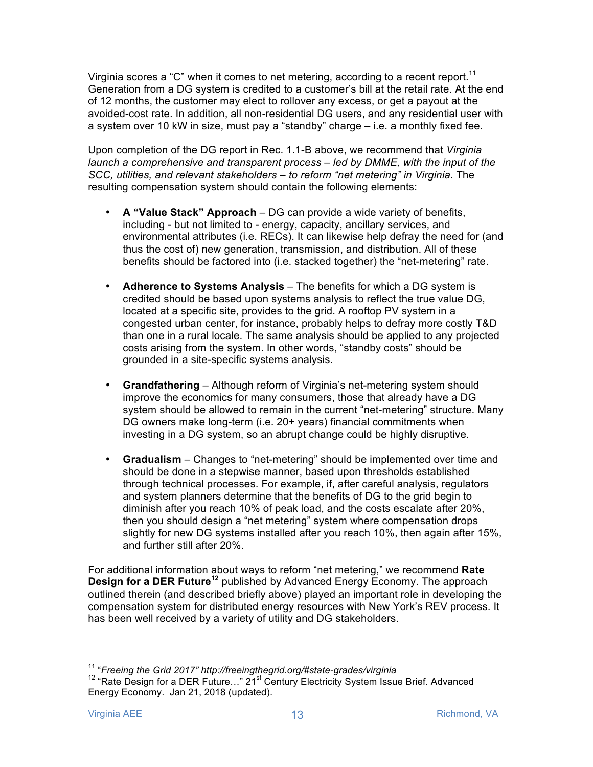Virginia scores a "C" when it comes to net metering, according to a recent report.[11] Generation from a DG system is credited to a customer's bill at the retail rate. At the end of 12 months, the customer may elect to rollover any excess, or get a payout at the avoided-cost rate. In addition, all non-residential DG users, and any residential user with a system over 10 kW in size, must pay a "standby" charge – i.e. a monthly fixed fee.

Upon completion of the DG report in Rec. 1.1-B above, we recommend that *Virginia launch a comprehensive and transparent process – led by DMME, with the input of the SCC, utilities, and relevant stakeholders – to reform "net metering" in Virginia.* The resulting compensation system should contain the following elements:

- **A "Value Stack" Approach** – DG can provide a wide variety of benefits, including - but not limited to - energy, capacity, ancillary services, and environmental attributes (i.e. RECs). It can likewise help defray the need for (and thus the cost of) new generation, transmission, and distribution. All of these benefits should be factored into (i.e. stacked together) the "net-metering" rate.
- **Adherence to Systems Analysis** – The benefits for which a DG system is credited should be based upon systems analysis to reflect the true value DG, located at a specific site, provides to the grid. A rooftop PV system in a congested urban center, for instance, probably helps to defray more costly T&D than one in a rural locale. The same analysis should be applied to any projected costs arising from the system. In other words, "standby costs" should be grounded in a site-specific systems analysis.
- **Grandfathering** – Although reform of Virginia's net-metering system should improve the economics for many consumers, those that already have a DG system should be allowed to remain in the current "net-metering" structure. Many DG owners make long-term (i.e. 20+ years) financial commitments when investing in a DG system, so an abrupt change could be highly disruptive.
- **Gradualism** – Changes to "net-metering" should be implemented over time and should be done in a stepwise manner, based upon thresholds established through technical processes. For example, if, after careful analysis, regulators and system planners determine that the benefits of DG to the grid begin to diminish after you reach 10% of peak load, and the costs escalate after 20%, then you should design a "net metering" system where compensation drops slightly for new DG systems installed after you reach 10%, then again after 15%, and further still after 20%.

For additional information about ways to reform "net metering," we recommend **Rate Design for a DER Future**[12] published by Advanced Energy Economy. The approach outlined therein (and described briefly above) played an important role in developing the compensation system for distributed energy resources with New York's REV process. It has been well received by a variety of utility and DG stakeholders.

---

[11] "*Freeing the Grid 2017" http://freeingthegrid.org/#state-grades/virginia*

[12] "Rate Design for a DER Future…" 21st Century Electricity System Issue Brief. Advanced Energy Economy. Jan 21, 2018 (updated).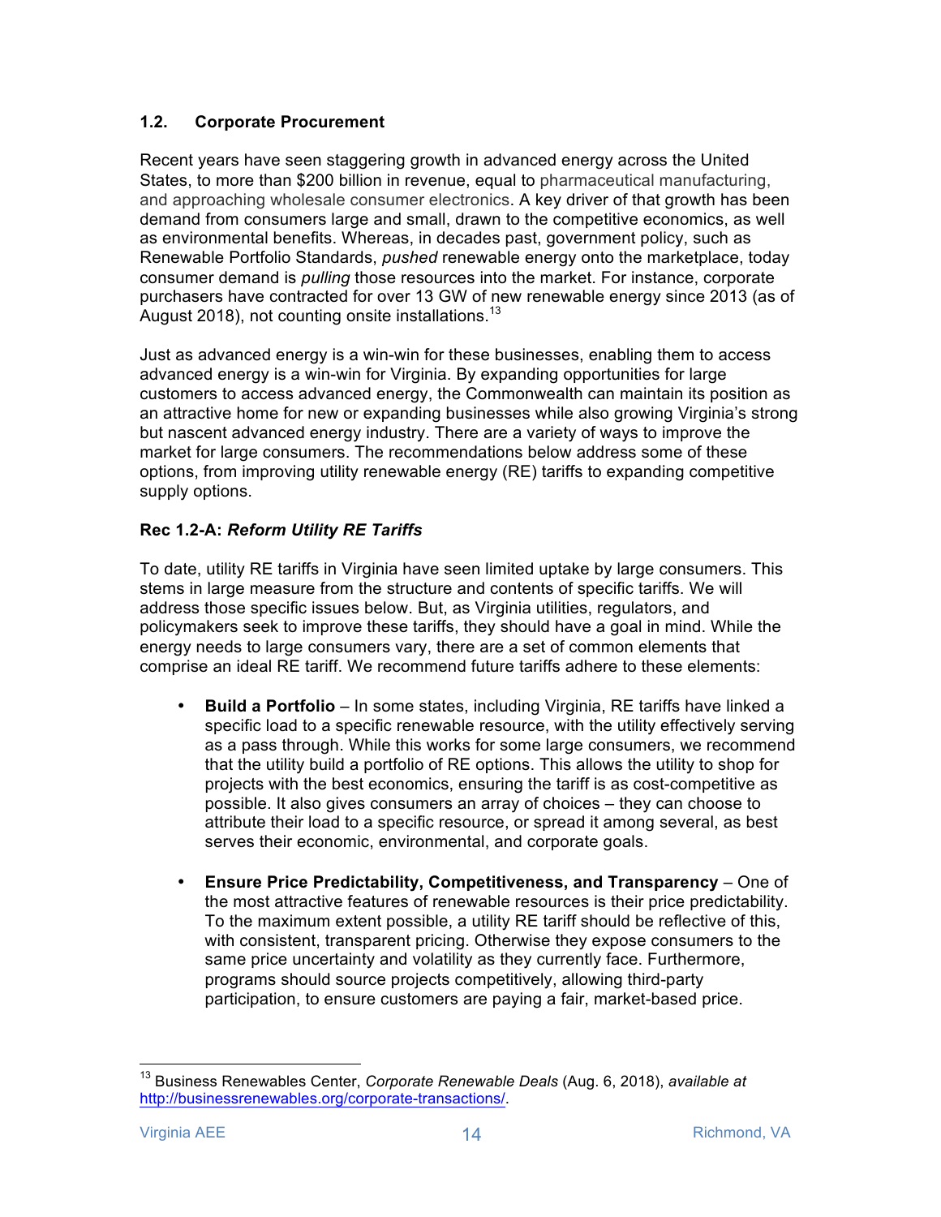### 1.2. Corporate Procurement

Recent years have seen staggering growth in advanced energy across the United States, to more than $200 billion in revenue, equal to pharmaceutical manufacturing, and approaching wholesale consumer electronics. A key driver of that growth has been demand from consumers large and small, drawn to the competitive economics, as well as environmental benefits. Whereas, in decades past, government policy, such as Renewable Portfolio Standards, *pushed* renewable energy onto the marketplace, today consumer demand is *pulling* those resources into the market. For instance, corporate purchasers have contracted for over 13 GW of new renewable energy since 2013 (as of August 2018), not counting onsite installations.[13]

Just as advanced energy is a win-win for these businesses, enabling them to access advanced energy is a win-win for Virginia. By expanding opportunities for large customers to access advanced energy, the Commonwealth can maintain its position as an attractive home for new or expanding businesses while also growing Virginia's strong but nascent advanced energy industry. There are a variety of ways to improve the market for large consumers. The recommendations below address some of these options, from improving utility renewable energy (RE) tariffs to expanding competitive supply options.

**Rec 1.2-A: *Reform Utility RE Tariffs***

To date, utility RE tariffs in Virginia have seen limited uptake by large consumers. This stems in large measure from the structure and contents of specific tariffs. We will address those specific issues below. But, as Virginia utilities, regulators, and policymakers seek to improve these tariffs, they should have a goal in mind. While the energy needs to large consumers vary, there are a set of common elements that comprise an ideal RE tariff. We recommend future tariffs adhere to these elements:

- **Build a Portfolio** – In some states, including Virginia, RE tariffs have linked a specific load to a specific renewable resource, with the utility effectively serving as a pass through. While this works for some large consumers, we recommend that the utility build a portfolio of RE options. This allows the utility to shop for projects with the best economics, ensuring the tariff is as cost-competitive as possible. It also gives consumers an array of choices – they can choose to attribute their load to a specific resource, or spread it among several, as best serves their economic, environmental, and corporate goals.

- **Ensure Price Predictability, Competitiveness, and Transparency** – One of the most attractive features of renewable resources is their price predictability. To the maximum extent possible, a utility RE tariff should be reflective of this, with consistent, transparent pricing. Otherwise they expose consumers to the same price uncertainty and volatility as they currently face. Furthermore, programs should source projects competitively, allowing third-party participation, to ensure customers are paying a fair, market-based price.

---

[13] Business Renewables Center, *Corporate Renewable Deals* (Aug. 6, 2018), *available at* http://businessrenewables.org/corporate-transactions/.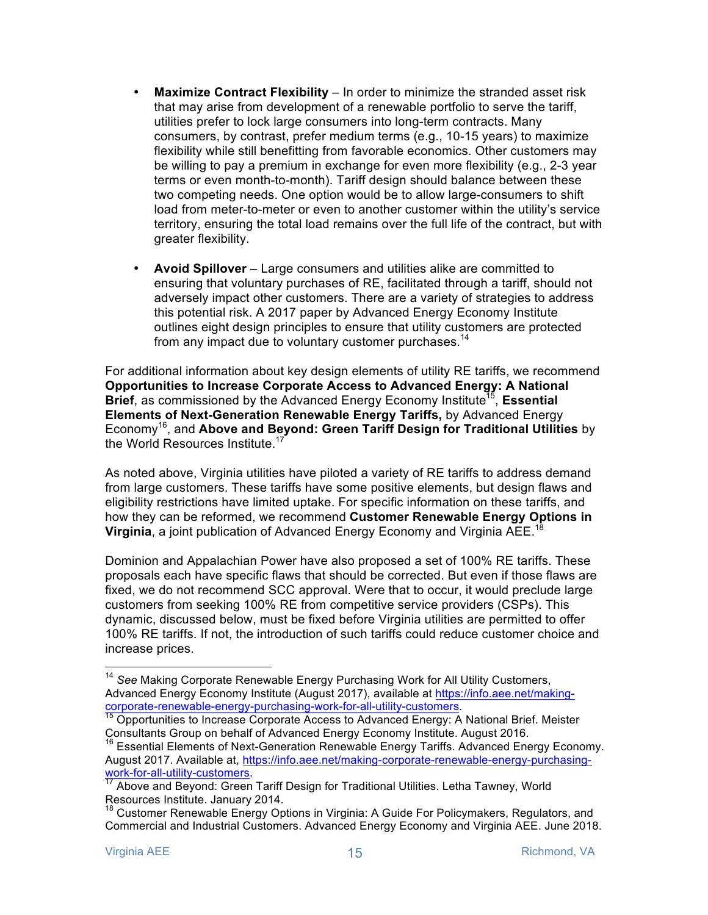- **Maximize Contract Flexibility** – In order to minimize the stranded asset risk that may arise from development of a renewable portfolio to serve the tariff, utilities prefer to lock large consumers into long-term contracts. Many consumers, by contrast, prefer medium terms (e.g., 10-15 years) to maximize flexibility while still benefitting from favorable economics. Other customers may be willing to pay a premium in exchange for even more flexibility (e.g., 2-3 year terms or even month-to-month). Tariff design should balance between these two competing needs. One option would be to allow large-consumers to shift load from meter-to-meter or even to another customer within the utility's service territory, ensuring the total load remains over the full life of the contract, but with greater flexibility.

- **Avoid Spillover** – Large consumers and utilities alike are committed to ensuring that voluntary purchases of RE, facilitated through a tariff, should not adversely impact other customers. There are a variety of strategies to address this potential risk. A 2017 paper by Advanced Energy Economy Institute outlines eight design principles to ensure that utility customers are protected from any impact due to voluntary customer purchases.[14]

For additional information about key design elements of utility RE tariffs, we recommend **Opportunities to Increase Corporate Access to Advanced Energy: A National Brief**, as commissioned by the Advanced Energy Economy Institute[15], **Essential Elements of Next-Generation Renewable Energy Tariffs,** by Advanced Energy Economy[16], and **Above and Beyond: Green Tariff Design for Traditional Utilities** by the World Resources Institute.[17]

As noted above, Virginia utilities have piloted a variety of RE tariffs to address demand from large customers. These tariffs have some positive elements, but design flaws and eligibility restrictions have limited uptake. For specific information on these tariffs, and how they can be reformed, we recommend **Customer Renewable Energy Options in Virginia**, a joint publication of Advanced Energy Economy and Virginia AEE.[18]

Dominion and Appalachian Power have also proposed a set of 100% RE tariffs. These proposals each have specific flaws that should be corrected. But even if those flaws are fixed, we do not recommend SCC approval. Were that to occur, it would preclude large customers from seeking 100% RE from competitive service providers (CSPs). This dynamic, discussed below, must be fixed before Virginia utilities are permitted to offer 100% RE tariffs. If not, the introduction of such tariffs could reduce customer choice and increase prices.

---

[14] *See* Making Corporate Renewable Energy Purchasing Work for All Utility Customers, Advanced Energy Economy Institute (August 2017), available at https://info.aee.net/making-corporate-renewable-energy-purchasing-work-for-all-utility-customers.

[15] Opportunities to Increase Corporate Access to Advanced Energy: A National Brief. Meister Consultants Group on behalf of Advanced Energy Economy Institute. August 2016.

[16] Essential Elements of Next-Generation Renewable Energy Tariffs. Advanced Energy Economy. August 2017. Available at, https://info.aee.net/making-corporate-renewable-energy-purchasing-work-for-all-utility-customers.

[17] Above and Beyond: Green Tariff Design for Traditional Utilities. Letha Tawney, World Resources Institute. January 2014.

[18] Customer Renewable Energy Options in Virginia: A Guide For Policymakers, Regulators, and Commercial and Industrial Customers. Advanced Energy Economy and Virginia AEE. June 2018.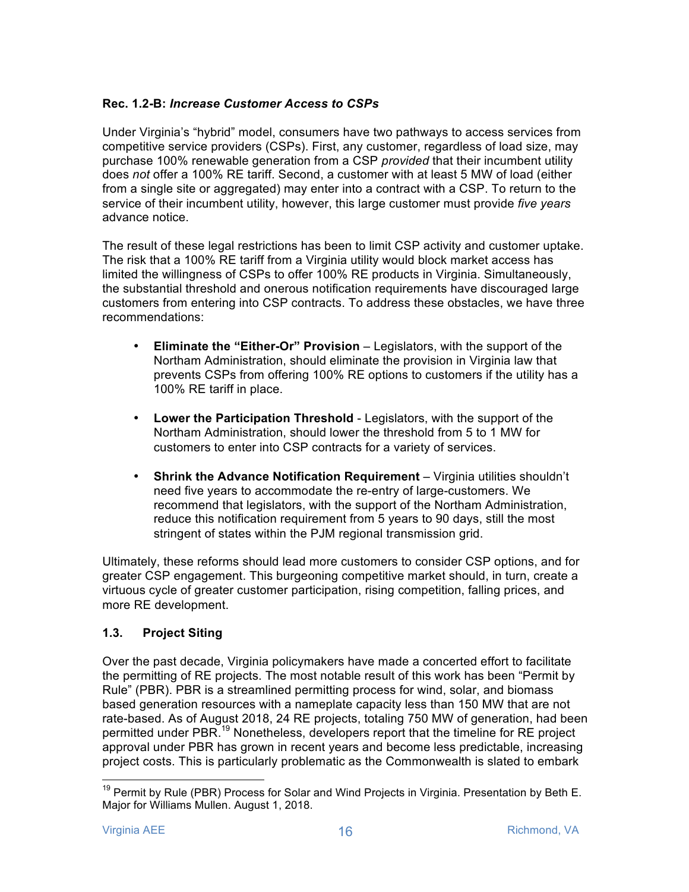**Rec. 1.2-B: *Increase Customer Access to CSPs***

Under Virginia's "hybrid" model, consumers have two pathways to access services from competitive service providers (CSPs). First, any customer, regardless of load size, may purchase 100% renewable generation from a CSP *provided* that their incumbent utility does *not* offer a 100% RE tariff. Second, a customer with at least 5 MW of load (either from a single site or aggregated) may enter into a contract with a CSP. To return to the service of their incumbent utility, however, this large customer must provide *five years* advance notice.

The result of these legal restrictions has been to limit CSP activity and customer uptake. The risk that a 100% RE tariff from a Virginia utility would block market access has limited the willingness of CSPs to offer 100% RE products in Virginia. Simultaneously, the substantial threshold and onerous notification requirements have discouraged large customers from entering into CSP contracts. To address these obstacles, we have three recommendations:

- **Eliminate the "Either-Or" Provision** – Legislators, with the support of the Northam Administration, should eliminate the provision in Virginia law that prevents CSPs from offering 100% RE options to customers if the utility has a 100% RE tariff in place.
- **Lower the Participation Threshold** - Legislators, with the support of the Northam Administration, should lower the threshold from 5 to 1 MW for customers to enter into CSP contracts for a variety of services.
- **Shrink the Advance Notification Requirement** – Virginia utilities shouldn't need five years to accommodate the re-entry of large-customers. We recommend that legislators, with the support of the Northam Administration, reduce this notification requirement from 5 years to 90 days, still the most stringent of states within the PJM regional transmission grid.

Ultimately, these reforms should lead more customers to consider CSP options, and for greater CSP engagement. This burgeoning competitive market should, in turn, create a virtuous cycle of greater customer participation, rising competition, falling prices, and more RE development.

### 1.3. Project Siting

Over the past decade, Virginia policymakers have made a concerted effort to facilitate the permitting of RE projects. The most notable result of this work has been "Permit by Rule" (PBR). PBR is a streamlined permitting process for wind, solar, and biomass based generation resources with a nameplate capacity less than 150 MW that are not rate-based. As of August 2018, 24 RE projects, totaling 750 MW of generation, had been permitted under PBR.[19] Nonetheless, developers report that the timeline for RE project approval under PBR has grown in recent years and become less predictable, increasing project costs. This is particularly problematic as the Commonwealth is slated to embark

[19] Permit by Rule (PBR) Process for Solar and Wind Projects in Virginia. Presentation by Beth E. Major for Williams Mullen. August 1, 2018.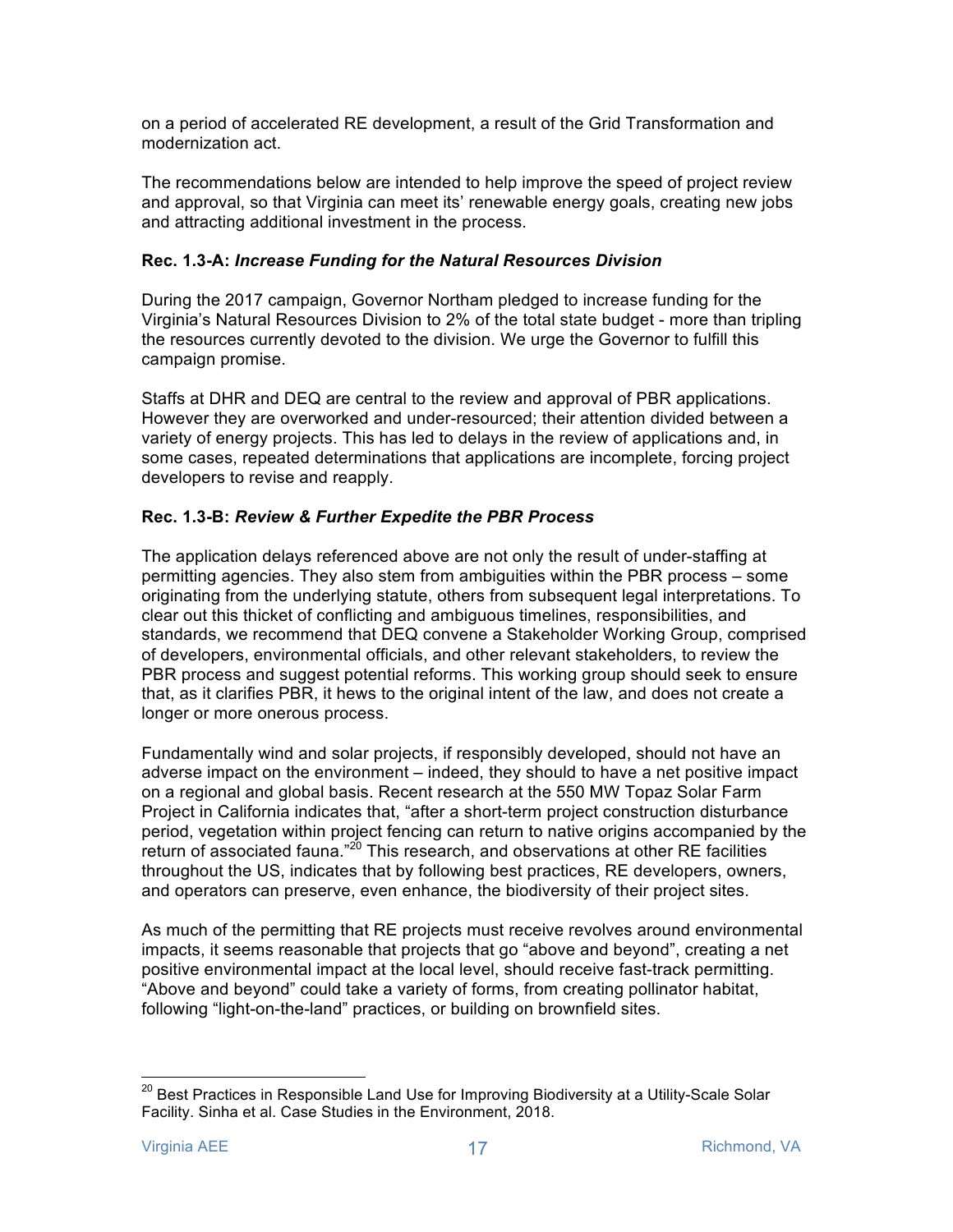on a period of accelerated RE development, a result of the Grid Transformation and modernization act.

The recommendations below are intended to help improve the speed of project review and approval, so that Virginia can meet its' renewable energy goals, creating new jobs and attracting additional investment in the process.

**Rec. 1.3-A: *Increase Funding for the Natural Resources Division***

During the 2017 campaign, Governor Northam pledged to increase funding for the Virginia's Natural Resources Division to 2% of the total state budget - more than tripling the resources currently devoted to the division. We urge the Governor to fulfill this campaign promise.

Staffs at DHR and DEQ are central to the review and approval of PBR applications. However they are overworked and under-resourced; their attention divided between a variety of energy projects. This has led to delays in the review of applications and, in some cases, repeated determinations that applications are incomplete, forcing project developers to revise and reapply.

**Rec. 1.3-B: *Review & Further Expedite the PBR Process***

The application delays referenced above are not only the result of under-staffing at permitting agencies. They also stem from ambiguities within the PBR process – some originating from the underlying statute, others from subsequent legal interpretations. To clear out this thicket of conflicting and ambiguous timelines, responsibilities, and standards, we recommend that DEQ convene a Stakeholder Working Group, comprised of developers, environmental officials, and other relevant stakeholders, to review the PBR process and suggest potential reforms. This working group should seek to ensure that, as it clarifies PBR, it hews to the original intent of the law, and does not create a longer or more onerous process.

Fundamentally wind and solar projects, if responsibly developed, should not have an adverse impact on the environment – indeed, they should to have a net positive impact on a regional and global basis. Recent research at the 550 MW Topaz Solar Farm Project in California indicates that, "after a short-term project construction disturbance period, vegetation within project fencing can return to native origins accompanied by the return of associated fauna."[20] This research, and observations at other RE facilities throughout the US, indicates that by following best practices, RE developers, owners, and operators can preserve, even enhance, the biodiversity of their project sites.

As much of the permitting that RE projects must receive revolves around environmental impacts, it seems reasonable that projects that go "above and beyond", creating a net positive environmental impact at the local level, should receive fast-track permitting. "Above and beyond" could take a variety of forms, from creating pollinator habitat, following "light-on-the-land" practices, or building on brownfield sites.

---

[20] Best Practices in Responsible Land Use for Improving Biodiversity at a Utility-Scale Solar Facility. Sinha et al. Case Studies in the Environment, 2018.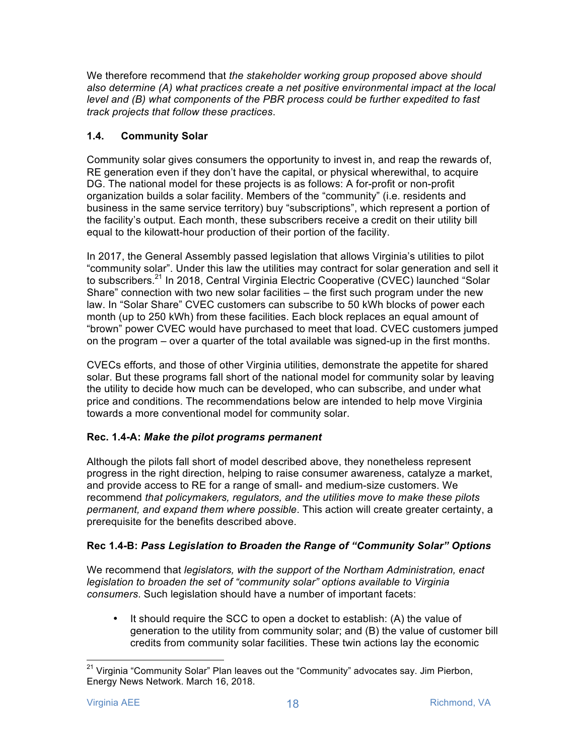We therefore recommend that *the stakeholder working group proposed above should also determine (A) what practices create a net positive environmental impact at the local level and (B) what components of the PBR process could be further expedited to fast track projects that follow these practices*.

### 1.4. Community Solar

Community solar gives consumers the opportunity to invest in, and reap the rewards of, RE generation even if they don't have the capital, or physical wherewithal, to acquire DG. The national model for these projects is as follows: A for-profit or non-profit organization builds a solar facility. Members of the "community" (i.e. residents and business in the same service territory) buy "subscriptions", which represent a portion of the facility's output. Each month, these subscribers receive a credit on their utility bill equal to the kilowatt-hour production of their portion of the facility.

In 2017, the General Assembly passed legislation that allows Virginia's utilities to pilot "community solar". Under this law the utilities may contract for solar generation and sell it to subscribers.[21] In 2018, Central Virginia Electric Cooperative (CVEC) launched "Solar Share" connection with two new solar facilities – the first such program under the new law. In "Solar Share" CVEC customers can subscribe to 50 kWh blocks of power each month (up to 250 kWh) from these facilities. Each block replaces an equal amount of "brown" power CVEC would have purchased to meet that load. CVEC customers jumped on the program – over a quarter of the total available was signed-up in the first months.

CVECs efforts, and those of other Virginia utilities, demonstrate the appetite for shared solar. But these programs fall short of the national model for community solar by leaving the utility to decide how much can be developed, who can subscribe, and under what price and conditions. The recommendations below are intended to help move Virginia towards a more conventional model for community solar.

#### Rec. 1.4-A: *Make the pilot programs permanent*

Although the pilots fall short of model described above, they nonetheless represent progress in the right direction, helping to raise consumer awareness, catalyze a market, and provide access to RE for a range of small- and medium-size customers. We recommend *that policymakers, regulators, and the utilities move to make these pilots permanent, and expand them where possible*. This action will create greater certainty, a prerequisite for the benefits described above.

#### Rec 1.4-B: *Pass Legislation to Broaden the Range of "Community Solar" Options*

We recommend that *legislators, with the support of the Northam Administration, enact legislation to broaden the set of "community solar" options available to Virginia consumers.* Such legislation should have a number of important facets:

- It should require the SCC to open a docket to establish: (A) the value of generation to the utility from community solar; and (B) the value of customer bill credits from community solar facilities. These twin actions lay the economic

[21] Virginia "Community Solar" Plan leaves out the "Community" advocates say. Jim Pierbon, Energy News Network. March 16, 2018.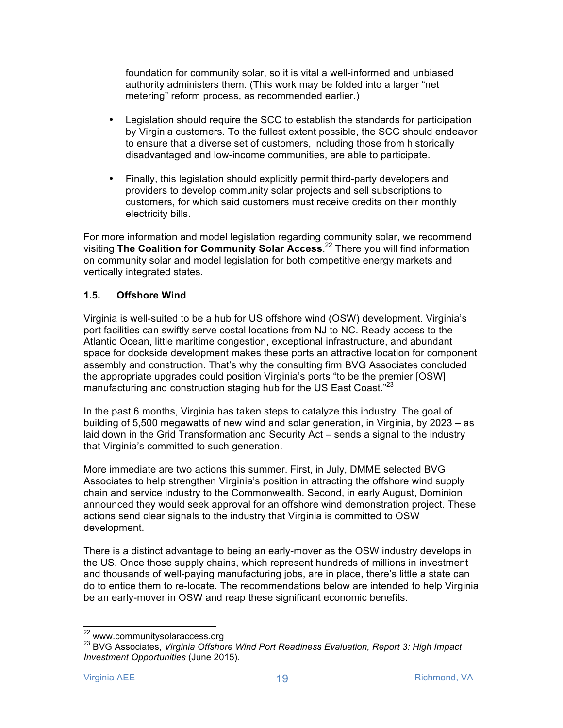foundation for community solar, so it is vital a well-informed and unbiased authority administers them. (This work may be folded into a larger "net metering" reform process, as recommended earlier.)

- Legislation should require the SCC to establish the standards for participation by Virginia customers. To the fullest extent possible, the SCC should endeavor to ensure that a diverse set of customers, including those from historically disadvantaged and low-income communities, are able to participate.

- Finally, this legislation should explicitly permit third-party developers and providers to develop community solar projects and sell subscriptions to customers, for which said customers must receive credits on their monthly electricity bills.

For more information and model legislation regarding community solar, we recommend visiting **The Coalition for Community Solar Access**.[22] There you will find information on community solar and model legislation for both competitive energy markets and vertically integrated states.

### 1.5. Offshore Wind

Virginia is well-suited to be a hub for US offshore wind (OSW) development. Virginia's port facilities can swiftly serve costal locations from NJ to NC. Ready access to the Atlantic Ocean, little maritime congestion, exceptional infrastructure, and abundant space for dockside development makes these ports an attractive location for component assembly and construction. That's why the consulting firm BVG Associates concluded the appropriate upgrades could position Virginia's ports "to be the premier [OSW] manufacturing and construction staging hub for the US East Coast."[23]

In the past 6 months, Virginia has taken steps to catalyze this industry. The goal of building of 5,500 megawatts of new wind and solar generation, in Virginia, by 2023 – as laid down in the Grid Transformation and Security Act – sends a signal to the industry that Virginia's committed to such generation.

More immediate are two actions this summer. First, in July, DMME selected BVG Associates to help strengthen Virginia's position in attracting the offshore wind supply chain and service industry to the Commonwealth. Second, in early August, Dominion announced they would seek approval for an offshore wind demonstration project. These actions send clear signals to the industry that Virginia is committed to OSW development.

There is a distinct advantage to being an early-mover as the OSW industry develops in the US. Once those supply chains, which represent hundreds of millions in investment and thousands of well-paying manufacturing jobs, are in place, there's little a state can do to entice them to re-locate. The recommendations below are intended to help Virginia be an early-mover in OSW and reap these significant economic benefits.

---

[22] www.communitysolaraccess.org

[23] BVG Associates, *Virginia Offshore Wind Port Readiness Evaluation, Report 3: High Impact Investment Opportunities* (June 2015).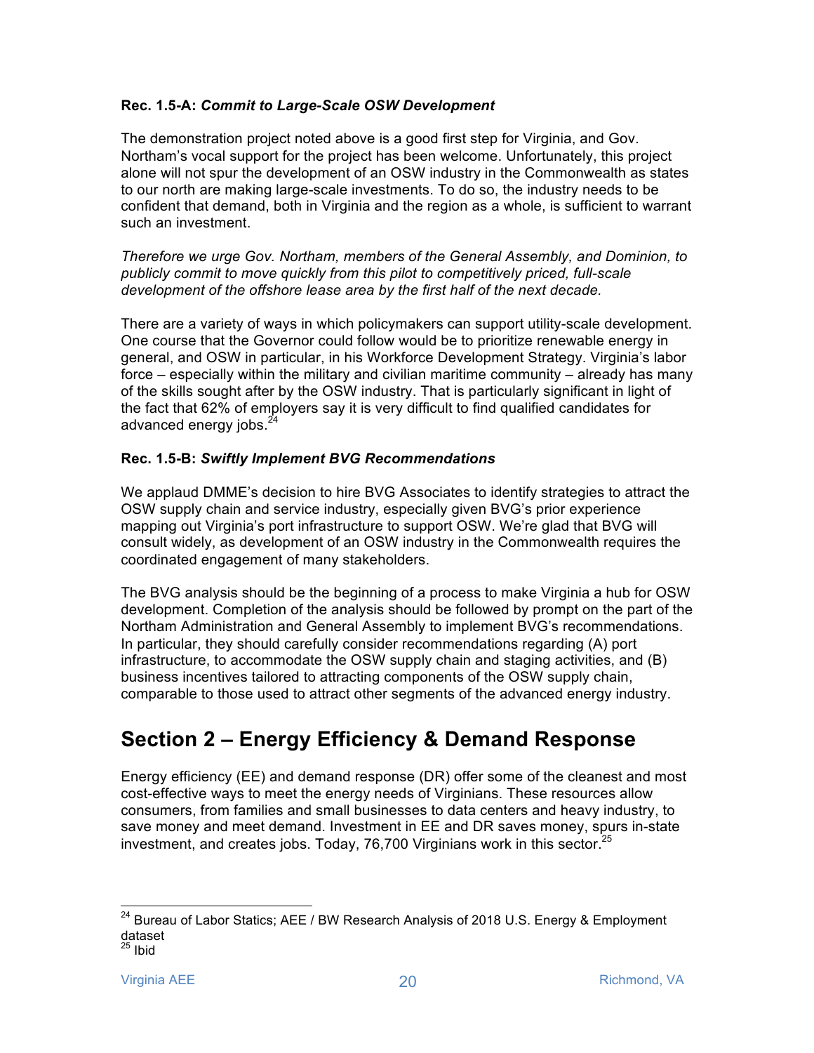**Rec. 1.5-A: *Commit to Large-Scale OSW Development***

The demonstration project noted above is a good first step for Virginia, and Gov. Northam's vocal support for the project has been welcome. Unfortunately, this project alone will not spur the development of an OSW industry in the Commonwealth as states to our north are making large-scale investments. To do so, the industry needs to be confident that demand, both in Virginia and the region as a whole, is sufficient to warrant such an investment.

*Therefore we urge Gov. Northam, members of the General Assembly, and Dominion, to publicly commit to move quickly from this pilot to competitively priced, full-scale development of the offshore lease area by the first half of the next decade.*

There are a variety of ways in which policymakers can support utility-scale development. One course that the Governor could follow would be to prioritize renewable energy in general, and OSW in particular, in his Workforce Development Strategy. Virginia's labor force – especially within the military and civilian maritime community – already has many of the skills sought after by the OSW industry. That is particularly significant in light of the fact that 62% of employers say it is very difficult to find qualified candidates for advanced energy jobs.[24]

**Rec. 1.5-B: *Swiftly Implement BVG Recommendations***

We applaud DMME's decision to hire BVG Associates to identify strategies to attract the OSW supply chain and service industry, especially given BVG's prior experience mapping out Virginia's port infrastructure to support OSW. We're glad that BVG will consult widely, as development of an OSW industry in the Commonwealth requires the coordinated engagement of many stakeholders.

The BVG analysis should be the beginning of a process to make Virginia a hub for OSW development. Completion of the analysis should be followed by prompt on the part of the Northam Administration and General Assembly to implement BVG's recommendations. In particular, they should carefully consider recommendations regarding (A) port infrastructure, to accommodate the OSW supply chain and staging activities, and (B) business incentives tailored to attracting components of the OSW supply chain, comparable to those used to attract other segments of the advanced energy industry.

# Section 2 – Energy Efficiency & Demand Response

Energy efficiency (EE) and demand response (DR) offer some of the cleanest and most cost-effective ways to meet the energy needs of Virginians. These resources allow consumers, from families and small businesses to data centers and heavy industry, to save money and meet demand. Investment in EE and DR saves money, spurs in-state investment, and creates jobs. Today, 76,700 Virginians work in this sector.[25]

---

[24] Bureau of Labor Statics; AEE / BW Research Analysis of 2018 U.S. Energy & Employment dataset

[25] Ibid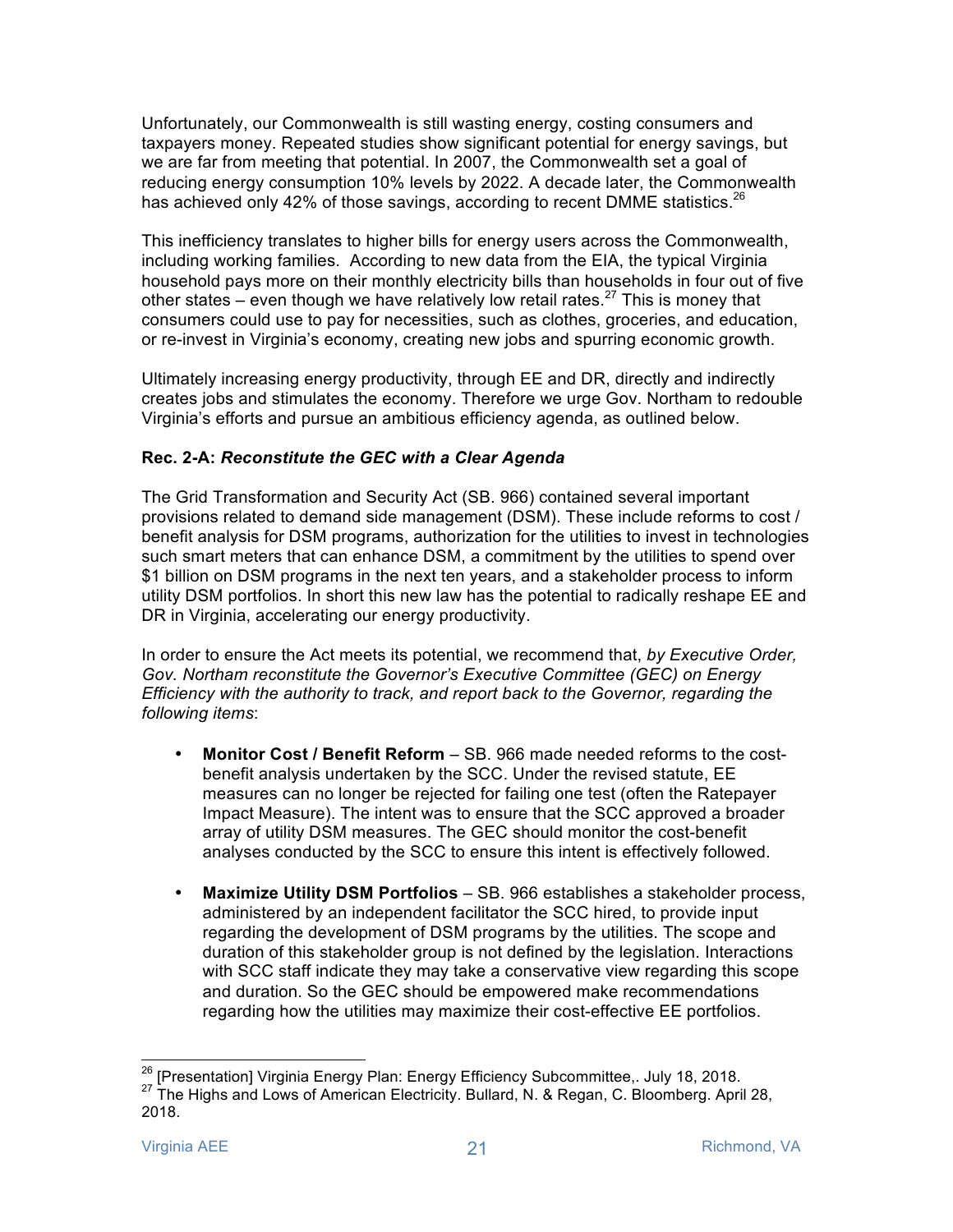Unfortunately, our Commonwealth is still wasting energy, costing consumers and taxpayers money. Repeated studies show significant potential for energy savings, but we are far from meeting that potential. In 2007, the Commonwealth set a goal of reducing energy consumption 10% levels by 2022. A decade later, the Commonwealth has achieved only 42% of those savings, according to recent DMME statistics.[26]

This inefficiency translates to higher bills for energy users across the Commonwealth, including working families. According to new data from the EIA, the typical Virginia household pays more on their monthly electricity bills than households in four out of five other states – even though we have relatively low retail rates.[27] This is money that consumers could use to pay for necessities, such as clothes, groceries, and education, or re-invest in Virginia's economy, creating new jobs and spurring economic growth.

Ultimately increasing energy productivity, through EE and DR, directly and indirectly creates jobs and stimulates the economy. Therefore we urge Gov. Northam to redouble Virginia's efforts and pursue an ambitious efficiency agenda, as outlined below.

**Rec. 2-A:** ***Reconstitute the GEC with a Clear Agenda***

The Grid Transformation and Security Act (SB. 966) contained several important provisions related to demand side management (DSM). These include reforms to cost / benefit analysis for DSM programs, authorization for the utilities to invest in technologies such smart meters that can enhance DSM, a commitment by the utilities to spend over $1 billion on DSM programs in the next ten years, and a stakeholder process to inform utility DSM portfolios. In short this new law has the potential to radically reshape EE and DR in Virginia, accelerating our energy productivity.

In order to ensure the Act meets its potential, we recommend that, *by Executive Order, Gov. Northam reconstitute the Governor's Executive Committee (GEC) on Energy Efficiency with the authority to track, and report back to the Governor, regarding the following items*:

- **Monitor Cost / Benefit Reform** – SB. 966 made needed reforms to the cost-benefit analysis undertaken by the SCC. Under the revised statute, EE measures can no longer be rejected for failing one test (often the Ratepayer Impact Measure). The intent was to ensure that the SCC approved a broader array of utility DSM measures. The GEC should monitor the cost-benefit analyses conducted by the SCC to ensure this intent is effectively followed.

- **Maximize Utility DSM Portfolios** – SB. 966 establishes a stakeholder process, administered by an independent facilitator the SCC hired, to provide input regarding the development of DSM programs by the utilities. The scope and duration of this stakeholder group is not defined by the legislation. Interactions with SCC staff indicate they may take a conservative view regarding this scope and duration. So the GEC should be empowered make recommendations regarding how the utilities may maximize their cost-effective EE portfolios.

---

[26] [Presentation] Virginia Energy Plan: Energy Efficiency Subcommittee,. July 18, 2018.

[27] The Highs and Lows of American Electricity. Bullard, N. & Regan, C. Bloomberg. April 28, 2018.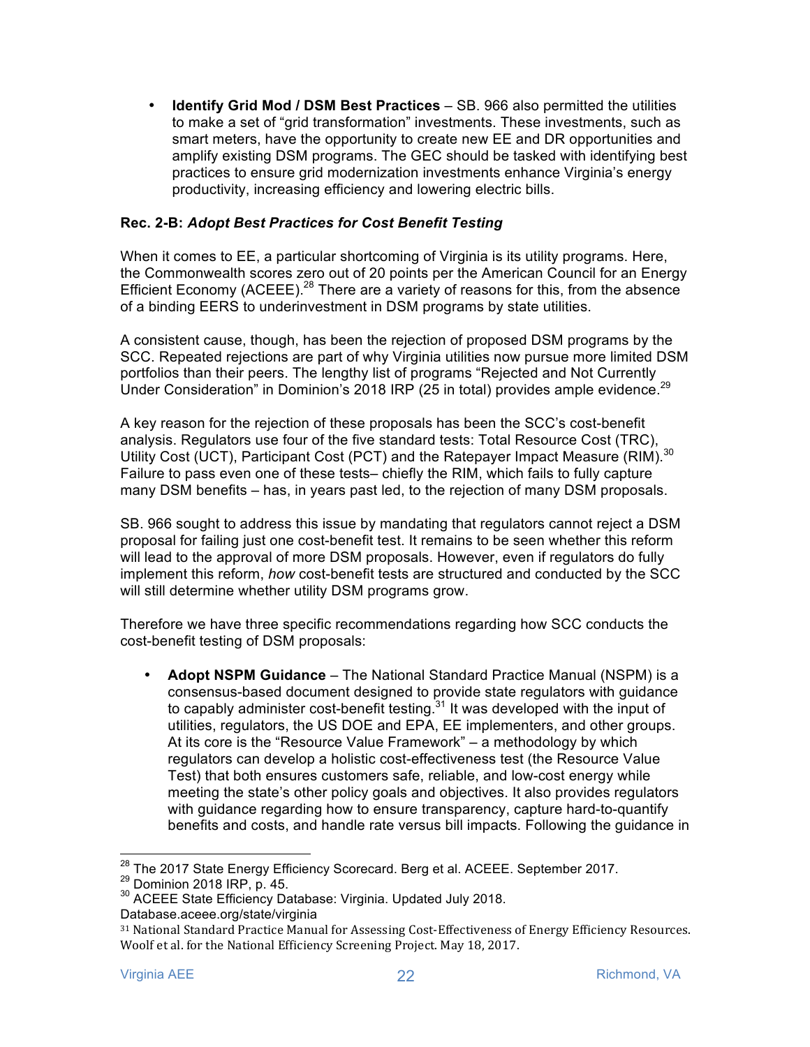- **Identify Grid Mod / DSM Best Practices** – SB. 966 also permitted the utilities to make a set of "grid transformation" investments. These investments, such as smart meters, have the opportunity to create new EE and DR opportunities and amplify existing DSM programs. The GEC should be tasked with identifying best practices to ensure grid modernization investments enhance Virginia's energy productivity, increasing efficiency and lowering electric bills.

**Rec. 2-B:** ***Adopt Best Practices for Cost Benefit Testing***

When it comes to EE, a particular shortcoming of Virginia is its utility programs. Here, the Commonwealth scores zero out of 20 points per the American Council for an Energy Efficient Economy (ACEEE).[28] There are a variety of reasons for this, from the absence of a binding EERS to underinvestment in DSM programs by state utilities.

A consistent cause, though, has been the rejection of proposed DSM programs by the SCC. Repeated rejections are part of why Virginia utilities now pursue more limited DSM portfolios than their peers. The lengthy list of programs "Rejected and Not Currently Under Consideration" in Dominion's 2018 IRP (25 in total) provides ample evidence.[29]

A key reason for the rejection of these proposals has been the SCC's cost-benefit analysis. Regulators use four of the five standard tests: Total Resource Cost (TRC), Utility Cost (UCT), Participant Cost (PCT) and the Ratepayer Impact Measure (RIM).[30] Failure to pass even one of these tests– chiefly the RIM, which fails to fully capture many DSM benefits – has, in years past led, to the rejection of many DSM proposals.

SB. 966 sought to address this issue by mandating that regulators cannot reject a DSM proposal for failing just one cost-benefit test. It remains to be seen whether this reform will lead to the approval of more DSM proposals. However, even if regulators do fully implement this reform, *how* cost-benefit tests are structured and conducted by the SCC will still determine whether utility DSM programs grow.

Therefore we have three specific recommendations regarding how SCC conducts the cost-benefit testing of DSM proposals:

- **Adopt NSPM Guidance** – The National Standard Practice Manual (NSPM) is a consensus-based document designed to provide state regulators with guidance to capably administer cost-benefit testing.[31] It was developed with the input of utilities, regulators, the US DOE and EPA, EE implementers, and other groups. At its core is the "Resource Value Framework" – a methodology by which regulators can develop a holistic cost-effectiveness test (the Resource Value Test) that both ensures customers safe, reliable, and low-cost energy while meeting the state's other policy goals and objectives. It also provides regulators with guidance regarding how to ensure transparency, capture hard-to-quantify benefits and costs, and handle rate versus bill impacts. Following the guidance in

---

[28] The 2017 State Energy Efficiency Scorecard. Berg et al. ACEEE. September 2017.

[29] Dominion 2018 IRP, p. 45.

[30] ACEEE State Efficiency Database: Virginia. Updated July 2018. Database.aceee.org/state/virginia

[31] National Standard Practice Manual for Assessing Cost-Effectiveness of Energy Efficiency Resources. Woolf et al. for the National Efficiency Screening Project. May 18, 2017.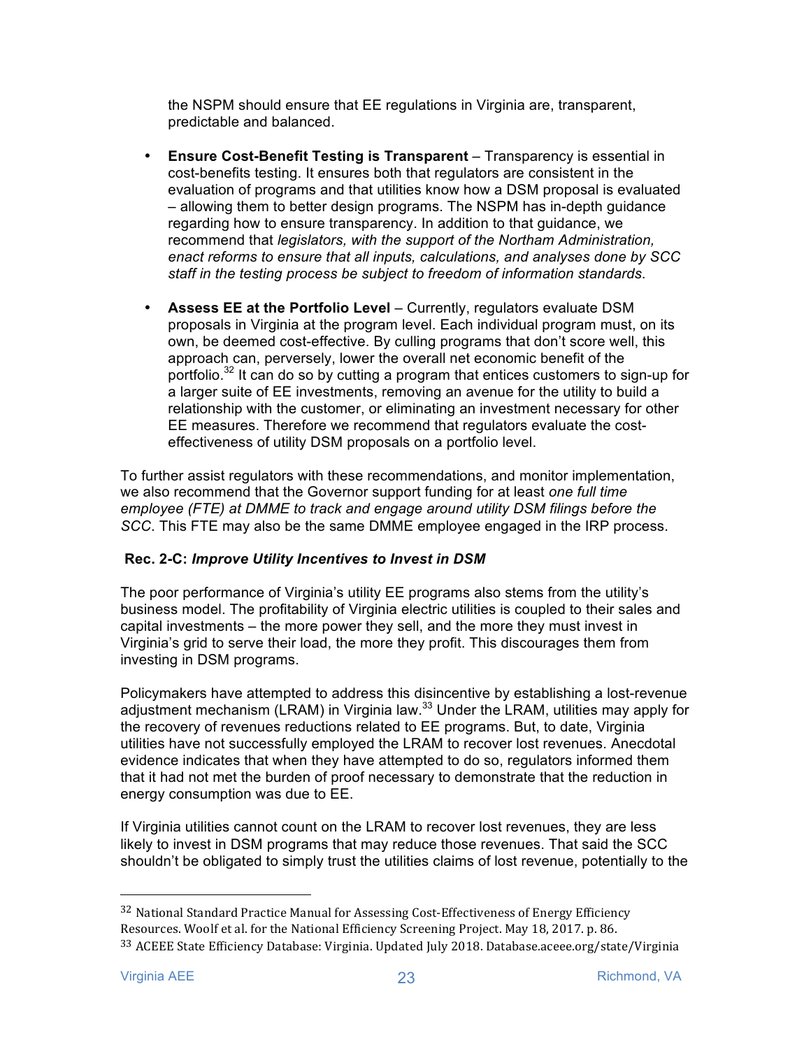the NSPM should ensure that EE regulations in Virginia are, transparent, predictable and balanced.

- **Ensure Cost-Benefit Testing is Transparent** – Transparency is essential in cost-benefits testing. It ensures both that regulators are consistent in the evaluation of programs and that utilities know how a DSM proposal is evaluated – allowing them to better design programs. The NSPM has in-depth guidance regarding how to ensure transparency. In addition to that guidance, we recommend that *legislators, with the support of the Northam Administration, enact reforms to ensure that all inputs, calculations, and analyses done by SCC staff in the testing process be subject to freedom of information standards*.

- **Assess EE at the Portfolio Level** – Currently, regulators evaluate DSM proposals in Virginia at the program level. Each individual program must, on its own, be deemed cost-effective. By culling programs that don't score well, this approach can, perversely, lower the overall net economic benefit of the portfolio.[32] It can do so by cutting a program that entices customers to sign-up for a larger suite of EE investments, removing an avenue for the utility to build a relationship with the customer, or eliminating an investment necessary for other EE measures. Therefore we recommend that regulators evaluate the cost-effectiveness of utility DSM proposals on a portfolio level.

To further assist regulators with these recommendations, and monitor implementation, we also recommend that the Governor support funding for at least *one full time employee (FTE) at DMME to track and engage around utility DSM filings before the SCC*. This FTE may also be the same DMME employee engaged in the IRP process.

**Rec. 2-C: *Improve Utility Incentives to Invest in DSM***

The poor performance of Virginia's utility EE programs also stems from the utility's business model. The profitability of Virginia electric utilities is coupled to their sales and capital investments – the more power they sell, and the more they must invest in Virginia's grid to serve their load, the more they profit. This discourages them from investing in DSM programs.

Policymakers have attempted to address this disincentive by establishing a lost-revenue adjustment mechanism (LRAM) in Virginia law.[33] Under the LRAM, utilities may apply for the recovery of revenues reductions related to EE programs. But, to date, Virginia utilities have not successfully employed the LRAM to recover lost revenues. Anecdotal evidence indicates that when they have attempted to do so, regulators informed them that it had not met the burden of proof necessary to demonstrate that the reduction in energy consumption was due to EE.

If Virginia utilities cannot count on the LRAM to recover lost revenues, they are less likely to invest in DSM programs that may reduce those revenues. That said the SCC shouldn't be obligated to simply trust the utilities claims of lost revenue, potentially to the

---

[32] National Standard Practice Manual for Assessing Cost-Effectiveness of Energy Efficiency Resources. Woolf et al. for the National Efficiency Screening Project. May 18, 2017. p. 86.

[33] ACEEE State Efficiency Database: Virginia. Updated July 2018. Database.aceee.org/state/Virginia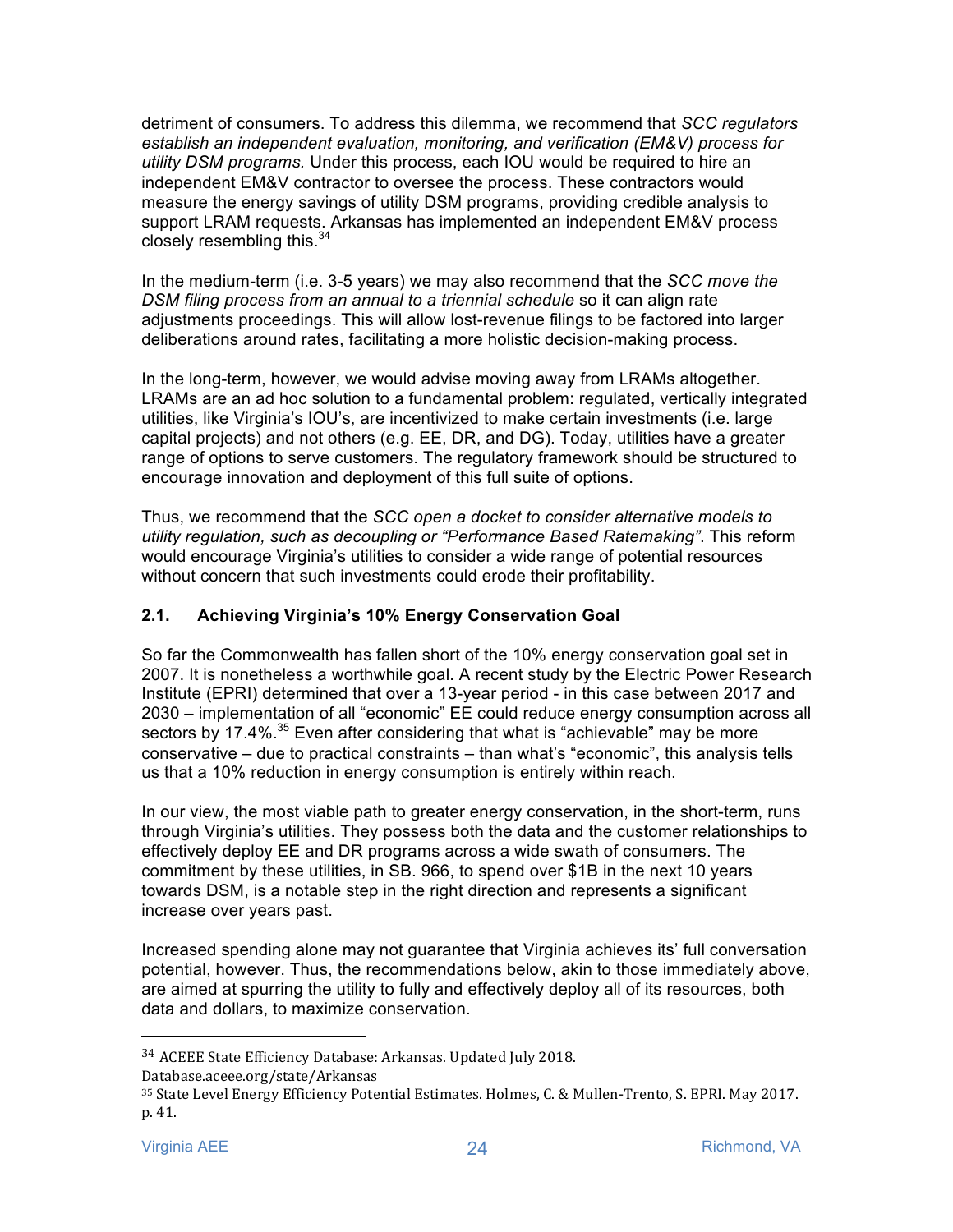detriment of consumers. To address this dilemma, we recommend that *SCC regulators establish an independent evaluation, monitoring, and verification (EM&V) process for utility DSM programs.* Under this process, each IOU would be required to hire an independent EM&V contractor to oversee the process. These contractors would measure the energy savings of utility DSM programs, providing credible analysis to support LRAM requests. Arkansas has implemented an independent EM&V process closely resembling this.[34]

In the medium-term (i.e. 3-5 years) we may also recommend that the *SCC move the DSM filing process from an annual to a triennial schedule* so it can align rate adjustments proceedings. This will allow lost-revenue filings to be factored into larger deliberations around rates, facilitating a more holistic decision-making process.

In the long-term, however, we would advise moving away from LRAMs altogether. LRAMs are an ad hoc solution to a fundamental problem: regulated, vertically integrated utilities, like Virginia's IOU's, are incentivized to make certain investments (i.e. large capital projects) and not others (e.g. EE, DR, and DG). Today, utilities have a greater range of options to serve customers. The regulatory framework should be structured to encourage innovation and deployment of this full suite of options.

Thus, we recommend that the *SCC open a docket to consider alternative models to utility regulation, such as decoupling or "Performance Based Ratemaking"*. This reform would encourage Virginia's utilities to consider a wide range of potential resources without concern that such investments could erode their profitability.

### 2.1. Achieving Virginia's 10% Energy Conservation Goal

So far the Commonwealth has fallen short of the 10% energy conservation goal set in 2007. It is nonetheless a worthwhile goal. A recent study by the Electric Power Research Institute (EPRI) determined that over a 13-year period - in this case between 2017 and 2030 – implementation of all "economic" EE could reduce energy consumption across all sectors by 17.4%.[35] Even after considering that what is "achievable" may be more conservative – due to practical constraints – than what's "economic", this analysis tells us that a 10% reduction in energy consumption is entirely within reach.

In our view, the most viable path to greater energy conservation, in the short-term, runs through Virginia's utilities. They possess both the data and the customer relationships to effectively deploy EE and DR programs across a wide swath of consumers. The commitment by these utilities, in SB. 966, to spend over $1B in the next 10 years towards DSM, is a notable step in the right direction and represents a significant increase over years past.

Increased spending alone may not guarantee that Virginia achieves its' full conversation potential, however. Thus, the recommendations below, akin to those immediately above, are aimed at spurring the utility to fully and effectively deploy all of its resources, both data and dollars, to maximize conservation.

---

[34] ACEEE State Efficiency Database: Arkansas. Updated July 2018. Database.aceee.org/state/Arkansas

[35] State Level Energy Efficiency Potential Estimates. Holmes, C. & Mullen-Trento, S. EPRI. May 2017. p. 41.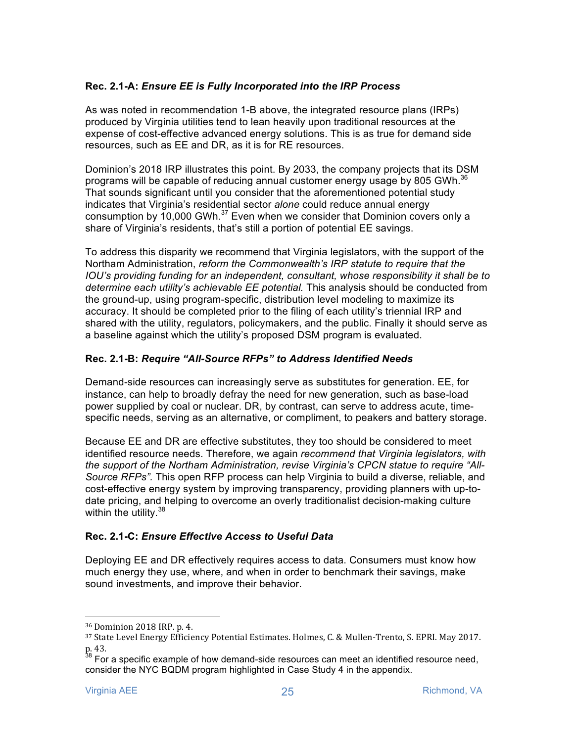**Rec. 2.1-A:** ***Ensure EE is Fully Incorporated into the IRP Process***

As was noted in recommendation 1-B above, the integrated resource plans (IRPs) produced by Virginia utilities tend to lean heavily upon traditional resources at the expense of cost-effective advanced energy solutions. This is as true for demand side resources, such as EE and DR, as it is for RE resources.

Dominion's 2018 IRP illustrates this point. By 2033, the company projects that its DSM programs will be capable of reducing annual customer energy usage by 805 GWh.[36] That sounds significant until you consider that the aforementioned potential study indicates that Virginia's residential sector *alone* could reduce annual energy consumption by 10,000 GWh.[37] Even when we consider that Dominion covers only a share of Virginia's residents, that's still a portion of potential EE savings.

To address this disparity we recommend that Virginia legislators, with the support of the Northam Administration, *reform the Commonwealth's IRP statute to require that the IOU's providing funding for an independent, consultant, whose responsibility it shall be to determine each utility's achievable EE potential.* This analysis should be conducted from the ground-up, using program-specific, distribution level modeling to maximize its accuracy. It should be completed prior to the filing of each utility's triennial IRP and shared with the utility, regulators, policymakers, and the public. Finally it should serve as a baseline against which the utility's proposed DSM program is evaluated.

**Rec. 2.1-B:** ***Require "All-Source RFPs" to Address Identified Needs***

Demand-side resources can increasingly serve as substitutes for generation. EE, for instance, can help to broadly defray the need for new generation, such as base-load power supplied by coal or nuclear. DR, by contrast, can serve to address acute, time-specific needs, serving as an alternative, or compliment, to peakers and battery storage.

Because EE and DR are effective substitutes, they too should be considered to meet identified resource needs. Therefore, we again *recommend that Virginia legislators, with the support of the Northam Administration, revise Virginia's CPCN statue to require "All-Source RFPs".* This open RFP process can help Virginia to build a diverse, reliable, and cost-effective energy system by improving transparency, providing planners with up-to-date pricing, and helping to overcome an overly traditionalist decision-making culture within the utility.[38]

**Rec. 2.1-C:** ***Ensure Effective Access to Useful Data***

Deploying EE and DR effectively requires access to data. Consumers must know how much energy they use, where, and when in order to benchmark their savings, make sound investments, and improve their behavior.

---

[36] Dominion 2018 IRP. p. 4.

[37] State Level Energy Efficiency Potential Estimates. Holmes, C. & Mullen-Trento, S. EPRI. May 2017. p. 43.

[38] For a specific example of how demand-side resources can meet an identified resource need, consider the NYC BQDM program highlighted in Case Study 4 in the appendix.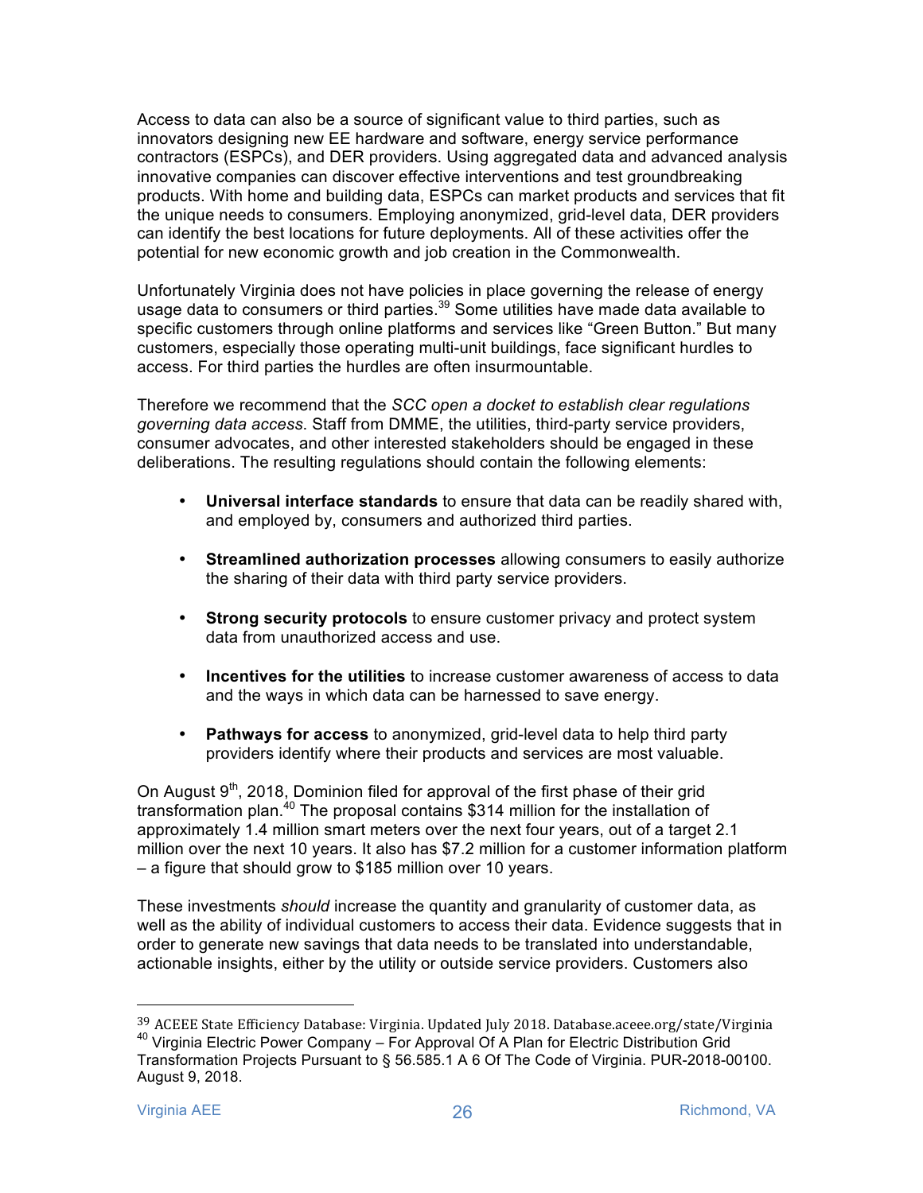Access to data can also be a source of significant value to third parties, such as innovators designing new EE hardware and software, energy service performance contractors (ESPCs), and DER providers. Using aggregated data and advanced analysis innovative companies can discover effective interventions and test groundbreaking products. With home and building data, ESPCs can market products and services that fit the unique needs to consumers. Employing anonymized, grid-level data, DER providers can identify the best locations for future deployments. All of these activities offer the potential for new economic growth and job creation in the Commonwealth.

Unfortunately Virginia does not have policies in place governing the release of energy usage data to consumers or third parties.[39] Some utilities have made data available to specific customers through online platforms and services like "Green Button." But many customers, especially those operating multi-unit buildings, face significant hurdles to access. For third parties the hurdles are often insurmountable.

Therefore we recommend that the *SCC open a docket to establish clear regulations governing data access*. Staff from DMME, the utilities, third-party service providers, consumer advocates, and other interested stakeholders should be engaged in these deliberations. The resulting regulations should contain the following elements:

- **Universal interface standards** to ensure that data can be readily shared with, and employed by, consumers and authorized third parties.
- **Streamlined authorization processes** allowing consumers to easily authorize the sharing of their data with third party service providers.
- **Strong security protocols** to ensure customer privacy and protect system data from unauthorized access and use.
- **Incentives for the utilities** to increase customer awareness of access to data and the ways in which data can be harnessed to save energy.
- **Pathways for access** to anonymized, grid-level data to help third party providers identify where their products and services are most valuable.

On August 9th, 2018, Dominion filed for approval of the first phase of their grid transformation plan.[40] The proposal contains $314 million for the installation of approximately 1.4 million smart meters over the next four years, out of a target 2.1 million over the next 10 years. It also has $7.2 million for a customer information platform – a figure that should grow to $185 million over 10 years.

These investments *should* increase the quantity and granularity of customer data, as well as the ability of individual customers to access their data. Evidence suggests that in order to generate new savings that data needs to be translated into understandable, actionable insights, either by the utility or outside service providers. Customers also

[39] ACEEE State Efficiency Database: Virginia. Updated July 2018. Database.aceee.org/state/Virginia

[40] Virginia Electric Power Company – For Approval Of A Plan for Electric Distribution Grid Transformation Projects Pursuant to § 56.585.1 A 6 Of The Code of Virginia. PUR-2018-00100. August 9, 2018.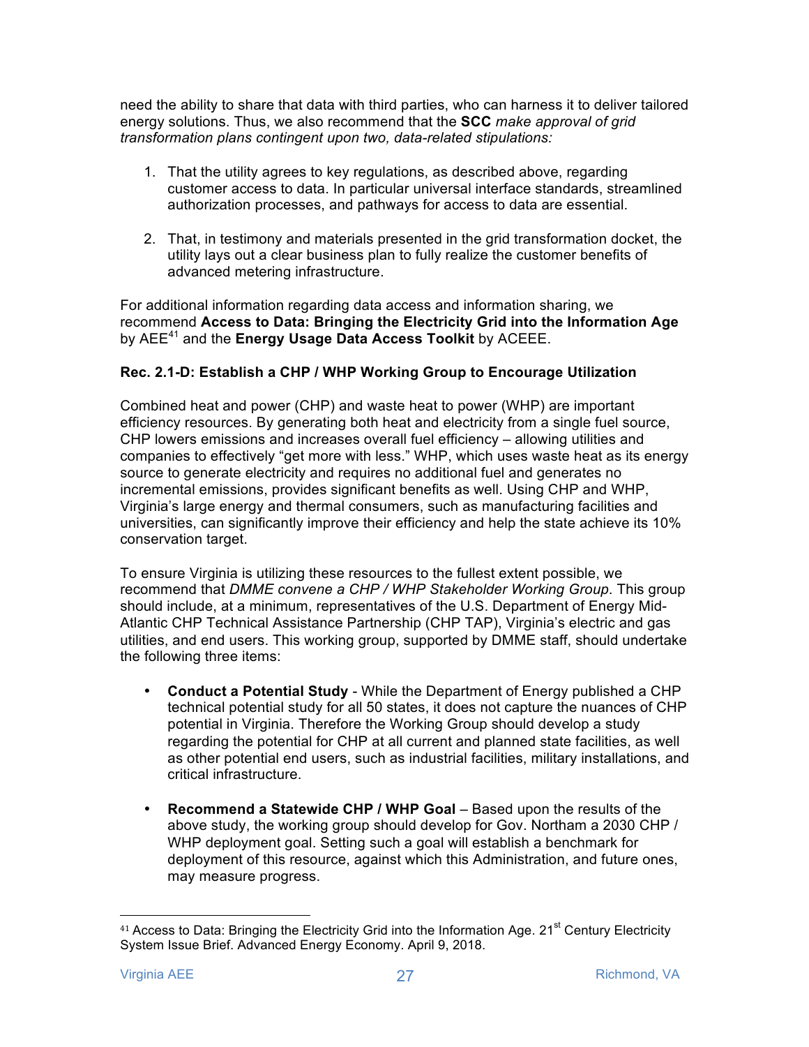need the ability to share that data with third parties, who can harness it to deliver tailored energy solutions. Thus, we also recommend that the **SCC** *make approval of grid transformation plans contingent upon two, data-related stipulations:*

1. That the utility agrees to key regulations, as described above, regarding customer access to data. In particular universal interface standards, streamlined authorization processes, and pathways for access to data are essential.

2. That, in testimony and materials presented in the grid transformation docket, the utility lays out a clear business plan to fully realize the customer benefits of advanced metering infrastructure.

For additional information regarding data access and information sharing, we recommend **Access to Data: Bringing the Electricity Grid into the Information Age** by AEE[41] and the **Energy Usage Data Access Toolkit** by ACEEE.

### Rec. 2.1-D: Establish a CHP / WHP Working Group to Encourage Utilization

Combined heat and power (CHP) and waste heat to power (WHP) are important efficiency resources. By generating both heat and electricity from a single fuel source, CHP lowers emissions and increases overall fuel efficiency – allowing utilities and companies to effectively "get more with less." WHP, which uses waste heat as its energy source to generate electricity and requires no additional fuel and generates no incremental emissions, provides significant benefits as well. Using CHP and WHP, Virginia's large energy and thermal consumers, such as manufacturing facilities and universities, can significantly improve their efficiency and help the state achieve its 10% conservation target.

To ensure Virginia is utilizing these resources to the fullest extent possible, we recommend that *DMME convene a CHP / WHP Stakeholder Working Group*. This group should include, at a minimum, representatives of the U.S. Department of Energy Mid-Atlantic CHP Technical Assistance Partnership (CHP TAP), Virginia's electric and gas utilities, and end users. This working group, supported by DMME staff, should undertake the following three items:

- **Conduct a Potential Study** - While the Department of Energy published a CHP technical potential study for all 50 states, it does not capture the nuances of CHP potential in Virginia. Therefore the Working Group should develop a study regarding the potential for CHP at all current and planned state facilities, as well as other potential end users, such as industrial facilities, military installations, and critical infrastructure.

- **Recommend a Statewide CHP / WHP Goal** – Based upon the results of the above study, the working group should develop for Gov. Northam a 2030 CHP / WHP deployment goal. Setting such a goal will establish a benchmark for deployment of this resource, against which this Administration, and future ones, may measure progress.

---

[41] Access to Data: Bringing the Electricity Grid into the Information Age. 21st Century Electricity System Issue Brief. Advanced Energy Economy. April 9, 2018.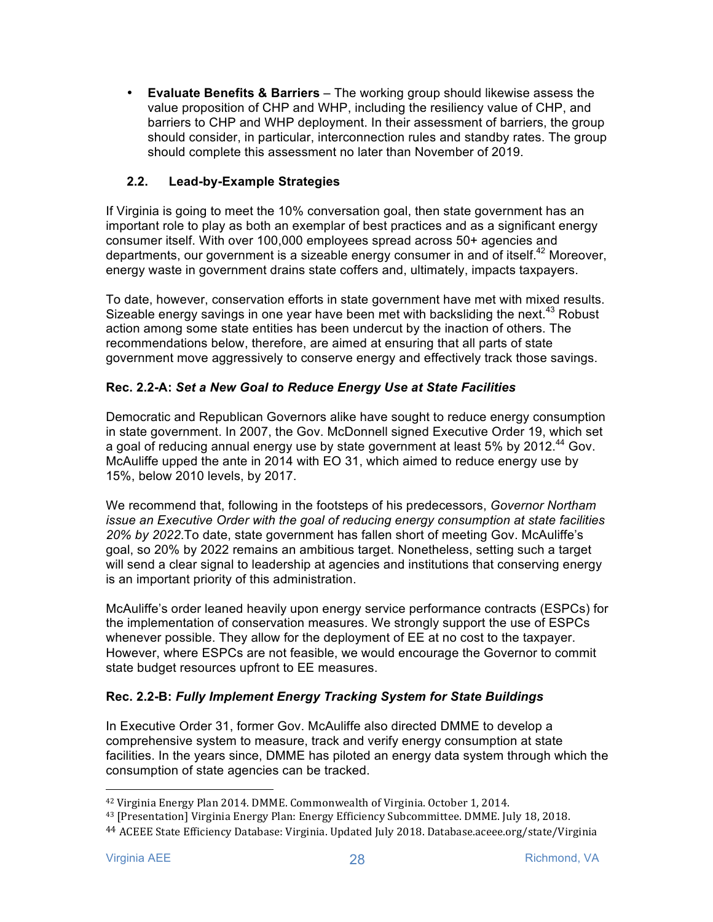- **Evaluate Benefits & Barriers** – The working group should likewise assess the value proposition of CHP and WHP, including the resiliency value of CHP, and barriers to CHP and WHP deployment. In their assessment of barriers, the group should consider, in particular, interconnection rules and standby rates. The group should complete this assessment no later than November of 2019.

### 2.2. Lead-by-Example Strategies

If Virginia is going to meet the 10% conversation goal, then state government has an important role to play as both an exemplar of best practices and as a significant energy consumer itself. With over 100,000 employees spread across 50+ agencies and departments, our government is a sizeable energy consumer in and of itself.[42] Moreover, energy waste in government drains state coffers and, ultimately, impacts taxpayers.

To date, however, conservation efforts in state government have met with mixed results. Sizeable energy savings in one year have been met with backsliding the next.[43] Robust action among some state entities has been undercut by the inaction of others. The recommendations below, therefore, are aimed at ensuring that all parts of state government move aggressively to conserve energy and effectively track those savings.

#### Rec. 2.2-A: *Set a New Goal to Reduce Energy Use at State Facilities*

Democratic and Republican Governors alike have sought to reduce energy consumption in state government. In 2007, the Gov. McDonnell signed Executive Order 19, which set a goal of reducing annual energy use by state government at least 5% by 2012.[44] Gov. McAuliffe upped the ante in 2014 with EO 31, which aimed to reduce energy use by 15%, below 2010 levels, by 2017.

We recommend that, following in the footsteps of his predecessors, *Governor Northam issue an Executive Order with the goal of reducing energy consumption at state facilities 20% by 2022.* To date, state government has fallen short of meeting Gov. McAuliffe's goal, so 20% by 2022 remains an ambitious target. Nonetheless, setting such a target will send a clear signal to leadership at agencies and institutions that conserving energy is an important priority of this administration.

McAuliffe's order leaned heavily upon energy service performance contracts (ESPCs) for the implementation of conservation measures. We strongly support the use of ESPCs whenever possible. They allow for the deployment of EE at no cost to the taxpayer. However, where ESPCs are not feasible, we would encourage the Governor to commit state budget resources upfront to EE measures.

#### Rec. 2.2-B: *Fully Implement Energy Tracking System for State Buildings*

In Executive Order 31, former Gov. McAuliffe also directed DMME to develop a comprehensive system to measure, track and verify energy consumption at state facilities. In the years since, DMME has piloted an energy data system through which the consumption of state agencies can be tracked.

---

[42] Virginia Energy Plan 2014. DMME. Commonwealth of Virginia. October 1, 2014.

[43] [Presentation] Virginia Energy Plan: Energy Efficiency Subcommittee. DMME. July 18, 2018.

[44] ACEEE State Efficiency Database: Virginia. Updated July 2018. Database.aceee.org/state/Virginia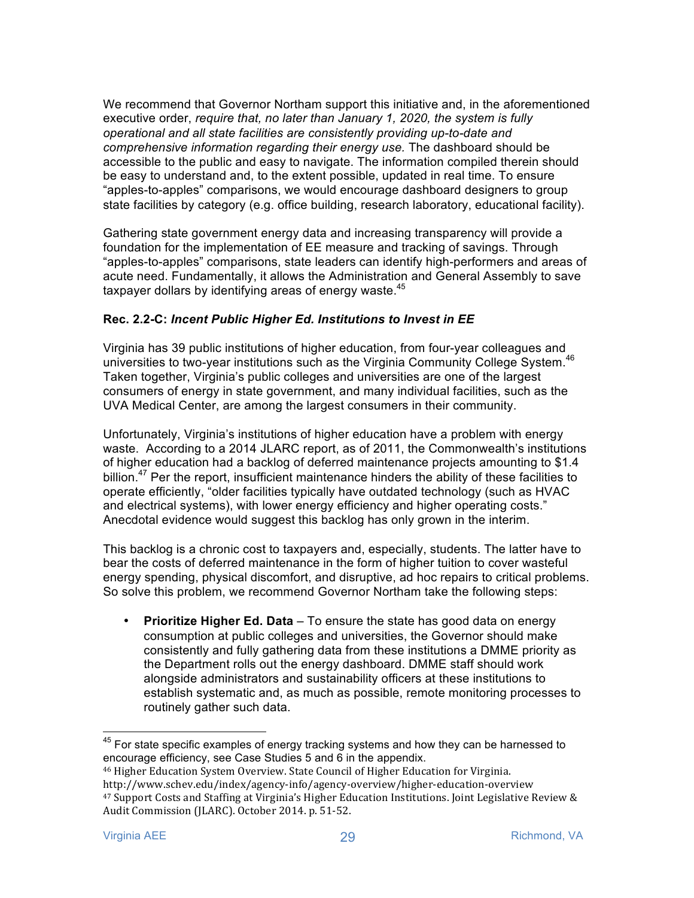We recommend that Governor Northam support this initiative and, in the aforementioned executive order, *require that, no later than January 1, 2020, the system is fully operational and all state facilities are consistently providing up-to-date and comprehensive information regarding their energy use.* The dashboard should be accessible to the public and easy to navigate. The information compiled therein should be easy to understand and, to the extent possible, updated in real time. To ensure "apples-to-apples" comparisons, we would encourage dashboard designers to group state facilities by category (e.g. office building, research laboratory, educational facility).

Gathering state government energy data and increasing transparency will provide a foundation for the implementation of EE measure and tracking of savings. Through "apples-to-apples" comparisons, state leaders can identify high-performers and areas of acute need. Fundamentally, it allows the Administration and General Assembly to save taxpayer dollars by identifying areas of energy waste.[45]

**Rec. 2.2-C:** ***Incent Public Higher Ed. Institutions to Invest in EE***

Virginia has 39 public institutions of higher education, from four-year colleagues and universities to two-year institutions such as the Virginia Community College System.[46] Taken together, Virginia's public colleges and universities are one of the largest consumers of energy in state government, and many individual facilities, such as the UVA Medical Center, are among the largest consumers in their community.

Unfortunately, Virginia's institutions of higher education have a problem with energy waste. According to a 2014 JLARC report, as of 2011, the Commonwealth's institutions of higher education had a backlog of deferred maintenance projects amounting to $1.4 billion.[47] Per the report, insufficient maintenance hinders the ability of these facilities to operate efficiently, "older facilities typically have outdated technology (such as HVAC and electrical systems), with lower energy efficiency and higher operating costs." Anecdotal evidence would suggest this backlog has only grown in the interim.

This backlog is a chronic cost to taxpayers and, especially, students. The latter have to bear the costs of deferred maintenance in the form of higher tuition to cover wasteful energy spending, physical discomfort, and disruptive, ad hoc repairs to critical problems. So solve this problem, we recommend Governor Northam take the following steps:

- **Prioritize Higher Ed. Data** – To ensure the state has good data on energy consumption at public colleges and universities, the Governor should make consistently and fully gathering data from these institutions a DMME priority as the Department rolls out the energy dashboard. DMME staff should work alongside administrators and sustainability officers at these institutions to establish systematic and, as much as possible, remote monitoring processes to routinely gather such data.

---

[45] For state specific examples of energy tracking systems and how they can be harnessed to encourage efficiency, see Case Studies 5 and 6 in the appendix.

[46] Higher Education System Overview. State Council of Higher Education for Virginia. http://www.schev.edu/index/agency-info/agency-overview/higher-education-overview

[47] Support Costs and Staffing at Virginia's Higher Education Institutions. Joint Legislative Review & Audit Commission (JLARC). October 2014. p. 51-52.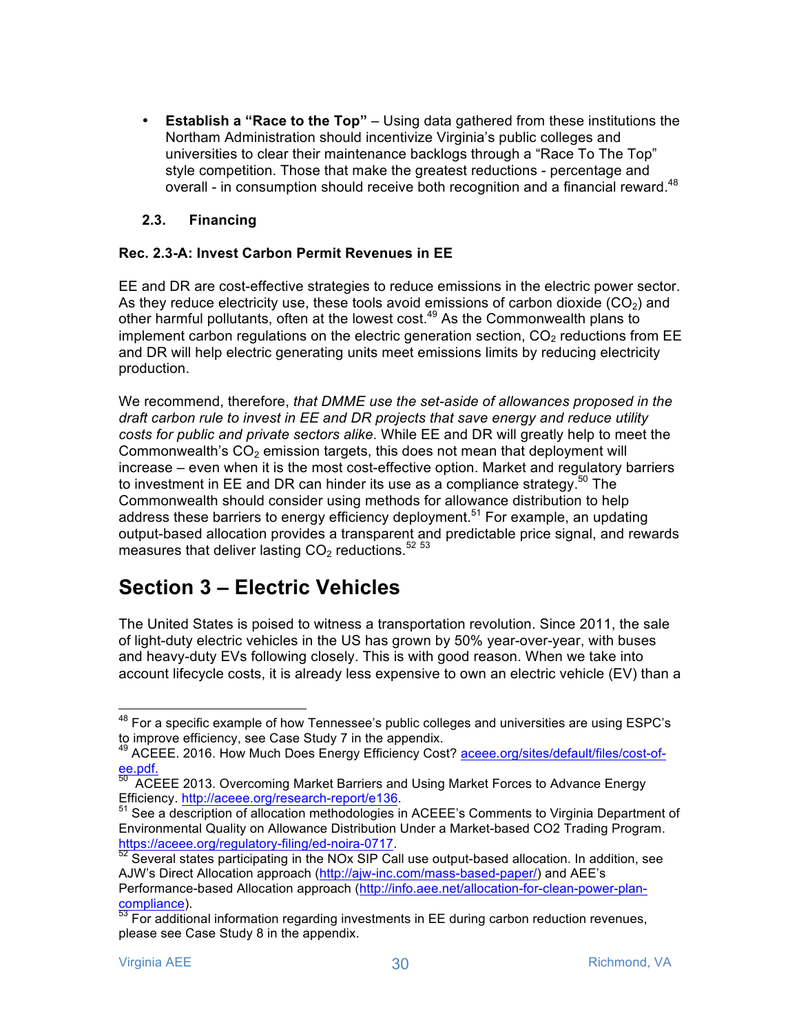- **Establish a "Race to the Top"** – Using data gathered from these institutions the Northam Administration should incentivize Virginia's public colleges and universities to clear their maintenance backlogs through a "Race To The Top" style competition. Those that make the greatest reductions - percentage and overall - in consumption should receive both recognition and a financial reward.[48]

### 2.3. Financing

**Rec. 2.3-A: Invest Carbon Permit Revenues in EE**

EE and DR are cost-effective strategies to reduce emissions in the electric power sector. As they reduce electricity use, these tools avoid emissions of carbon dioxide ($CO_2$) and other harmful pollutants, often at the lowest cost.[49] As the Commonwealth plans to implement carbon regulations on the electric generation section, $CO_2$ reductions from EE and DR will help electric generating units meet emissions limits by reducing electricity production.

We recommend, therefore, *that DMME use the set-aside of allowances proposed in the draft carbon rule to invest in EE and DR projects that save energy and reduce utility costs for public and private sectors alike*. While EE and DR will greatly help to meet the Commonwealth's $CO_2$ emission targets, this does not mean that deployment will increase – even when it is the most cost-effective option. Market and regulatory barriers to investment in EE and DR can hinder its use as a compliance strategy.[50] The Commonwealth should consider using methods for allowance distribution to help address these barriers to energy efficiency deployment.[51] For example, an updating output-based allocation provides a transparent and predictable price signal, and rewards measures that deliver lasting $CO_2$ reductions.[52] [53]

# Section 3 – Electric Vehicles

The United States is poised to witness a transportation revolution. Since 2011, the sale of light-duty electric vehicles in the US has grown by 50% year-over-year, with buses and heavy-duty EVs following closely. This is with good reason. When we take into account lifecycle costs, it is already less expensive to own an electric vehicle (EV) than a

---

[48] For a specific example of how Tennessee's public colleges and universities are using ESPC's to improve efficiency, see Case Study 7 in the appendix.

[49] ACEEE. 2016. How Much Does Energy Efficiency Cost? aceee.org/sites/default/files/cost-of-ee.pdf.

[50] ACEEE 2013. Overcoming Market Barriers and Using Market Forces to Advance Energy Efficiency. http://aceee.org/research-report/e136.

[51] See a description of allocation methodologies in ACEEE's Comments to Virginia Department of Environmental Quality on Allowance Distribution Under a Market-based CO2 Trading Program. https://aceee.org/regulatory-filing/ed-noira-0717.

[52] Several states participating in the NOx SIP Call use output-based allocation. In addition, see AJW's Direct Allocation approach (http://ajw-inc.com/mass-based-paper/) and AEE's Performance-based Allocation approach (http://info.aee.net/allocation-for-clean-power-plan-compliance).

[53] For additional information regarding investments in EE during carbon reduction revenues, please see Case Study 8 in the appendix.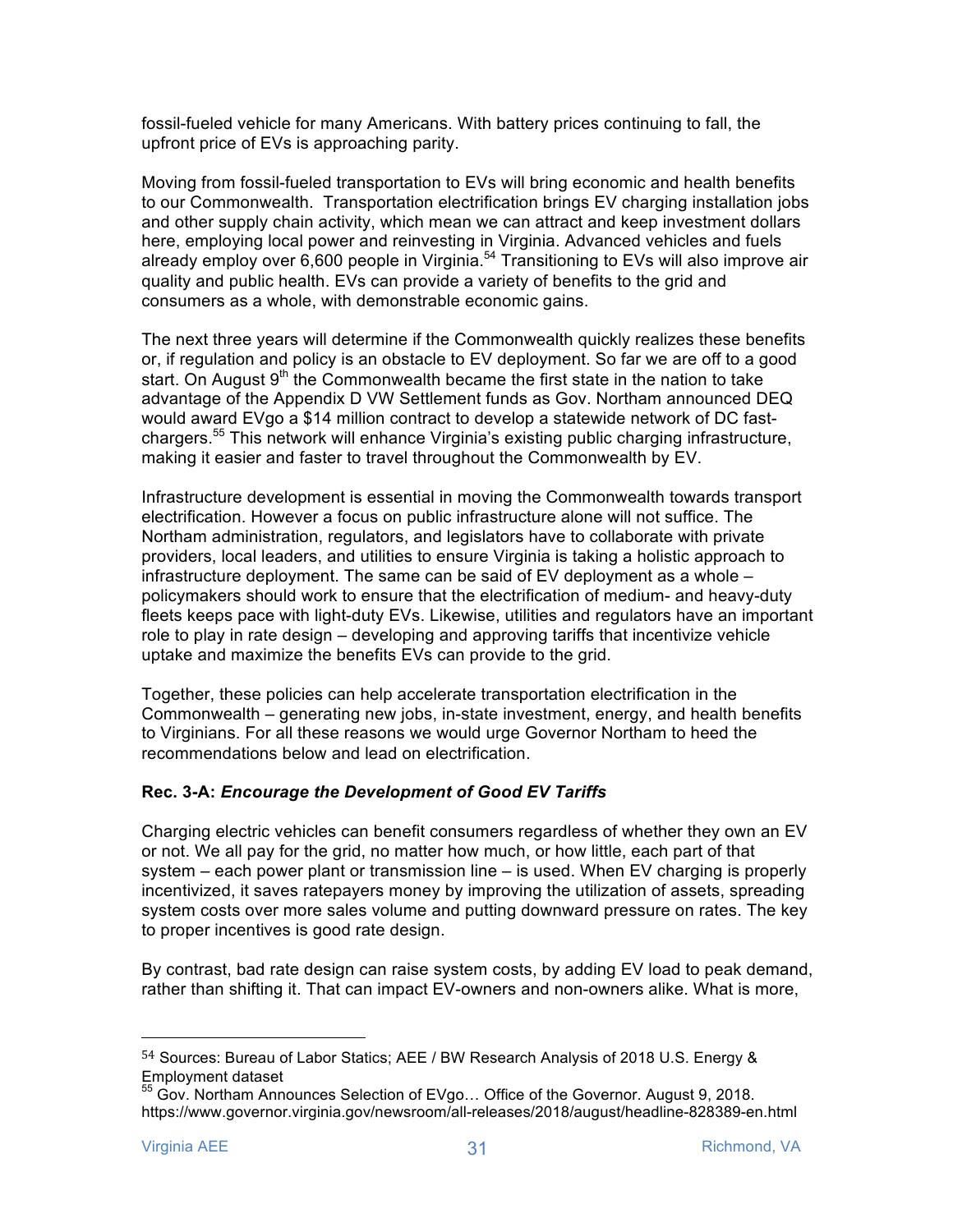fossil-fueled vehicle for many Americans. With battery prices continuing to fall, the upfront price of EVs is approaching parity.

Moving from fossil-fueled transportation to EVs will bring economic and health benefits to our Commonwealth. Transportation electrification brings EV charging installation jobs and other supply chain activity, which mean we can attract and keep investment dollars here, employing local power and reinvesting in Virginia. Advanced vehicles and fuels already employ over 6,600 people in Virginia.[54] Transitioning to EVs will also improve air quality and public health. EVs can provide a variety of benefits to the grid and consumers as a whole, with demonstrable economic gains.

The next three years will determine if the Commonwealth quickly realizes these benefits or, if regulation and policy is an obstacle to EV deployment. So far we are off to a good start. On August 9th the Commonwealth became the first state in the nation to take advantage of the Appendix D VW Settlement funds as Gov. Northam announced DEQ would award EVgo a $14 million contract to develop a statewide network of DC fast-chargers.[55] This network will enhance Virginia's existing public charging infrastructure, making it easier and faster to travel throughout the Commonwealth by EV.

Infrastructure development is essential in moving the Commonwealth towards transport electrification. However a focus on public infrastructure alone will not suffice. The Northam administration, regulators, and legislators have to collaborate with private providers, local leaders, and utilities to ensure Virginia is taking a holistic approach to infrastructure deployment. The same can be said of EV deployment as a whole – policymakers should work to ensure that the electrification of medium- and heavy-duty fleets keeps pace with light-duty EVs. Likewise, utilities and regulators have an important role to play in rate design – developing and approving tariffs that incentivize vehicle uptake and maximize the benefits EVs can provide to the grid.

Together, these policies can help accelerate transportation electrification in the Commonwealth – generating new jobs, in-state investment, energy, and health benefits to Virginians. For all these reasons we would urge Governor Northam to heed the recommendations below and lead on electrification.

**Rec. 3-A: *Encourage the Development of Good EV Tariffs***

Charging electric vehicles can benefit consumers regardless of whether they own an EV or not. We all pay for the grid, no matter how much, or how little, each part of that system – each power plant or transmission line – is used. When EV charging is properly incentivized, it saves ratepayers money by improving the utilization of assets, spreading system costs over more sales volume and putting downward pressure on rates. The key to proper incentives is good rate design.

By contrast, bad rate design can raise system costs, by adding EV load to peak demand, rather than shifting it. That can impact EV-owners and non-owners alike. What is more,

---

[54] Sources: Bureau of Labor Statics; AEE / BW Research Analysis of 2018 U.S. Energy & Employment dataset

[55] Gov. Northam Announces Selection of EVgo… Office of the Governor. August 9, 2018. https://www.governor.virginia.gov/newsroom/all-releases/2018/august/headline-828389-en.html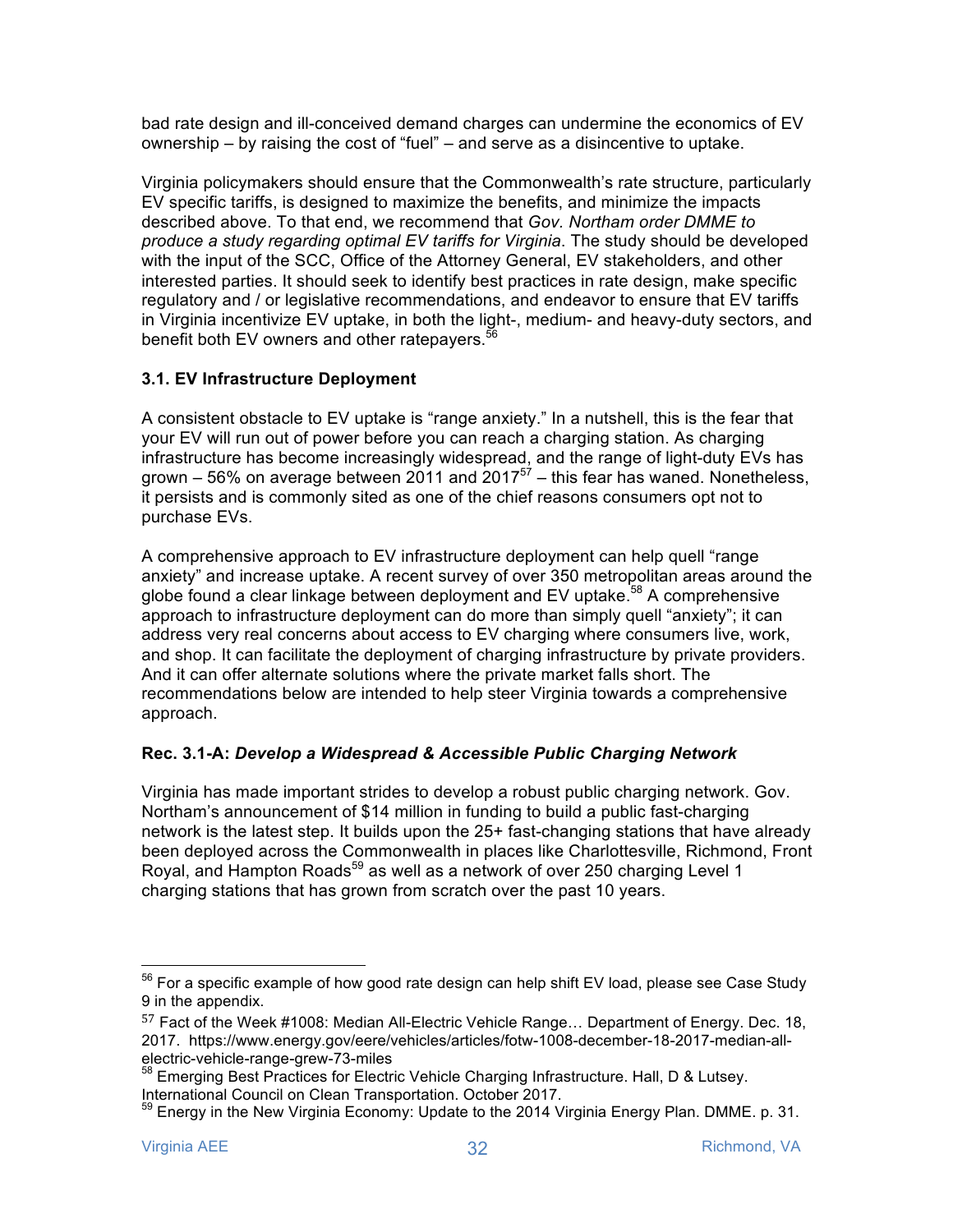bad rate design and ill-conceived demand charges can undermine the economics of EV ownership – by raising the cost of "fuel" – and serve as a disincentive to uptake.

Virginia policymakers should ensure that the Commonwealth's rate structure, particularly EV specific tariffs, is designed to maximize the benefits, and minimize the impacts described above. To that end, we recommend that *Gov. Northam order DMME to produce a study regarding optimal EV tariffs for Virginia*. The study should be developed with the input of the SCC, Office of the Attorney General, EV stakeholders, and other interested parties. It should seek to identify best practices in rate design, make specific regulatory and / or legislative recommendations, and endeavor to ensure that EV tariffs in Virginia incentivize EV uptake, in both the light-, medium- and heavy-duty sectors, and benefit both EV owners and other ratepayers.[56]

### 3.1. EV Infrastructure Deployment

A consistent obstacle to EV uptake is "range anxiety." In a nutshell, this is the fear that your EV will run out of power before you can reach a charging station. As charging infrastructure has become increasingly widespread, and the range of light-duty EVs has grown – 56% on average between 2011 and 2017[57] – this fear has waned. Nonetheless, it persists and is commonly sited as one of the chief reasons consumers opt not to purchase EVs.

A comprehensive approach to EV infrastructure deployment can help quell "range anxiety" and increase uptake. A recent survey of over 350 metropolitan areas around the globe found a clear linkage between deployment and EV uptake.[58] A comprehensive approach to infrastructure deployment can do more than simply quell "anxiety"; it can address very real concerns about access to EV charging where consumers live, work, and shop. It can facilitate the deployment of charging infrastructure by private providers. And it can offer alternate solutions where the private market falls short. The recommendations below are intended to help steer Virginia towards a comprehensive approach.

### Rec. 3.1-A: *Develop a Widespread & Accessible Public Charging Network*

Virginia has made important strides to develop a robust public charging network. Gov. Northam's announcement of $14 million in funding to build a public fast-charging network is the latest step. It builds upon the 25+ fast-changing stations that have already been deployed across the Commonwealth in places like Charlottesville, Richmond, Front Royal, and Hampton Roads[59] as well as a network of over 250 charging Level 1 charging stations that has grown from scratch over the past 10 years.

---

[56] For a specific example of how good rate design can help shift EV load, please see Case Study 9 in the appendix.

[57] Fact of the Week #1008: Median All-Electric Vehicle Range… Department of Energy. Dec. 18, 2017. https://www.energy.gov/eere/vehicles/articles/fotw-1008-december-18-2017-median-all-electric-vehicle-range-grew-73-miles

[58] Emerging Best Practices for Electric Vehicle Charging Infrastructure. Hall, D & Lutsey. International Council on Clean Transportation. October 2017.

[59] Energy in the New Virginia Economy: Update to the 2014 Virginia Energy Plan. DMME. p. 31.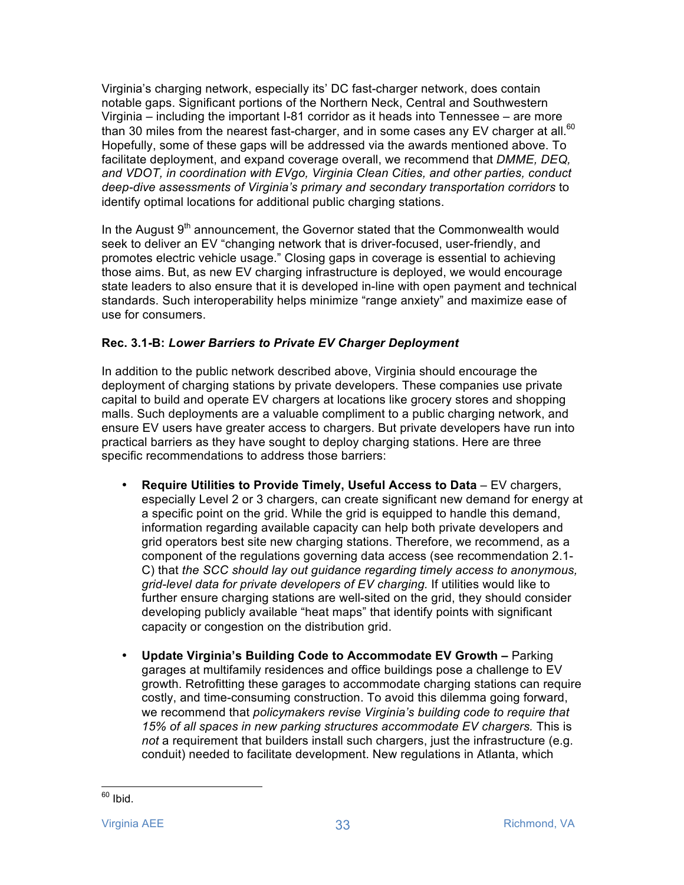Virginia's charging network, especially its' DC fast-charger network, does contain notable gaps. Significant portions of the Northern Neck, Central and Southwestern Virginia – including the important I-81 corridor as it heads into Tennessee – are more than 30 miles from the nearest fast-charger, and in some cases any EV charger at all.[60] Hopefully, some of these gaps will be addressed via the awards mentioned above. To facilitate deployment, and expand coverage overall, we recommend that *DMME, DEQ, and VDOT, in coordination with EVgo, Virginia Clean Cities, and other parties, conduct deep-dive assessments of Virginia's primary and secondary transportation corridors* to identify optimal locations for additional public charging stations.

In the August 9[th] announcement, the Governor stated that the Commonwealth would seek to deliver an EV "changing network that is driver-focused, user-friendly, and promotes electric vehicle usage." Closing gaps in coverage is essential to achieving those aims. But, as new EV charging infrastructure is deployed, we would encourage state leaders to also ensure that it is developed in-line with open payment and technical standards. Such interoperability helps minimize "range anxiety" and maximize ease of use for consumers.

**Rec. 3.1-B:** ***Lower Barriers to Private EV Charger Deployment***

In addition to the public network described above, Virginia should encourage the deployment of charging stations by private developers. These companies use private capital to build and operate EV chargers at locations like grocery stores and shopping malls. Such deployments are a valuable compliment to a public charging network, and ensure EV users have greater access to chargers. But private developers have run into practical barriers as they have sought to deploy charging stations. Here are three specific recommendations to address those barriers:

- **Require Utilities to Provide Timely, Useful Access to Data** – EV chargers, especially Level 2 or 3 chargers, can create significant new demand for energy at a specific point on the grid. While the grid is equipped to handle this demand, information regarding available capacity can help both private developers and grid operators best site new charging stations. Therefore, we recommend, as a component of the regulations governing data access (see recommendation 2.1-C) that *the SCC should lay out guidance regarding timely access to anonymous, grid-level data for private developers of EV charging.* If utilities would like to further ensure charging stations are well-sited on the grid, they should consider developing publicly available "heat maps" that identify points with significant capacity or congestion on the distribution grid.

- **Update Virginia's Building Code to Accommodate EV Growth –** Parking garages at multifamily residences and office buildings pose a challenge to EV growth. Retrofitting these garages to accommodate charging stations can require costly, and time-consuming construction. To avoid this dilemma going forward, we recommend that *policymakers revise Virginia's building code to require that 15% of all spaces in new parking structures accommodate EV chargers.* This is *not* a requirement that builders install such chargers, just the infrastructure (e.g. conduit) needed to facilitate development. New regulations in Atlanta, which

[60] Ibid.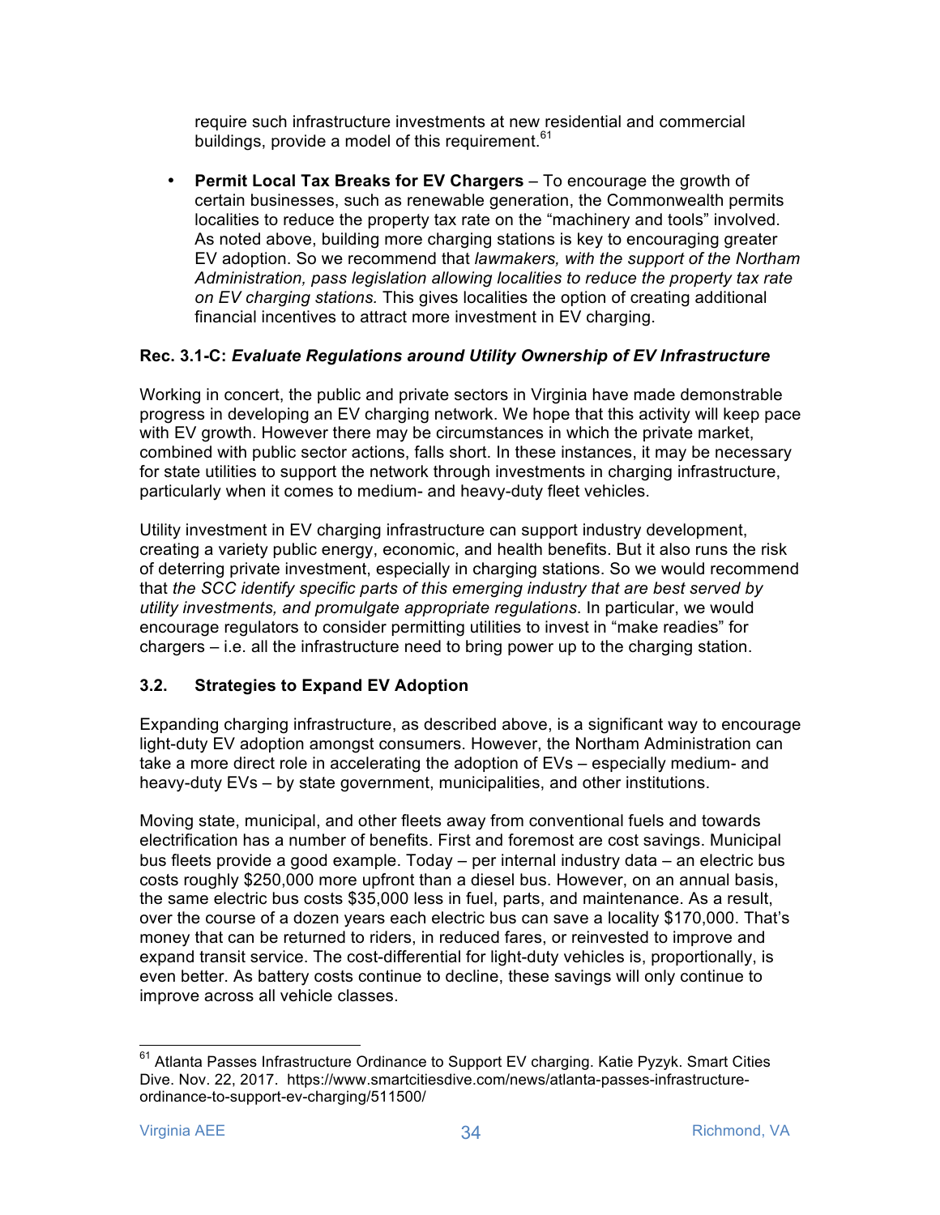require such infrastructure investments at new residential and commercial buildings, provide a model of this requirement.[61]

- **Permit Local Tax Breaks for EV Chargers** – To encourage the growth of certain businesses, such as renewable generation, the Commonwealth permits localities to reduce the property tax rate on the "machinery and tools" involved. As noted above, building more charging stations is key to encouraging greater EV adoption. So we recommend that *lawmakers, with the support of the Northam Administration, pass legislation allowing localities to reduce the property tax rate on EV charging stations.* This gives localities the option of creating additional financial incentives to attract more investment in EV charging.

**Rec. 3.1-C:** ***Evaluate Regulations around Utility Ownership of EV Infrastructure***

Working in concert, the public and private sectors in Virginia have made demonstrable progress in developing an EV charging network. We hope that this activity will keep pace with EV growth. However there may be circumstances in which the private market, combined with public sector actions, falls short. In these instances, it may be necessary for state utilities to support the network through investments in charging infrastructure, particularly when it comes to medium- and heavy-duty fleet vehicles.

Utility investment in EV charging infrastructure can support industry development, creating a variety public energy, economic, and health benefits. But it also runs the risk of deterring private investment, especially in charging stations. So we would recommend that *the SCC identify specific parts of this emerging industry that are best served by utility investments, and promulgate appropriate regulations*. In particular, we would encourage regulators to consider permitting utilities to invest in "make readies" for chargers – i.e. all the infrastructure need to bring power up to the charging station.

### 3.2. Strategies to Expand EV Adoption

Expanding charging infrastructure, as described above, is a significant way to encourage light-duty EV adoption amongst consumers. However, the Northam Administration can take a more direct role in accelerating the adoption of EVs – especially medium- and heavy-duty EVs – by state government, municipalities, and other institutions.

Moving state, municipal, and other fleets away from conventional fuels and towards electrification has a number of benefits. First and foremost are cost savings. Municipal bus fleets provide a good example. Today – per internal industry data – an electric bus costs roughly $250,000 more upfront than a diesel bus. However, on an annual basis, the same electric bus costs $35,000 less in fuel, parts, and maintenance. As a result, over the course of a dozen years each electric bus can save a locality $170,000. That's money that can be returned to riders, in reduced fares, or reinvested to improve and expand transit service. The cost-differential for light-duty vehicles is, proportionally, is even better. As battery costs continue to decline, these savings will only continue to improve across all vehicle classes.

---

[61] Atlanta Passes Infrastructure Ordinance to Support EV charging. Katie Pyzyk. Smart Cities Dive. Nov. 22, 2017. https://www.smartcitiesdive.com/news/atlanta-passes-infrastructure-ordinance-to-support-ev-charging/511500/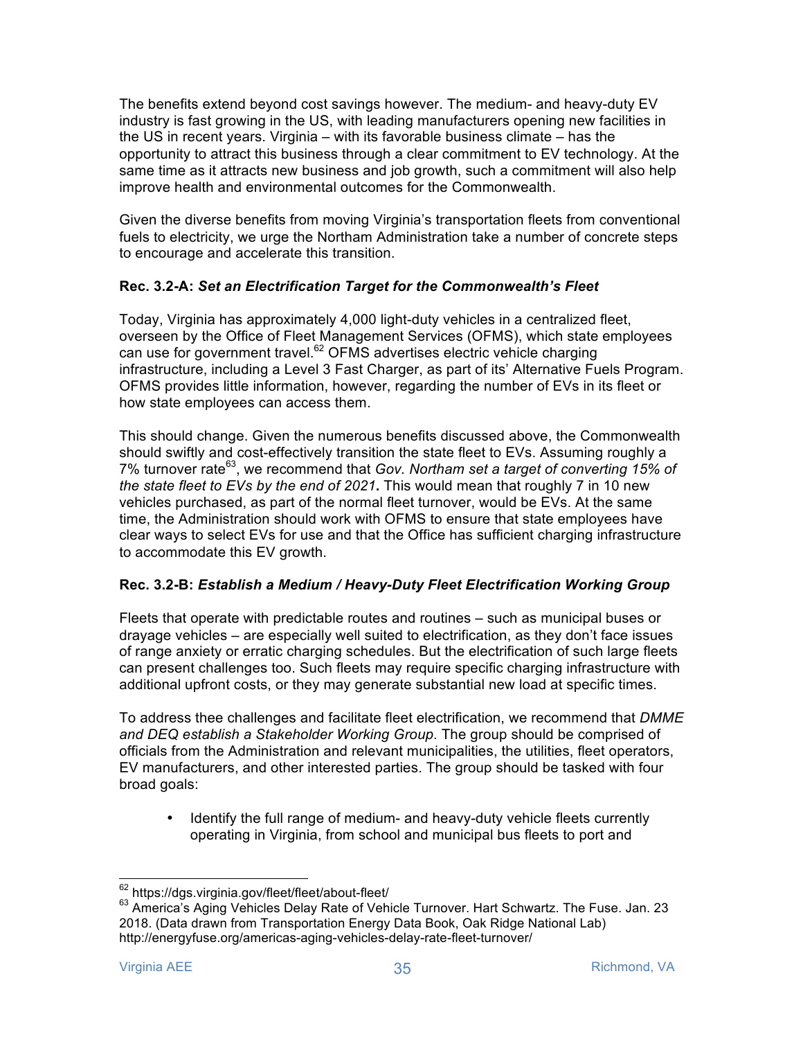The benefits extend beyond cost savings however. The medium- and heavy-duty EV industry is fast growing in the US, with leading manufacturers opening new facilities in the US in recent years. Virginia – with its favorable business climate – has the opportunity to attract this business through a clear commitment to EV technology. At the same time as it attracts new business and job growth, such a commitment will also help improve health and environmental outcomes for the Commonwealth.

Given the diverse benefits from moving Virginia's transportation fleets from conventional fuels to electricity, we urge the Northam Administration take a number of concrete steps to encourage and accelerate this transition.

### Rec. 3.2-A: *Set an Electrification Target for the Commonwealth's Fleet*

Today, Virginia has approximately 4,000 light-duty vehicles in a centralized fleet, overseen by the Office of Fleet Management Services (OFMS), which state employees can use for government travel.[62] OFMS advertises electric vehicle charging infrastructure, including a Level 3 Fast Charger, as part of its' Alternative Fuels Program. OFMS provides little information, however, regarding the number of EVs in its fleet or how state employees can access them.

This should change. Given the numerous benefits discussed above, the Commonwealth should swiftly and cost-effectively transition the state fleet to EVs. Assuming roughly a 7% turnover rate[63], we recommend that *Gov. Northam set a target of converting 15% of the state fleet to EVs by the end of 2021***.** This would mean that roughly 7 in 10 new vehicles purchased, as part of the normal fleet turnover, would be EVs. At the same time, the Administration should work with OFMS to ensure that state employees have clear ways to select EVs for use and that the Office has sufficient charging infrastructure to accommodate this EV growth.

### Rec. 3.2-B: *Establish a Medium / Heavy-Duty Fleet Electrification Working Group*

Fleets that operate with predictable routes and routines – such as municipal buses or drayage vehicles – are especially well suited to electrification, as they don't face issues of range anxiety or erratic charging schedules. But the electrification of such large fleets can present challenges too. Such fleets may require specific charging infrastructure with additional upfront costs, or they may generate substantial new load at specific times.

To address thee challenges and facilitate fleet electrification, we recommend that *DMME and DEQ establish a Stakeholder Working Group*. The group should be comprised of officials from the Administration and relevant municipalities, the utilities, fleet operators, EV manufacturers, and other interested parties. The group should be tasked with four broad goals:

- Identify the full range of medium- and heavy-duty vehicle fleets currently operating in Virginia, from school and municipal bus fleets to port and

---

[62] https://dgs.virginia.gov/fleet/fleet/about-fleet/

[63] America's Aging Vehicles Delay Rate of Vehicle Turnover. Hart Schwartz. The Fuse. Jan. 23 2018. (Data drawn from Transportation Energy Data Book, Oak Ridge National Lab) http://energyfuse.org/americas-aging-vehicles-delay-rate-fleet-turnover/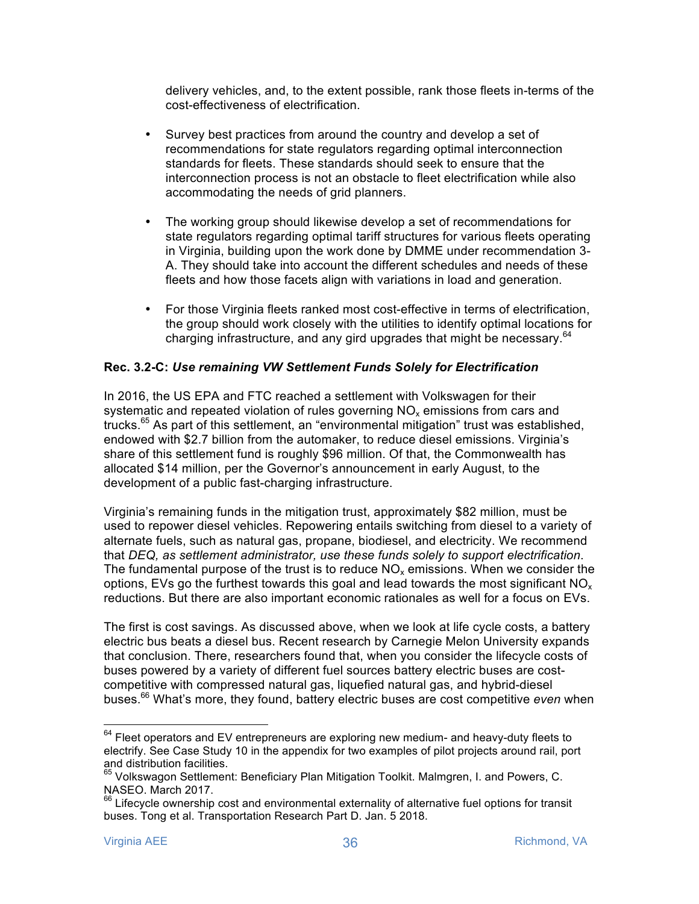delivery vehicles, and, to the extent possible, rank those fleets in-terms of the cost-effectiveness of electrification.

- Survey best practices from around the country and develop a set of recommendations for state regulators regarding optimal interconnection standards for fleets. These standards should seek to ensure that the interconnection process is not an obstacle to fleet electrification while also accommodating the needs of grid planners.

- The working group should likewise develop a set of recommendations for state regulators regarding optimal tariff structures for various fleets operating in Virginia, building upon the work done by DMME under recommendation 3-A. They should take into account the different schedules and needs of these fleets and how those facets align with variations in load and generation.

- For those Virginia fleets ranked most cost-effective in terms of electrification, the group should work closely with the utilities to identify optimal locations for charging infrastructure, and any gird upgrades that might be necessary.[64]

**Rec. 3.2-C:** ***Use remaining VW Settlement Funds Solely for Electrification***

In 2016, the US EPA and FTC reached a settlement with Volkswagen for their systematic and repeated violation of rules governing $NO_x$ emissions from cars and trucks.[65] As part of this settlement, an "environmental mitigation" trust was established, endowed with $2.7 billion from the automaker, to reduce diesel emissions. Virginia's share of this settlement fund is roughly $96 million. Of that, the Commonwealth has allocated $14 million, per the Governor's announcement in early August, to the development of a public fast-charging infrastructure.

Virginia's remaining funds in the mitigation trust, approximately $82 million, must be used to repower diesel vehicles. Repowering entails switching from diesel to a variety of alternate fuels, such as natural gas, propane, biodiesel, and electricity. We recommend that *DEQ, as settlement administrator, use these funds solely to support electrification*. The fundamental purpose of the trust is to reduce $NO_x$ emissions. When we consider the options, EVs go the furthest towards this goal and lead towards the most significant $NO_x$ reductions. But there are also important economic rationales as well for a focus on EVs.

The first is cost savings. As discussed above, when we look at life cycle costs, a battery electric bus beats a diesel bus. Recent research by Carnegie Melon University expands that conclusion. There, researchers found that, when you consider the lifecycle costs of buses powered by a variety of different fuel sources battery electric buses are cost-competitive with compressed natural gas, liquefied natural gas, and hybrid-diesel buses.[66] What's more, they found, battery electric buses are cost competitive *even* when

---

[64] Fleet operators and EV entrepreneurs are exploring new medium- and heavy-duty fleets to electrify. See Case Study 10 in the appendix for two examples of pilot projects around rail, port and distribution facilities.

[65] Volkswagon Settlement: Beneficiary Plan Mitigation Toolkit. Malmgren, I. and Powers, C. NASEO. March 2017.

[66] Lifecycle ownership cost and environmental externality of alternative fuel options for transit buses. Tong et al. Transportation Research Part D. Jan. 5 2018.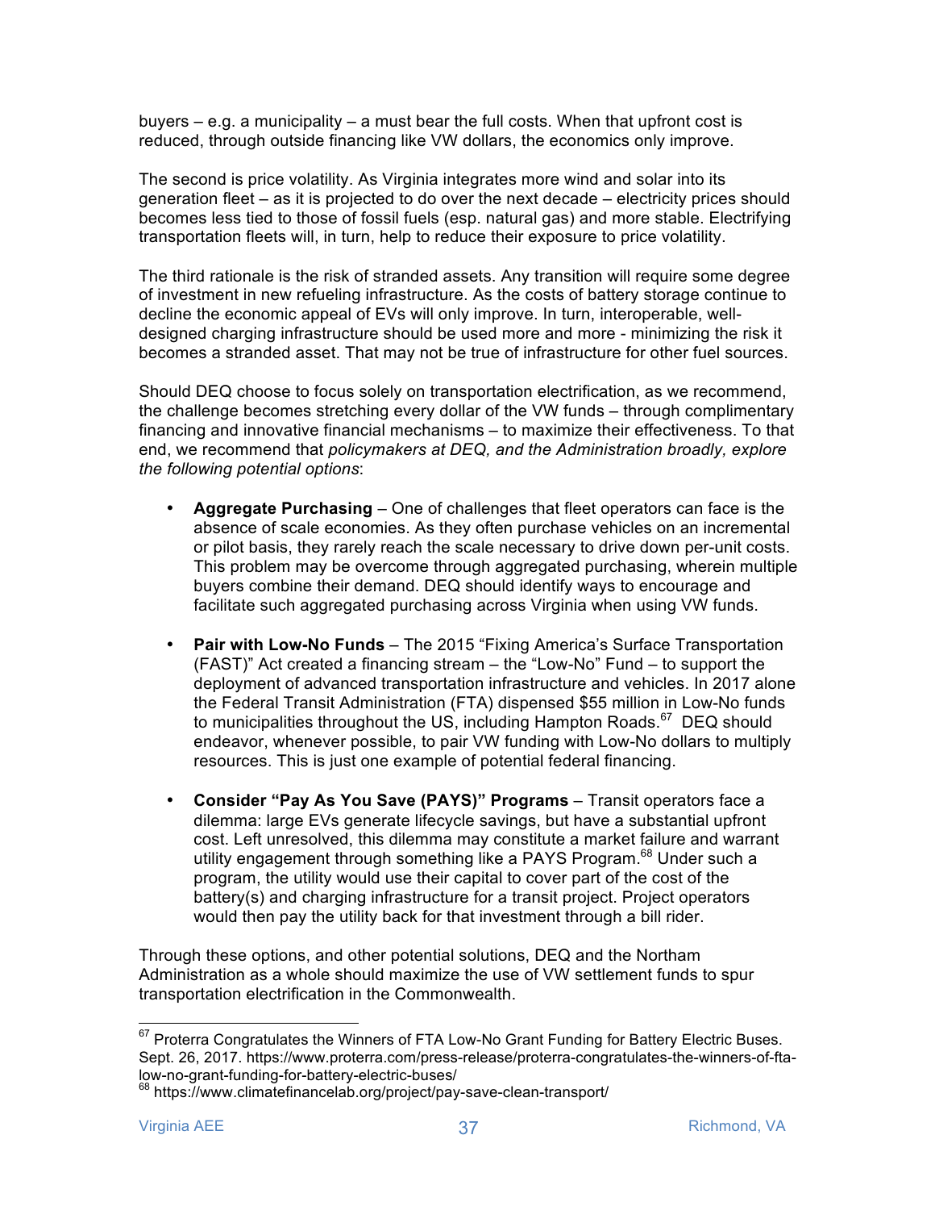buyers – e.g. a municipality – a must bear the full costs. When that upfront cost is reduced, through outside financing like VW dollars, the economics only improve.

The second is price volatility. As Virginia integrates more wind and solar into its generation fleet – as it is projected to do over the next decade – electricity prices should becomes less tied to those of fossil fuels (esp. natural gas) and more stable. Electrifying transportation fleets will, in turn, help to reduce their exposure to price volatility.

The third rationale is the risk of stranded assets. Any transition will require some degree of investment in new refueling infrastructure. As the costs of battery storage continue to decline the economic appeal of EVs will only improve. In turn, interoperable, well-designed charging infrastructure should be used more and more - minimizing the risk it becomes a stranded asset. That may not be true of infrastructure for other fuel sources.

Should DEQ choose to focus solely on transportation electrification, as we recommend, the challenge becomes stretching every dollar of the VW funds – through complimentary financing and innovative financial mechanisms – to maximize their effectiveness. To that end, we recommend that *policymakers at DEQ, and the Administration broadly, explore the following potential options*:

- **Aggregate Purchasing** – One of challenges that fleet operators can face is the absence of scale economies. As they often purchase vehicles on an incremental or pilot basis, they rarely reach the scale necessary to drive down per-unit costs. This problem may be overcome through aggregated purchasing, wherein multiple buyers combine their demand. DEQ should identify ways to encourage and facilitate such aggregated purchasing across Virginia when using VW funds.

- **Pair with Low-No Funds** – The 2015 "Fixing America's Surface Transportation (FAST)" Act created a financing stream – the "Low-No" Fund – to support the deployment of advanced transportation infrastructure and vehicles. In 2017 alone the Federal Transit Administration (FTA) dispensed $55 million in Low-No funds to municipalities throughout the US, including Hampton Roads.[67] DEQ should endeavor, whenever possible, to pair VW funding with Low-No dollars to multiply resources. This is just one example of potential federal financing.

- **Consider "Pay As You Save (PAYS)" Programs** – Transit operators face a dilemma: large EVs generate lifecycle savings, but have a substantial upfront cost. Left unresolved, this dilemma may constitute a market failure and warrant utility engagement through something like a PAYS Program.[68] Under such a program, the utility would use their capital to cover part of the cost of the battery(s) and charging infrastructure for a transit project. Project operators would then pay the utility back for that investment through a bill rider.

Through these options, and other potential solutions, DEQ and the Northam Administration as a whole should maximize the use of VW settlement funds to spur transportation electrification in the Commonwealth.

---

[67] Proterra Congratulates the Winners of FTA Low-No Grant Funding for Battery Electric Buses. Sept. 26, 2017. https://www.proterra.com/press-release/proterra-congratulates-the-winners-of-fta-low-no-grant-funding-for-battery-electric-buses/

[68] https://www.climatefinancelab.org/project/pay-save-clean-transport/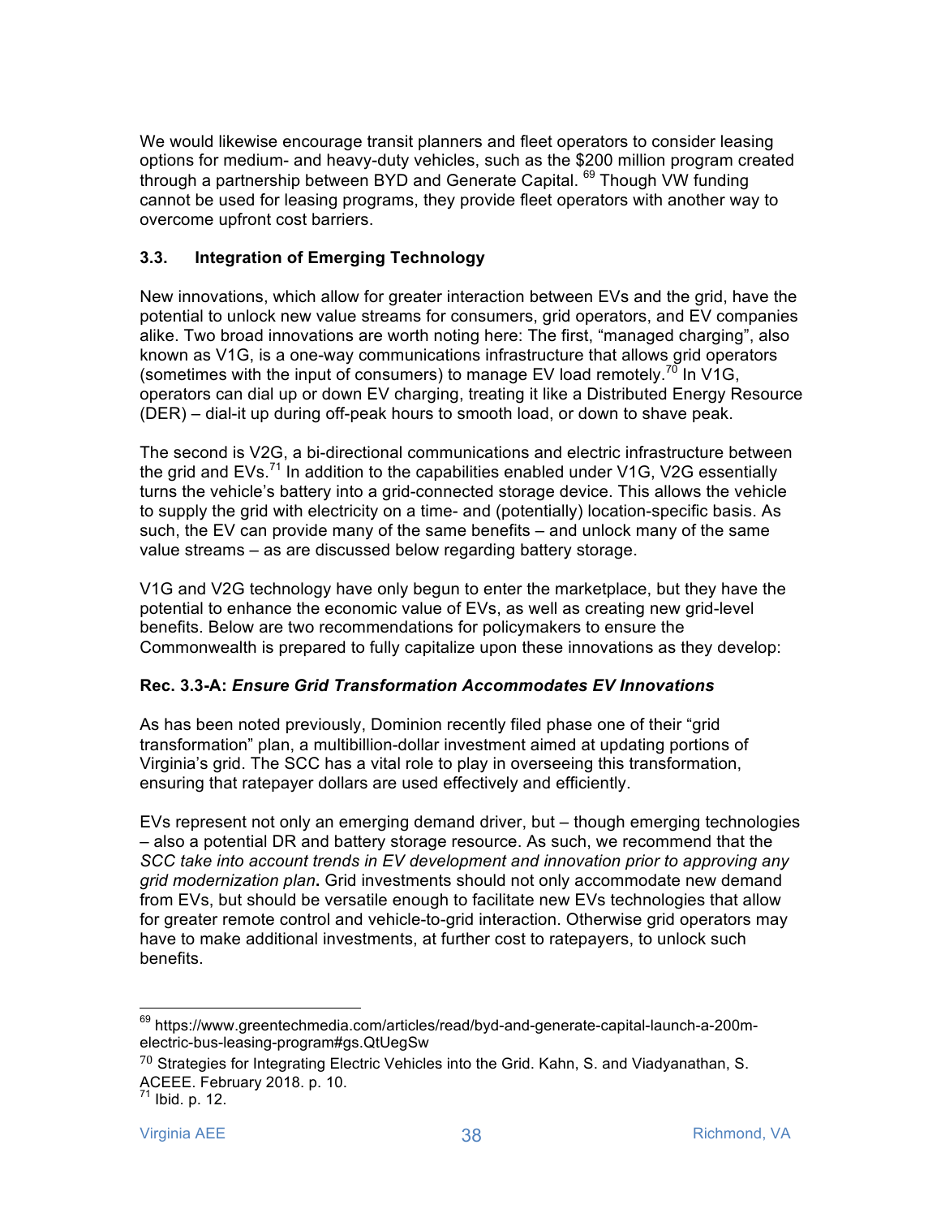We would likewise encourage transit planners and fleet operators to consider leasing options for medium- and heavy-duty vehicles, such as the $200 million program created through a partnership between BYD and Generate Capital. [69] Though VW funding cannot be used for leasing programs, they provide fleet operators with another way to overcome upfront cost barriers.

### 3.3. Integration of Emerging Technology

New innovations, which allow for greater interaction between EVs and the grid, have the potential to unlock new value streams for consumers, grid operators, and EV companies alike. Two broad innovations are worth noting here: The first, "managed charging", also known as V1G, is a one-way communications infrastructure that allows grid operators (sometimes with the input of consumers) to manage EV load remotely.[70] In V1G, operators can dial up or down EV charging, treating it like a Distributed Energy Resource (DER) – dial-it up during off-peak hours to smooth load, or down to shave peak.

The second is V2G, a bi-directional communications and electric infrastructure between the grid and EVs.[71] In addition to the capabilities enabled under V1G, V2G essentially turns the vehicle's battery into a grid-connected storage device. This allows the vehicle to supply the grid with electricity on a time- and (potentially) location-specific basis. As such, the EV can provide many of the same benefits – and unlock many of the same value streams – as are discussed below regarding battery storage.

V1G and V2G technology have only begun to enter the marketplace, but they have the potential to enhance the economic value of EVs, as well as creating new grid-level benefits. Below are two recommendations for policymakers to ensure the Commonwealth is prepared to fully capitalize upon these innovations as they develop:

#### Rec. 3.3-A: *Ensure Grid Transformation Accommodates EV Innovations*

As has been noted previously, Dominion recently filed phase one of their "grid transformation" plan, a multibillion-dollar investment aimed at updating portions of Virginia's grid. The SCC has a vital role to play in overseeing this transformation, ensuring that ratepayer dollars are used effectively and efficiently.

EVs represent not only an emerging demand driver, but – though emerging technologies – also a potential DR and battery storage resource. As such, we recommend that the *SCC take into account trends in EV development and innovation prior to approving any grid modernization plan***.** Grid investments should not only accommodate new demand from EVs, but should be versatile enough to facilitate new EVs technologies that allow for greater remote control and vehicle-to-grid interaction. Otherwise grid operators may have to make additional investments, at further cost to ratepayers, to unlock such benefits.

---

[69] https://www.greentechmedia.com/articles/read/byd-and-generate-capital-launch-a-200m-electric-bus-leasing-program#gs.QtUegSw

[70] Strategies for Integrating Electric Vehicles into the Grid. Kahn, S. and Viadyanathan, S. ACEEE. February 2018. p. 10.

[71] Ibid. p. 12.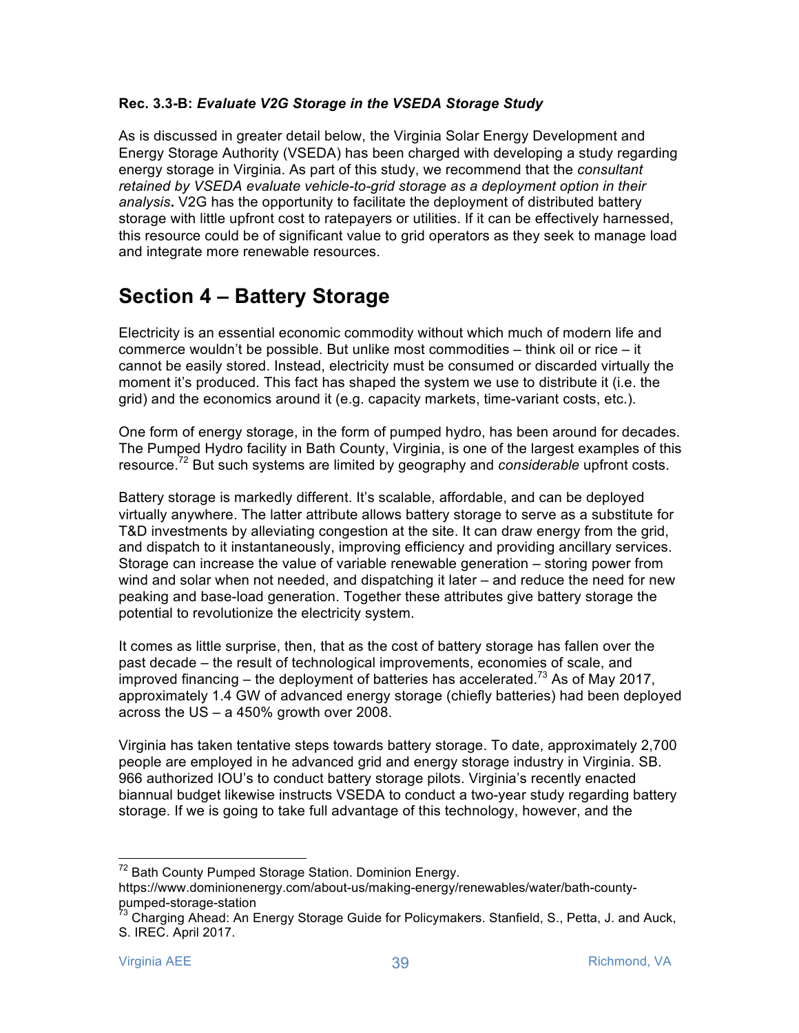**Rec. 3.3-B:** ***Evaluate V2G Storage in the VSEDA Storage Study***

As is discussed in greater detail below, the Virginia Solar Energy Development and Energy Storage Authority (VSEDA) has been charged with developing a study regarding energy storage in Virginia. As part of this study, we recommend that the *consultant retained by VSEDA evaluate vehicle-to-grid storage as a deployment option in their analysis***.** V2G has the opportunity to facilitate the deployment of distributed battery storage with little upfront cost to ratepayers or utilities. If it can be effectively harnessed, this resource could be of significant value to grid operators as they seek to manage load and integrate more renewable resources.

# Section 4 – Battery Storage

Electricity is an essential economic commodity without which much of modern life and commerce wouldn't be possible. But unlike most commodities – think oil or rice – it cannot be easily stored. Instead, electricity must be consumed or discarded virtually the moment it's produced. This fact has shaped the system we use to distribute it (i.e. the grid) and the economics around it (e.g. capacity markets, time-variant costs, etc.).

One form of energy storage, in the form of pumped hydro, has been around for decades. The Pumped Hydro facility in Bath County, Virginia, is one of the largest examples of this resource.[72] But such systems are limited by geography and *considerable* upfront costs.

Battery storage is markedly different. It's scalable, affordable, and can be deployed virtually anywhere. The latter attribute allows battery storage to serve as a substitute for T&D investments by alleviating congestion at the site. It can draw energy from the grid, and dispatch to it instantaneously, improving efficiency and providing ancillary services. Storage can increase the value of variable renewable generation – storing power from wind and solar when not needed, and dispatching it later – and reduce the need for new peaking and base-load generation. Together these attributes give battery storage the potential to revolutionize the electricity system.

It comes as little surprise, then, that as the cost of battery storage has fallen over the past decade – the result of technological improvements, economies of scale, and improved financing – the deployment of batteries has accelerated.[73] As of May 2017, approximately 1.4 GW of advanced energy storage (chiefly batteries) had been deployed across the US – a 450% growth over 2008.

Virginia has taken tentative steps towards battery storage. To date, approximately 2,700 people are employed in he advanced grid and energy storage industry in Virginia. SB. 966 authorized IOU's to conduct battery storage pilots. Virginia's recently enacted biannual budget likewise instructs VSEDA to conduct a two-year study regarding battery storage. If we is going to take full advantage of this technology, however, and the

---

[72] Bath County Pumped Storage Station. Dominion Energy. https://www.dominionenergy.com/about-us/making-energy/renewables/water/bath-county-pumped-storage-station

[73] Charging Ahead: An Energy Storage Guide for Policymakers. Stanfield, S., Petta, J. and Auck, S. IREC. April 2017.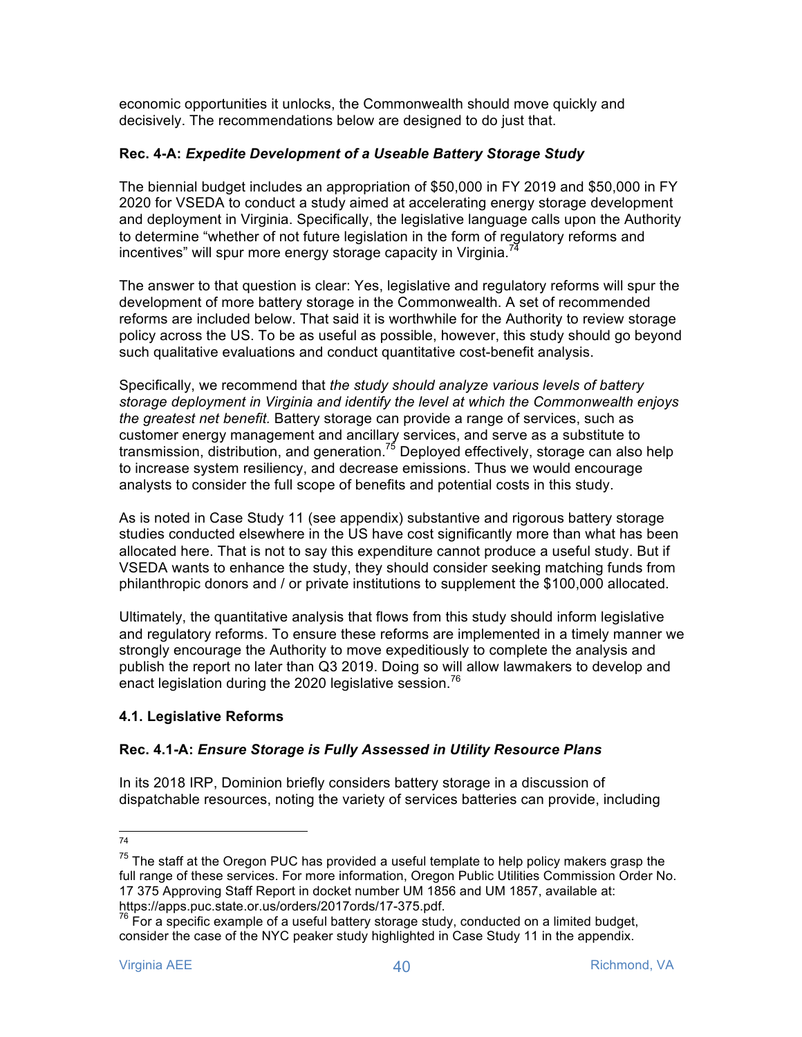economic opportunities it unlocks, the Commonwealth should move quickly and decisively. The recommendations below are designed to do just that.

**Rec. 4-A:** ***Expedite Development of a Useable Battery Storage Study***

The biennial budget includes an appropriation of $50,000 in FY 2019 and $50,000 in FY 2020 for VSEDA to conduct a study aimed at accelerating energy storage development and deployment in Virginia. Specifically, the legislative language calls upon the Authority to determine "whether of not future legislation in the form of regulatory reforms and incentives" will spur more energy storage capacity in Virginia.[74]

The answer to that question is clear: Yes, legislative and regulatory reforms will spur the development of more battery storage in the Commonwealth. A set of recommended reforms are included below. That said it is worthwhile for the Authority to review storage policy across the US. To be as useful as possible, however, this study should go beyond such qualitative evaluations and conduct quantitative cost-benefit analysis.

Specifically, we recommend that *the study should analyze various levels of battery storage deployment in Virginia and identify the level at which the Commonwealth enjoys the greatest net benefit.* Battery storage can provide a range of services, such as customer energy management and ancillary services, and serve as a substitute to transmission, distribution, and generation.[75] Deployed effectively, storage can also help to increase system resiliency, and decrease emissions. Thus we would encourage analysts to consider the full scope of benefits and potential costs in this study.

As is noted in Case Study 11 (see appendix) substantive and rigorous battery storage studies conducted elsewhere in the US have cost significantly more than what has been allocated here. That is not to say this expenditure cannot produce a useful study. But if VSEDA wants to enhance the study, they should consider seeking matching funds from philanthropic donors and / or private institutions to supplement the $100,000 allocated.

Ultimately, the quantitative analysis that flows from this study should inform legislative and regulatory reforms. To ensure these reforms are implemented in a timely manner we strongly encourage the Authority to move expeditiously to complete the analysis and publish the report no later than Q3 2019. Doing so will allow lawmakers to develop and enact legislation during the 2020 legislative session.[76]

### 4.1. Legislative Reforms

**Rec. 4.1-A:** ***Ensure Storage is Fully Assessed in Utility Resource Plans***

In its 2018 IRP, Dominion briefly considers battery storage in a discussion of dispatchable resources, noting the variety of services batteries can provide, including

---

[74]

[75] The staff at the Oregon PUC has provided a useful template to help policy makers grasp the full range of these services. For more information, Oregon Public Utilities Commission Order No. 17 375 Approving Staff Report in docket number UM 1856 and UM 1857, available at: https://apps.puc.state.or.us/orders/2017ords/17-375.pdf.

[76] For a specific example of a useful battery storage study, conducted on a limited budget, consider the case of the NYC peaker study highlighted in Case Study 11 in the appendix.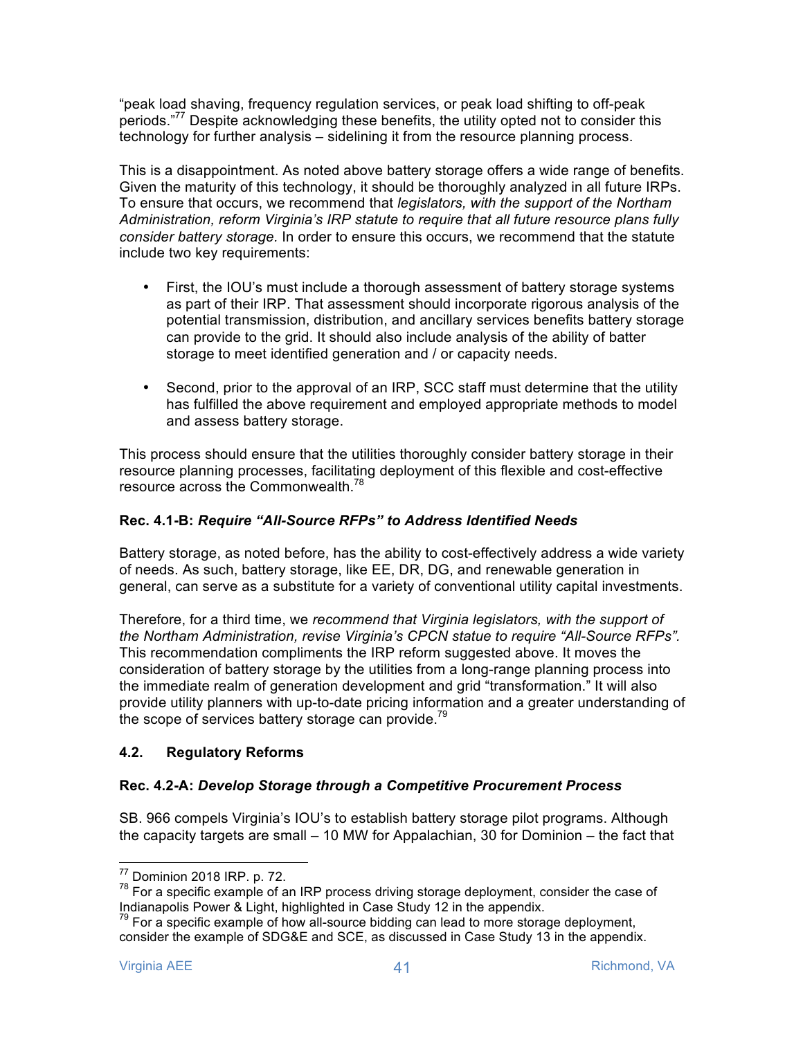"peak load shaving, frequency regulation services, or peak load shifting to off-peak periods."[77] Despite acknowledging these benefits, the utility opted not to consider this technology for further analysis – sidelining it from the resource planning process.

This is a disappointment. As noted above battery storage offers a wide range of benefits. Given the maturity of this technology, it should be thoroughly analyzed in all future IRPs. To ensure that occurs, we recommend that *legislators, with the support of the Northam Administration, reform Virginia's IRP statute to require that all future resource plans fully consider battery storage.* In order to ensure this occurs, we recommend that the statute include two key requirements:

- First, the IOU's must include a thorough assessment of battery storage systems as part of their IRP. That assessment should incorporate rigorous analysis of the potential transmission, distribution, and ancillary services benefits battery storage can provide to the grid. It should also include analysis of the ability of batter storage to meet identified generation and / or capacity needs.

- Second, prior to the approval of an IRP, SCC staff must determine that the utility has fulfilled the above requirement and employed appropriate methods to model and assess battery storage.

This process should ensure that the utilities thoroughly consider battery storage in their resource planning processes, facilitating deployment of this flexible and cost-effective resource across the Commonwealth.[78]

**Rec. 4.1-B: *Require "All-Source RFPs" to Address Identified Needs***

Battery storage, as noted before, has the ability to cost-effectively address a wide variety of needs. As such, battery storage, like EE, DR, DG, and renewable generation in general, can serve as a substitute for a variety of conventional utility capital investments.

Therefore, for a third time, we *recommend that Virginia legislators, with the support of the Northam Administration, revise Virginia's CPCN statue to require "All-Source RFPs".* This recommendation compliments the IRP reform suggested above. It moves the consideration of battery storage by the utilities from a long-range planning process into the immediate realm of generation development and grid "transformation." It will also provide utility planners with up-to-date pricing information and a greater understanding of the scope of services battery storage can provide.[79]

## 4.2. Regulatory Reforms

**Rec. 4.2-A: *Develop Storage through a Competitive Procurement Process***

SB. 966 compels Virginia's IOU's to establish battery storage pilot programs. Although the capacity targets are small – 10 MW for Appalachian, 30 for Dominion – the fact that

---

[77] Dominion 2018 IRP. p. 72.

[78] For a specific example of an IRP process driving storage deployment, consider the case of Indianapolis Power & Light, highlighted in Case Study 12 in the appendix.

[79] For a specific example of how all-source bidding can lead to more storage deployment, consider the example of SDG&E and SCE, as discussed in Case Study 13 in the appendix.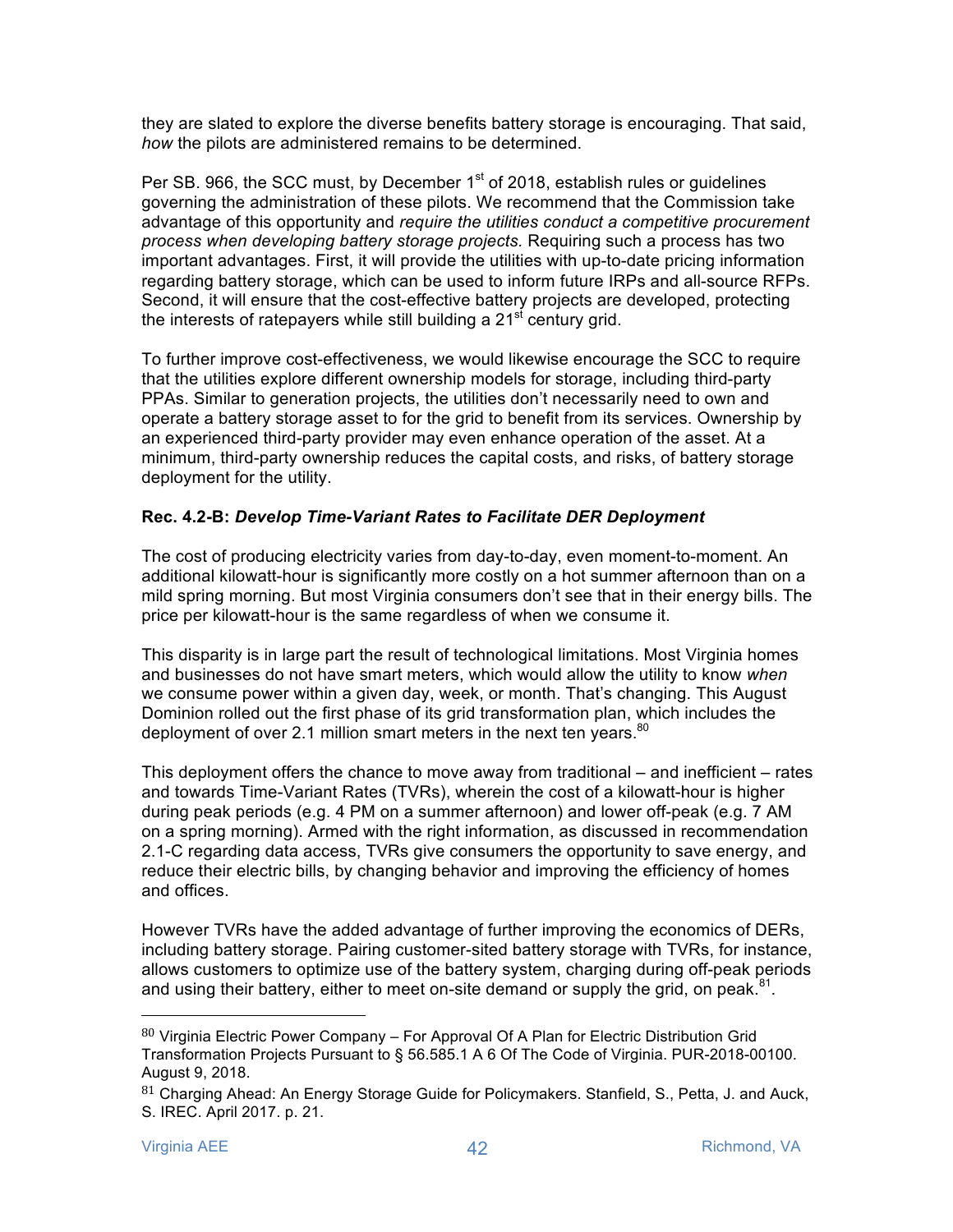they are slated to explore the diverse benefits battery storage is encouraging. That said, *how* the pilots are administered remains to be determined.

Per SB. 966, the SCC must, by December 1st of 2018, establish rules or guidelines governing the administration of these pilots. We recommend that the Commission take advantage of this opportunity and *require the utilities conduct a competitive procurement process when developing battery storage projects.* Requiring such a process has two important advantages. First, it will provide the utilities with up-to-date pricing information regarding battery storage, which can be used to inform future IRPs and all-source RFPs. Second, it will ensure that the cost-effective battery projects are developed, protecting the interests of ratepayers while still building a 21st century grid.

To further improve cost-effectiveness, we would likewise encourage the SCC to require that the utilities explore different ownership models for storage, including third-party PPAs. Similar to generation projects, the utilities don't necessarily need to own and operate a battery storage asset to for the grid to benefit from its services. Ownership by an experienced third-party provider may even enhance operation of the asset. At a minimum, third-party ownership reduces the capital costs, and risks, of battery storage deployment for the utility.

**Rec. 4.2-B:** ***Develop Time-Variant Rates to Facilitate DER Deployment***

The cost of producing electricity varies from day-to-day, even moment-to-moment. An additional kilowatt-hour is significantly more costly on a hot summer afternoon than on a mild spring morning. But most Virginia consumers don't see that in their energy bills. The price per kilowatt-hour is the same regardless of when we consume it.

This disparity is in large part the result of technological limitations. Most Virginia homes and businesses do not have smart meters, which would allow the utility to know *when* we consume power within a given day, week, or month. That's changing. This August Dominion rolled out the first phase of its grid transformation plan, which includes the deployment of over 2.1 million smart meters in the next ten years.[80]

This deployment offers the chance to move away from traditional – and inefficient – rates and towards Time-Variant Rates (TVRs), wherein the cost of a kilowatt-hour is higher during peak periods (e.g. 4 PM on a summer afternoon) and lower off-peak (e.g. 7 AM on a spring morning). Armed with the right information, as discussed in recommendation 2.1-C regarding data access, TVRs give consumers the opportunity to save energy, and reduce their electric bills, by changing behavior and improving the efficiency of homes and offices.

However TVRs have the added advantage of further improving the economics of DERs, including battery storage. Pairing customer-sited battery storage with TVRs, for instance, allows customers to optimize use of the battery system, charging during off-peak periods and using their battery, either to meet on-site demand or supply the grid, on peak.[81].

[80] Virginia Electric Power Company – For Approval Of A Plan for Electric Distribution Grid Transformation Projects Pursuant to § 56.585.1 A 6 Of The Code of Virginia. PUR-2018-00100. August 9, 2018.

[81] Charging Ahead: An Energy Storage Guide for Policymakers. Stanfield, S., Petta, J. and Auck, S. IREC. April 2017. p. 21.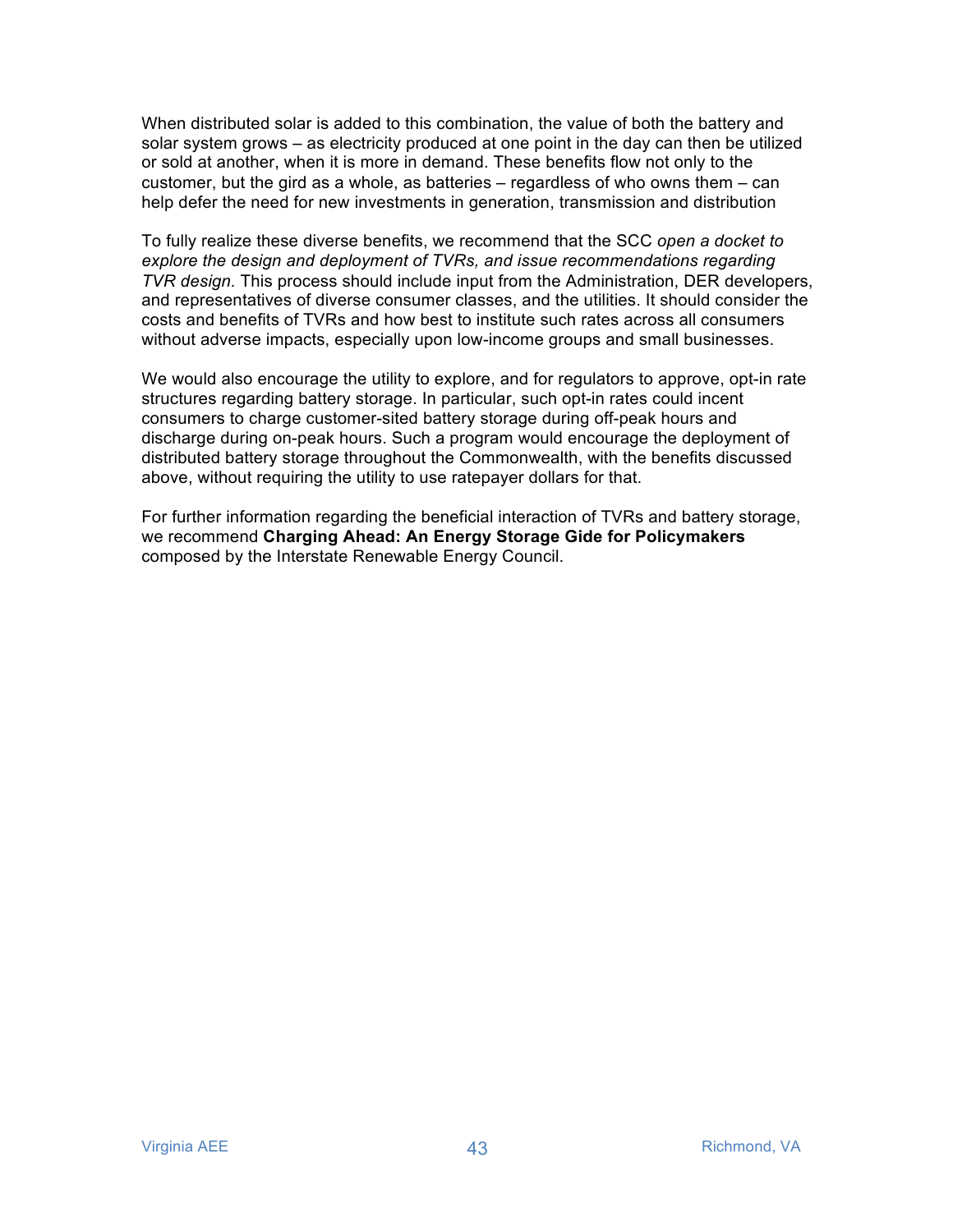When distributed solar is added to this combination, the value of both the battery and solar system grows – as electricity produced at one point in the day can then be utilized or sold at another, when it is more in demand. These benefits flow not only to the customer, but the gird as a whole, as batteries – regardless of who owns them – can help defer the need for new investments in generation, transmission and distribution

To fully realize these diverse benefits, we recommend that the SCC *open a docket to explore the design and deployment of TVRs, and issue recommendations regarding TVR design.* This process should include input from the Administration, DER developers, and representatives of diverse consumer classes, and the utilities. It should consider the costs and benefits of TVRs and how best to institute such rates across all consumers without adverse impacts, especially upon low-income groups and small businesses.

We would also encourage the utility to explore, and for regulators to approve, opt-in rate structures regarding battery storage. In particular, such opt-in rates could incent consumers to charge customer-sited battery storage during off-peak hours and discharge during on-peak hours. Such a program would encourage the deployment of distributed battery storage throughout the Commonwealth, with the benefits discussed above, without requiring the utility to use ratepayer dollars for that.

For further information regarding the beneficial interaction of TVRs and battery storage, we recommend **Charging Ahead: An Energy Storage Gide for Policymakers** composed by the Interstate Renewable Energy Council.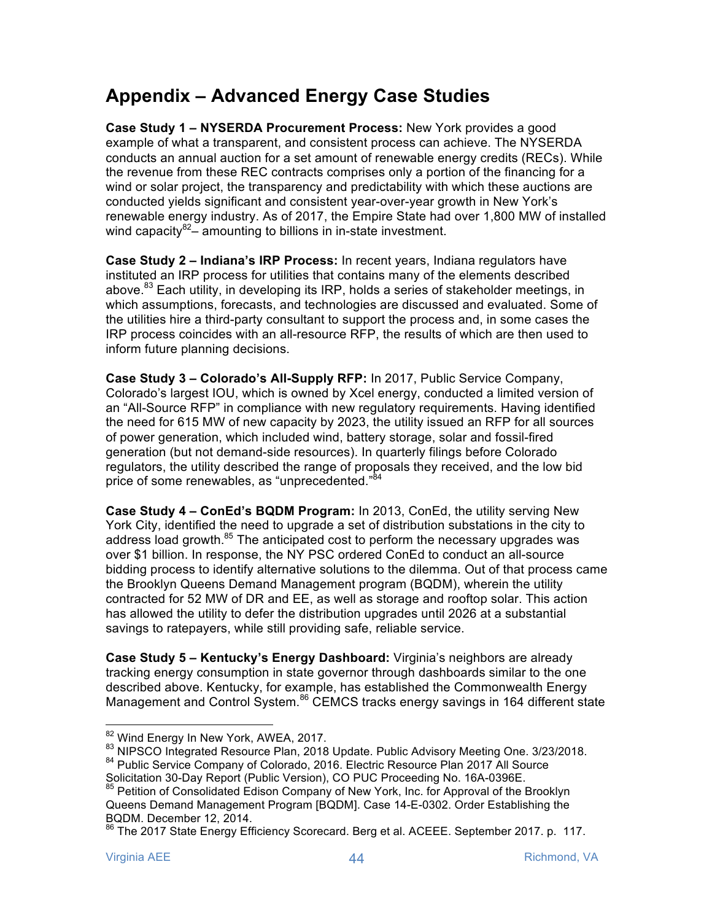# Appendix – Advanced Energy Case Studies

**Case Study 1 – NYSERDA Procurement Process:** New York provides a good example of what a transparent, and consistent process can achieve. The NYSERDA conducts an annual auction for a set amount of renewable energy credits (RECs). While the revenue from these REC contracts comprises only a portion of the financing for a wind or solar project, the transparency and predictability with which these auctions are conducted yields significant and consistent year-over-year growth in New York's renewable energy industry. As of 2017, the Empire State had over 1,800 MW of installed wind capacity[82]– amounting to billions in in-state investment.

**Case Study 2 – Indiana's IRP Process:** In recent years, Indiana regulators have instituted an IRP process for utilities that contains many of the elements described above.[83] Each utility, in developing its IRP, holds a series of stakeholder meetings, in which assumptions, forecasts, and technologies are discussed and evaluated. Some of the utilities hire a third-party consultant to support the process and, in some cases the IRP process coincides with an all-resource RFP, the results of which are then used to inform future planning decisions.

**Case Study 3 – Colorado's All-Supply RFP:** In 2017, Public Service Company, Colorado's largest IOU, which is owned by Xcel energy, conducted a limited version of an "All-Source RFP" in compliance with new regulatory requirements. Having identified the need for 615 MW of new capacity by 2023, the utility issued an RFP for all sources of power generation, which included wind, battery storage, solar and fossil-fired generation (but not demand-side resources). In quarterly filings before Colorado regulators, the utility described the range of proposals they received, and the low bid price of some renewables, as "unprecedented."[84]

**Case Study 4 – ConEd's BQDM Program:** In 2013, ConEd, the utility serving New York City, identified the need to upgrade a set of distribution substations in the city to address load growth.[85] The anticipated cost to perform the necessary upgrades was over $1 billion. In response, the NY PSC ordered ConEd to conduct an all-source bidding process to identify alternative solutions to the dilemma. Out of that process came the Brooklyn Queens Demand Management program (BQDM), wherein the utility contracted for 52 MW of DR and EE, as well as storage and rooftop solar. This action has allowed the utility to defer the distribution upgrades until 2026 at a substantial savings to ratepayers, while still providing safe, reliable service.

**Case Study 5 – Kentucky's Energy Dashboard:** Virginia's neighbors are already tracking energy consumption in state governor through dashboards similar to the one described above. Kentucky, for example, has established the Commonwealth Energy Management and Control System.[86] CEMCS tracks energy savings in 164 different state

---

[82] Wind Energy In New York, AWEA, 2017.

[83] NIPSCO Integrated Resource Plan, 2018 Update. Public Advisory Meeting One. 3/23/2018.

[84] Public Service Company of Colorado, 2016. Electric Resource Plan 2017 All Source Solicitation 30-Day Report (Public Version), CO PUC Proceeding No. 16A-0396E.

[85] Petition of Consolidated Edison Company of New York, Inc. for Approval of the Brooklyn Queens Demand Management Program [BQDM]. Case 14-E-0302. Order Establishing the BQDM. December 12, 2014.

[86] The 2017 State Energy Efficiency Scorecard. Berg et al. ACEEE. September 2017. p. 117.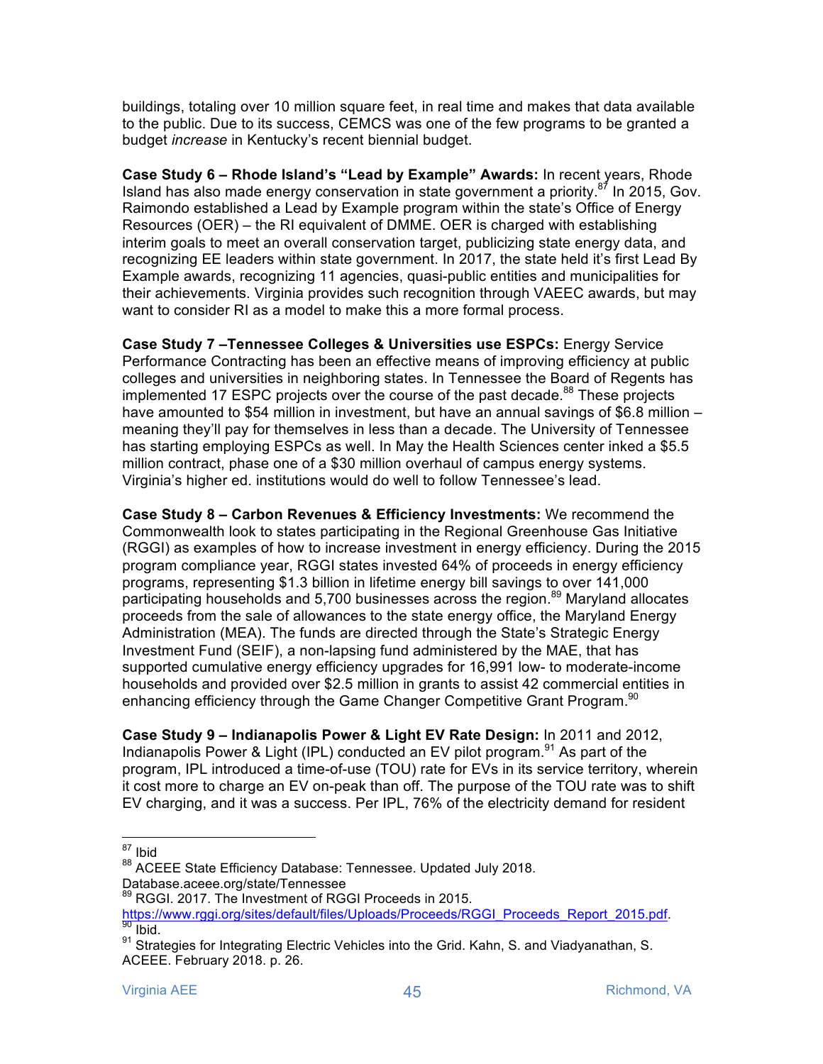buildings, totaling over 10 million square feet, in real time and makes that data available to the public. Due to its success, CEMCS was one of the few programs to be granted a budget *increase* in Kentucky's recent biennial budget.

**Case Study 6 – Rhode Island's "Lead by Example" Awards:** In recent years, Rhode Island has also made energy conservation in state government a priority.[87] In 2015, Gov. Raimondo established a Lead by Example program within the state's Office of Energy Resources (OER) – the RI equivalent of DMME. OER is charged with establishing interim goals to meet an overall conservation target, publicizing state energy data, and recognizing EE leaders within state government. In 2017, the state held it's first Lead By Example awards, recognizing 11 agencies, quasi-public entities and municipalities for their achievements. Virginia provides such recognition through VAEEC awards, but may want to consider RI as a model to make this a more formal process.

**Case Study 7 –Tennessee Colleges & Universities use ESPCs:** Energy Service Performance Contracting has been an effective means of improving efficiency at public colleges and universities in neighboring states. In Tennessee the Board of Regents has implemented 17 ESPC projects over the course of the past decade.[88] These projects have amounted to $54 million in investment, but have an annual savings of $6.8 million – meaning they'll pay for themselves in less than a decade. The University of Tennessee has starting employing ESPCs as well. In May the Health Sciences center inked a $5.5 million contract, phase one of a $30 million overhaul of campus energy systems. Virginia's higher ed. institutions would do well to follow Tennessee's lead.

**Case Study 8 – Carbon Revenues & Efficiency Investments:** We recommend the Commonwealth look to states participating in the Regional Greenhouse Gas Initiative (RGGI) as examples of how to increase investment in energy efficiency. During the 2015 program compliance year, RGGI states invested 64% of proceeds in energy efficiency programs, representing $1.3 billion in lifetime energy bill savings to over 141,000 participating households and 5,700 businesses across the region.[89] Maryland allocates proceeds from the sale of allowances to the state energy office, the Maryland Energy Administration (MEA). The funds are directed through the State's Strategic Energy Investment Fund (SEIF), a non-lapsing fund administered by the MAE, that has supported cumulative energy efficiency upgrades for 16,991 low- to moderate-income households and provided over $2.5 million in grants to assist 42 commercial entities in enhancing efficiency through the Game Changer Competitive Grant Program.[90]

**Case Study 9 – Indianapolis Power & Light EV Rate Design:** In 2011 and 2012, Indianapolis Power & Light (IPL) conducted an EV pilot program.[91] As part of the program, IPL introduced a time-of-use (TOU) rate for EVs in its service territory, wherein it cost more to charge an EV on-peak than off. The purpose of the TOU rate was to shift EV charging, and it was a success. Per IPL, 76% of the electricity demand for resident

---

[87] Ibid

[88] ACEEE State Efficiency Database: Tennessee. Updated July 2018. Database.aceee.org/state/Tennessee

[89] RGGI. 2017. The Investment of RGGI Proceeds in 2015. https://www.rggi.org/sites/default/files/Uploads/Proceeds/RGGI_Proceeds_Report_2015.pdf.

[90] Ibid.

[91] Strategies for Integrating Electric Vehicles into the Grid. Kahn, S. and Viadyanathan, S. ACEEE. February 2018. p. 26.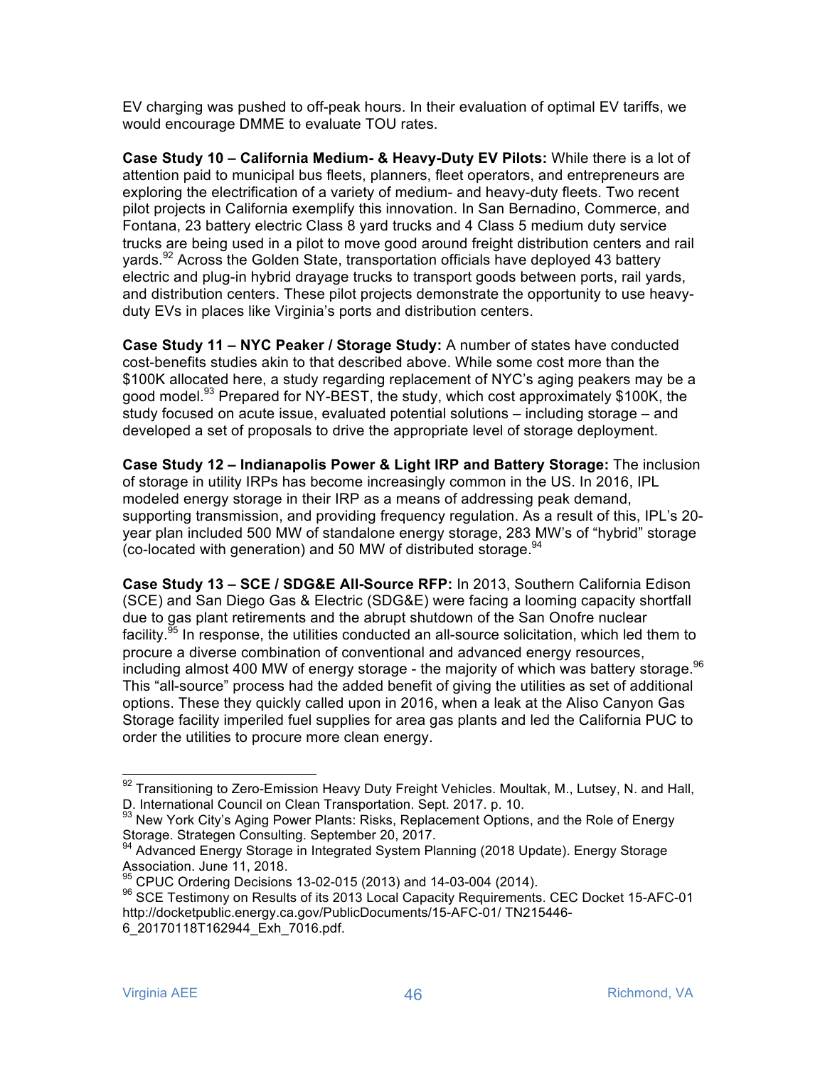EV charging was pushed to off-peak hours. In their evaluation of optimal EV tariffs, we would encourage DMME to evaluate TOU rates.

**Case Study 10 – California Medium- & Heavy-Duty EV Pilots:** While there is a lot of attention paid to municipal bus fleets, planners, fleet operators, and entrepreneurs are exploring the electrification of a variety of medium- and heavy-duty fleets. Two recent pilot projects in California exemplify this innovation. In San Bernadino, Commerce, and Fontana, 23 battery electric Class 8 yard trucks and 4 Class 5 medium duty service trucks are being used in a pilot to move good around freight distribution centers and rail yards.[92] Across the Golden State, transportation officials have deployed 43 battery electric and plug-in hybrid drayage trucks to transport goods between ports, rail yards, and distribution centers. These pilot projects demonstrate the opportunity to use heavy-duty EVs in places like Virginia's ports and distribution centers.

**Case Study 11 – NYC Peaker / Storage Study:** A number of states have conducted cost-benefits studies akin to that described above. While some cost more than the $100K allocated here, a study regarding replacement of NYC's aging peakers may be a good model.[93] Prepared for NY-BEST, the study, which cost approximately $100K, the study focused on acute issue, evaluated potential solutions – including storage – and developed a set of proposals to drive the appropriate level of storage deployment.

**Case Study 12 – Indianapolis Power & Light IRP and Battery Storage:** The inclusion of storage in utility IRPs has become increasingly common in the US. In 2016, IPL modeled energy storage in their IRP as a means of addressing peak demand, supporting transmission, and providing frequency regulation. As a result of this, IPL's 20-year plan included 500 MW of standalone energy storage, 283 MW's of "hybrid" storage (co-located with generation) and 50 MW of distributed storage.[94]

**Case Study 13 – SCE / SDG&E All-Source RFP:** In 2013, Southern California Edison (SCE) and San Diego Gas & Electric (SDG&E) were facing a looming capacity shortfall due to gas plant retirements and the abrupt shutdown of the San Onofre nuclear facility.[95] In response, the utilities conducted an all-source solicitation, which led them to procure a diverse combination of conventional and advanced energy resources, including almost 400 MW of energy storage - the majority of which was battery storage.[96] This "all-source" process had the added benefit of giving the utilities as set of additional options. These they quickly called upon in 2016, when a leak at the Aliso Canyon Gas Storage facility imperiled fuel supplies for area gas plants and led the California PUC to order the utilities to procure more clean energy.

---

[92] Transitioning to Zero-Emission Heavy Duty Freight Vehicles. Moultak, M., Lutsey, N. and Hall, D. International Council on Clean Transportation. Sept. 2017. p. 10.

[93] New York City's Aging Power Plants: Risks, Replacement Options, and the Role of Energy Storage. Strategen Consulting. September 20, 2017.

[94] Advanced Energy Storage in Integrated System Planning (2018 Update). Energy Storage Association. June 11, 2018.

[95] CPUC Ordering Decisions 13-02-015 (2013) and 14-03-004 (2014).

[96] SCE Testimony on Results of its 2013 Local Capacity Requirements. CEC Docket 15-AFC-01 http://docketpublic.energy.ca.gov/PublicDocuments/15-AFC-01/ TN215446-6_20170118T162944_Exh_7016.pdf.